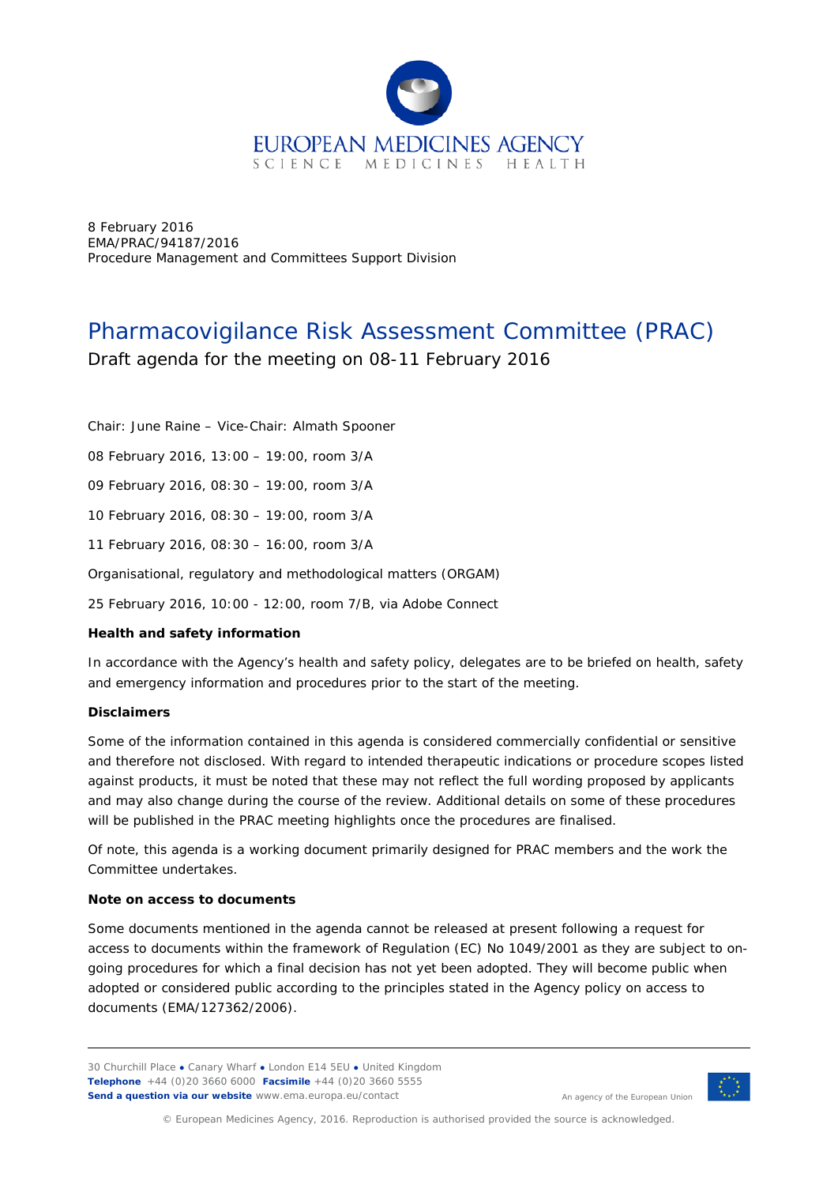EUROPEAN MEDICINES AGENCY
SCIENCE MEDICINES HEALTH

8 February 2016
EMA/PRAC/94187/2016
Procedure Management and Committees Support Division

# Pharmacovigilance Risk Assessment Committee (PRAC)

Draft agenda for the meeting on 08-11 February 2016

Chair: June Raine – Vice-Chair: Almath Spooner

08 February 2016, 13:00 – 19:00, room 3/A

09 February 2016, 08:30 – 19:00, room 3/A

10 February 2016, 08:30 – 19:00, room 3/A

11 February 2016, 08:30 – 16:00, room 3/A

Organisational, regulatory and methodological matters (ORGAM)

25 February 2016, 10:00 - 12:00, room 7/B, via Adobe Connect

**Health and safety information**

In accordance with the Agency's health and safety policy, delegates are to be briefed on health, safety and emergency information and procedures prior to the start of the meeting.

**Disclaimers**

Some of the information contained in this agenda is considered commercially confidential or sensitive and therefore not disclosed. With regard to intended therapeutic indications or procedure scopes listed against products, it must be noted that these may not reflect the full wording proposed by applicants and may also change during the course of the review. Additional details on some of these procedures will be published in the PRAC meeting highlights once the procedures are finalised.

Of note, this agenda is a working document primarily designed for PRAC members and the work the Committee undertakes.

**Note on access to documents**

Some documents mentioned in the agenda cannot be released at present following a request for access to documents within the framework of Regulation (EC) No 1049/2001 as they are subject to on-going procedures for which a final decision has not yet been adopted. They will become public when adopted or considered public according to the principles stated in the Agency policy on access to documents (EMA/127362/2006).

30 Churchill Place ● Canary Wharf ● London E14 5EU ● United Kingdom
**Telephone** +44 (0)20 3660 6000 **Facsimile** +44 (0)20 3660 5555
**Send a question via our website** www.ema.europa.eu/contact

An agency of the European Union

© European Medicines Agency, 2016. Reproduction is authorised provided the source is acknowledged.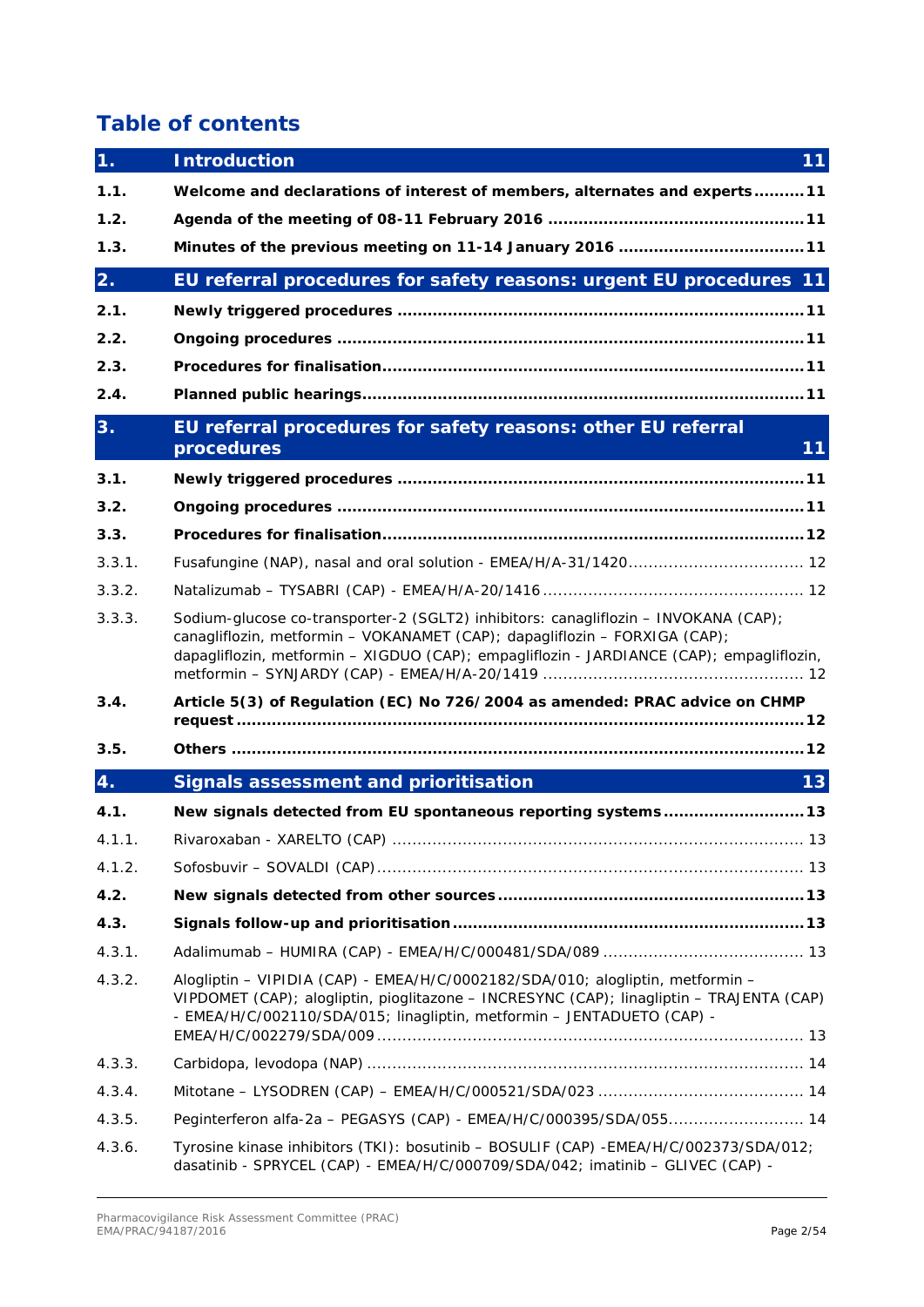# Table of contents

| | | |
|---|---|---|
| **1.** | **Introduction** | **11** |
| **1.1.** | **Welcome and declarations of interest of members, alternates and experts** | **11** |
| **1.2.** | **Agenda of the meeting of 08-11 February 2016** | **11** |
| **1.3.** | **Minutes of the previous meeting on 11-14 January 2016** | **11** |
| **2.** | **EU referral procedures for safety reasons: urgent EU procedures** | **11** |
| **2.1.** | **Newly triggered procedures** | **11** |
| **2.2.** | **Ongoing procedures** | **11** |
| **2.3.** | **Procedures for finalisation** | **11** |
| **2.4.** | **Planned public hearings** | **11** |
| **3.** | **EU referral procedures for safety reasons: other EU referral procedures** | **11** |
| **3.1.** | **Newly triggered procedures** | **11** |
| **3.2.** | **Ongoing procedures** | **11** |
| **3.3.** | **Procedures for finalisation** | **12** |
| 3.3.1. | Fusafungine (NAP), nasal and oral solution - EMEA/H/A-31/1420 | 12 |
| 3.3.2. | Natalizumab – TYSABRI (CAP) - EMEA/H/A-20/1416 | 12 |
| 3.3.3. | Sodium-glucose co-transporter-2 (SGLT2) inhibitors: canagliflozin – INVOKANA (CAP); canagliflozin, metformin – VOKANAMET (CAP); dapagliflozin – FORXIGA (CAP); dapagliflozin, metformin – XIGDUO (CAP); empagliflozin - JARDIANCE (CAP); empagliflozin, metformin – SYNJARDY (CAP) - EMEA/H/A-20/1419 | 12 |
| **3.4.** | **Article 5(3) of Regulation (EC) No 726/2004 as amended: PRAC advice on CHMP request** | **12** |
| **3.5.** | **Others** | **12** |
| **4.** | **Signals assessment and prioritisation** | **13** |
| **4.1.** | **New signals detected from EU spontaneous reporting systems** | **13** |
| 4.1.1. | Rivaroxaban - XARELTO (CAP) | 13 |
| 4.1.2. | Sofosbuvir – SOVALDI (CAP) | 13 |
| **4.2.** | **New signals detected from other sources** | **13** |
| **4.3.** | **Signals follow-up and prioritisation** | **13** |
| 4.3.1. | Adalimumab – HUMIRA (CAP) - EMEA/H/C/000481/SDA/089 | 13 |
| 4.3.2. | Alogliptin – VIPIDIA (CAP) - EMEA/H/C/0002182/SDA/010; alogliptin, metformin – VIPDOMET (CAP); alogliptin, pioglitazone – INCRESYNC (CAP); linagliptin – TRAJENTA (CAP) - EMEA/H/C/002110/SDA/015; linagliptin, metformin – JENTADUETO (CAP) - EMEA/H/C/002279/SDA/009 | 13 |
| 4.3.3. | Carbidopa, levodopa (NAP) | 14 |
| 4.3.4. | Mitotane – LYSODREN (CAP) – EMEA/H/C/000521/SDA/023 | 14 |
| 4.3.5. | Peginterferon alfa-2a – PEGASYS (CAP) - EMEA/H/C/000395/SDA/055 | 14 |
| 4.3.6. | Tyrosine kinase inhibitors (TKI): bosutinib – BOSULIF (CAP) -EMEA/H/C/002373/SDA/012; dasatinib - SPRYCEL (CAP) - EMEA/H/C/000709/SDA/042; imatinib – GLIVEC (CAP) - | |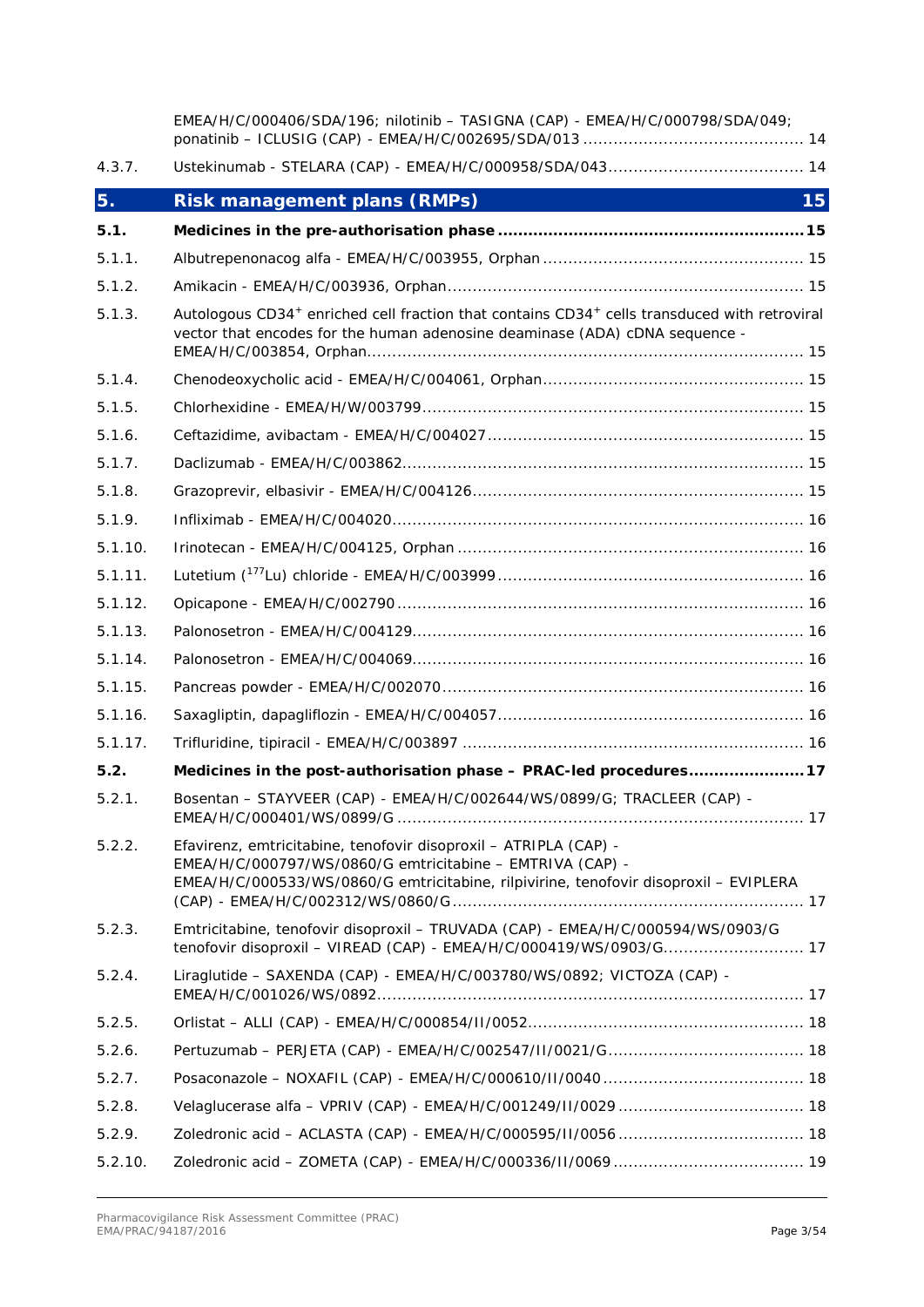EMEA/H/C/000406/SDA/196; nilotinib – TASIGNA (CAP) - EMEA/H/C/000798/SDA/049; ponatinib – ICLUSIG (CAP) - EMEA/H/C/002695/SDA/013 ............................................ 14

4.3.7. Ustekinumab - STELARA (CAP) - EMEA/H/C/000958/SDA/043....................................... 14

**5. Risk management plans (RMPs) 15**

**5.1. Medicines in the pre-authorisation phase ............................................................15**

5.1.1. Albutrepenonacog alfa - EMEA/H/C/003955, Orphan .................................................... 15

5.1.2. Amikacin - EMEA/H/C/003936, Orphan ....................................................................... 15

5.1.3. Autologous CD34$^{+}$ enriched cell fraction that contains CD34$^{+}$ cells transduced with retroviral vector that encodes for the human adenosine deaminase (ADA) cDNA sequence - EMEA/H/C/003854, Orphan....................................................................................... 15

5.1.4. Chenodeoxycholic acid - EMEA/H/C/004061, Orphan .................................................... 15

5.1.5. Chlorhexidine - EMEA/H/W/003799............................................................................ 15

5.1.6. Ceftazidime, avibactam - EMEA/H/C/004027 ............................................................... 15

5.1.7. Daclizumab - EMEA/H/C/003862................................................................................ 15

5.1.8. Grazoprevir, elbasivir - EMEA/H/C/004126 .................................................................. 15

5.1.9. Infliximab - EMEA/H/C/004020.................................................................................. 16

5.1.10. Irinotecan - EMEA/H/C/004125, Orphan ..................................................................... 16

5.1.11. Lutetium ($^{177}$Lu) chloride - EMEA/H/C/003999 ............................................................. 16

5.1.12. Opicapone - EMEA/H/C/002790 ................................................................................. 16

5.1.13. Palonosetron - EMEA/H/C/004129.............................................................................. 16

5.1.14. Palonosetron - EMEA/H/C/004069.............................................................................. 16

5.1.15. Pancreas powder - EMEA/H/C/002070 ........................................................................ 16

5.1.16. Saxagliptin, dapagliflozin - EMEA/H/C/004057............................................................. 16

5.1.17. Trifluridine, tipiracil - EMEA/H/C/003897 .................................................................... 16

**5.2. Medicines in the post-authorisation phase – PRAC-led procedures......................17**

5.2.1. Bosentan – STAYVEER (CAP) - EMEA/H/C/002644/WS/0899/G; TRACLEER (CAP) - EMEA/H/C/000401/WS/0899/G ................................................................................. 17

5.2.2. Efavirenz, emtricitabine, tenofovir disoproxil – ATRIPLA (CAP) - EMEA/H/C/000797/WS/0860/G emtricitabine – EMTRIVA (CAP) - EMEA/H/C/000533/WS/0860/G emtricitabine, rilpivirine, tenofovir disoproxil – EVIPLERA (CAP) - EMEA/H/C/002312/WS/0860/G..................................................................... 17

5.2.3. Emtricitabine, tenofovir disoproxil – TRUVADA (CAP) - EMEA/H/C/000594/WS/0903/G tenofovir disoproxil – VIREAD (CAP) - EMEA/H/C/000419/WS/0903/G........................... 17

5.2.4. Liraglutide – SAXENDA (CAP) - EMEA/H/C/003780/WS/0892; VICTOZA (CAP) - EMEA/H/C/001026/WS/0892..................................................................................... 17

5.2.5. Orlistat – ALLI (CAP) - EMEA/H/C/000854/II/0052....................................................... 18

5.2.6. Pertuzumab – PERJETA (CAP) - EMEA/H/C/002547/II/0021/G....................................... 18

5.2.7. Posaconazole – NOXAFIL (CAP) - EMEA/H/C/000610/II/0040 ........................................ 18

5.2.8. Velaglucerase alfa – VPRIV (CAP) - EMEA/H/C/001249/II/0029 ..................................... 18

5.2.9. Zoledronic acid – ACLASTA (CAP) - EMEA/H/C/000595/II/0056 ..................................... 18

5.2.10. Zoledronic acid – ZOMETA (CAP) - EMEA/H/C/000336/II/0069 ...................................... 19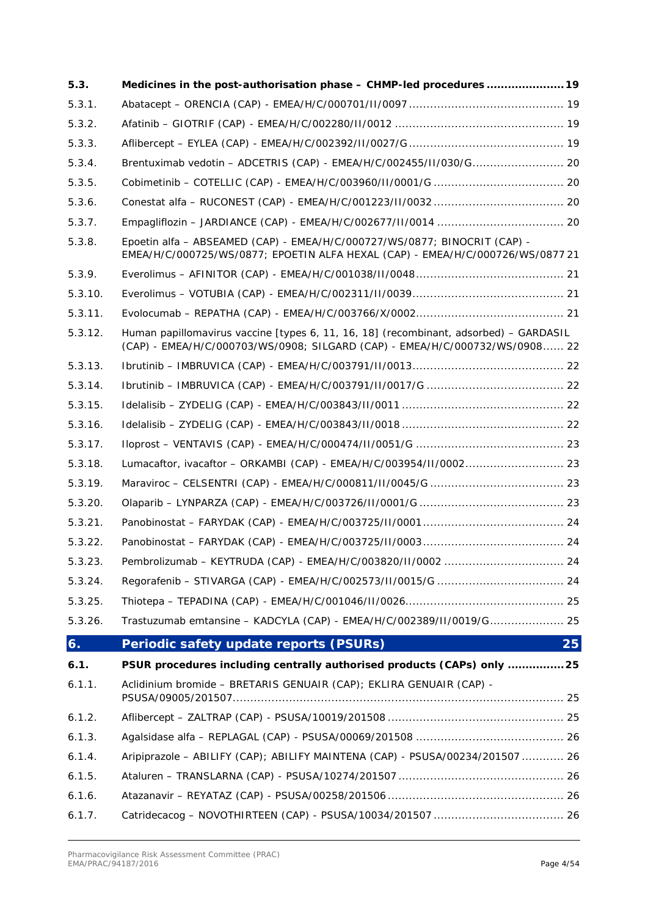| | | |
|---|---|---|
| **5.3.** | **Medicines in the post-authorisation phase – CHMP-led procedures** | **19** |
| 5.3.1. | Abatacept – ORENCIA (CAP) - EMEA/H/C/000701/II/0097 | 19 |
| 5.3.2. | Afatinib – GIOTRIF (CAP) - EMEA/H/C/002280/II/0012 | 19 |
| 5.3.3. | Aflibercept – EYLEA (CAP) - EMEA/H/C/002392/II/0027/G | 19 |
| 5.3.4. | Brentuximab vedotin – ADCETRIS (CAP) - EMEA/H/C/002455/II/030/G | 20 |
| 5.3.5. | Cobimetinib – COTELLIC (CAP) - EMEA/H/C/003960/II/0001/G | 20 |
| 5.3.6. | Conestat alfa – RUCONEST (CAP) - EMEA/H/C/001223/II/0032 | 20 |
| 5.3.7. | Empagliflozin – JARDIANCE (CAP) - EMEA/H/C/002677/II/0014 | 20 |
| 5.3.8. | Epoetin alfa – ABSEAMED (CAP) - EMEA/H/C/000727/WS/0877; BINOCRIT (CAP) - EMEA/H/C/000725/WS/0877; EPOETIN ALFA HEXAL (CAP) - EMEA/H/C/000726/WS/0877 | 21 |
| 5.3.9. | Everolimus – AFINITOR (CAP) - EMEA/H/C/001038/II/0048 | 21 |
| 5.3.10. | Everolimus – VOTUBIA (CAP) - EMEA/H/C/002311/II/0039 | 21 |
| 5.3.11. | Evolocumab – REPATHA (CAP) - EMEA/H/C/003766/X/0002 | 21 |
| 5.3.12. | Human papillomavirus vaccine [types 6, 11, 16, 18] (recombinant, adsorbed) – GARDASIL (CAP) - EMEA/H/C/000703/WS/0908; SILGARD (CAP) - EMEA/H/C/000732/WS/0908 | 22 |
| 5.3.13. | Ibrutinib – IMBRUVICA (CAP) - EMEA/H/C/003791/II/0013 | 22 |
| 5.3.14. | Ibrutinib – IMBRUVICA (CAP) - EMEA/H/C/003791/II/0017/G | 22 |
| 5.3.15. | Idelalisib – ZYDELIG (CAP) - EMEA/H/C/003843/II/0011 | 22 |
| 5.3.16. | Idelalisib – ZYDELIG (CAP) - EMEA/H/C/003843/II/0018 | 22 |
| 5.3.17. | Iloprost – VENTAVIS (CAP) - EMEA/H/C/000474/II/0051/G | 23 |
| 5.3.18. | Lumacaftor, ivacaftor – ORKAMBI (CAP) - EMEA/H/C/003954/II/0002 | 23 |
| 5.3.19. | Maraviroc – CELSENTRI (CAP) - EMEA/H/C/000811/II/0045/G | 23 |
| 5.3.20. | Olaparib – LYNPARZA (CAP) - EMEA/H/C/003726/II/0001/G | 23 |
| 5.3.21. | Panobinostat – FARYDAK (CAP) - EMEA/H/C/003725/II/0001 | 24 |
| 5.3.22. | Panobinostat – FARYDAK (CAP) - EMEA/H/C/003725/II/0003 | 24 |
| 5.3.23. | Pembrolizumab – KEYTRUDA (CAP) - EMEA/H/C/003820/II/0002 | 24 |
| 5.3.24. | Regorafenib – STIVARGA (CAP) - EMEA/H/C/002573/II/0015/G | 24 |
| 5.3.25. | Thiotepa – TEPADINA (CAP) - EMEA/H/C/001046/II/0026 | 25 |
| 5.3.26. | Trastuzumab emtansine – KADCYLA (CAP) - EMEA/H/C/002389/II/0019/G | 25 |
| **6.** | **Periodic safety update reports (PSURs)** | **25** |
| **6.1.** | **PSUR procedures including centrally authorised products (CAPs) only** | **25** |
| 6.1.1. | Aclidinium bromide – BRETARIS GENUAIR (CAP); EKLIRA GENUAIR (CAP) - PSUSA/09005/201507 | 25 |
| 6.1.2. | Aflibercept – ZALTRAP (CAP) - PSUSA/10019/201508 | 25 |
| 6.1.3. | Agalsidase alfa – REPLAGAL (CAP) - PSUSA/00069/201508 | 26 |
| 6.1.4. | Aripiprazole – ABILIFY (CAP); ABILIFY MAINTENA (CAP) - PSUSA/00234/201507 | 26 |
| 6.1.5. | Ataluren – TRANSLARNA (CAP) - PSUSA/10274/201507 | 26 |
| 6.1.6. | Atazanavir – REYATAZ (CAP) - PSUSA/00258/201506 | 26 |
| 6.1.7. | Catridecacog – NOVOTHIRTEEN (CAP) - PSUSA/10034/201507 | 26 |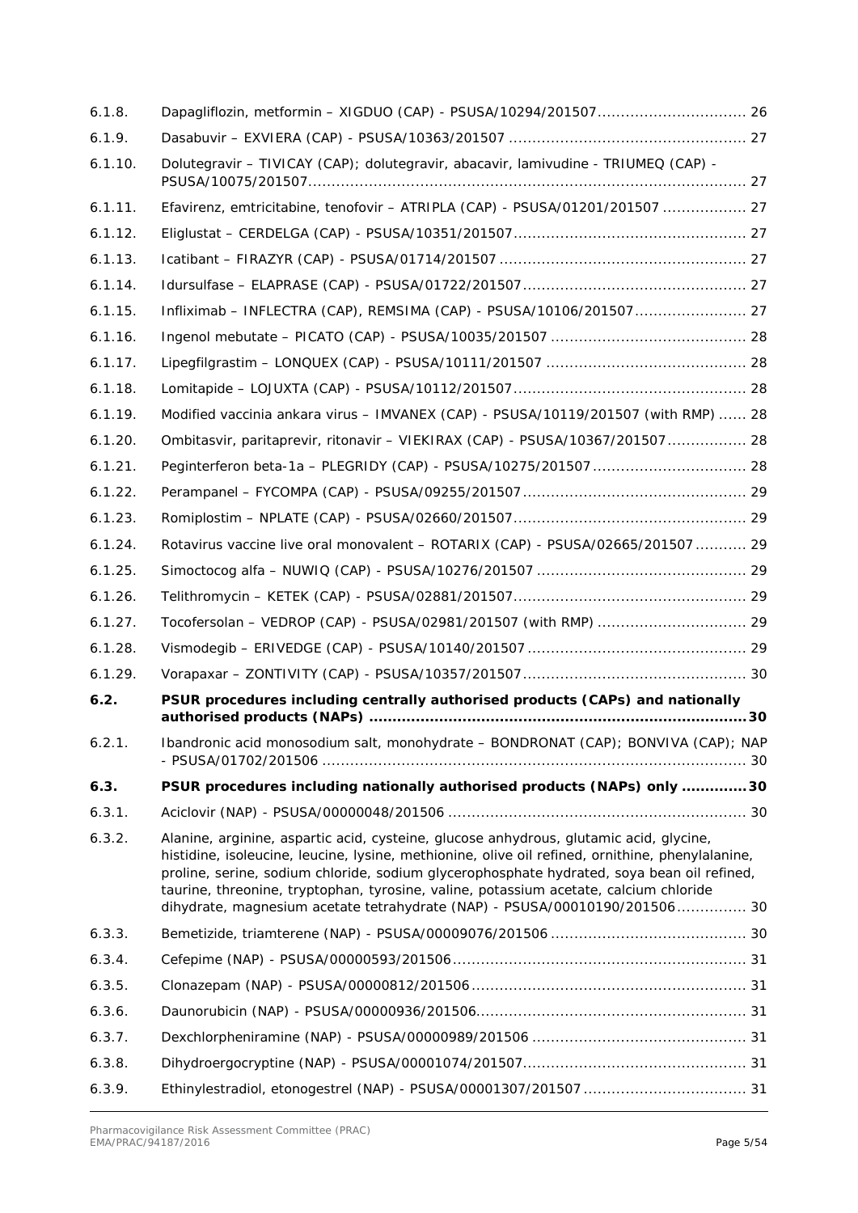6.1.8. Dapagliflozin, metformin – XIGDUO (CAP) - PSUSA/10294/201507 ................................ 26

6.1.9. Dasabuvir – EXVIERA (CAP) - PSUSA/10363/201507 .................................................. 27

6.1.10. Dolutegravir – TIVICAY (CAP); dolutegravir, abacavir, lamivudine - TRIUMEQ (CAP) - PSUSA/10075/201507.............................................................................................. 27

6.1.11. Efavirenz, emtricitabine, tenofovir – ATRIPLA (CAP) - PSUSA/01201/201507 .................. 27

6.1.12. Eliglustat – CERDELGA (CAP) - PSUSA/10351/201507.................................................. 27

6.1.13. Icatibant – FIRAZYR (CAP) - PSUSA/01714/201507 ..................................................... 27

6.1.14. Idursulfase – ELAPRASE (CAP) - PSUSA/01722/201507................................................ 27

6.1.15. Infliximab – INFLECTRA (CAP), REMSIMA (CAP) - PSUSA/10106/201507........................ 27

6.1.16. Ingenol mebutate – PICATO (CAP) - PSUSA/10035/201507 .......................................... 28

6.1.17. Lipegfilgrastim – LONQUEX (CAP) - PSUSA/10111/201507 ........................................... 28

6.1.18. Lomitapide – LOJUXTA (CAP) - PSUSA/10112/201507.................................................. 28

6.1.19. Modified vaccinia ankara virus – IMVANEX (CAP) - PSUSA/10119/201507 (with RMP) ...... 28

6.1.20. Ombitasvir, paritaprevir, ritonavir – VIEKIRAX (CAP) - PSUSA/10367/201507................. 28

6.1.21. Peginterferon beta-1a – PLEGRIDY (CAP) - PSUSA/10275/201507................................. 28

6.1.22. Perampanel – FYCOMPA (CAP) - PSUSA/09255/201507................................................ 29

6.1.23. Romiplostim – NPLATE (CAP) - PSUSA/02660/201507.................................................. 29

6.1.24. Rotavirus vaccine live oral monovalent – ROTARIX (CAP) - PSUSA/02665/201507........... 29

6.1.25. Simoctocog alfa – NUWIQ (CAP) - PSUSA/10276/201507 ............................................. 29

6.1.26. Telithromycin – KETEK (CAP) - PSUSA/02881/201507.................................................. 29

6.1.27. Tocofersolan – VEDROP (CAP) - PSUSA/02981/201507 (with RMP) ................................ 29

6.1.28. Vismodegib – ERIVEDGE (CAP) - PSUSA/10140/201507 ............................................... 29

6.1.29. Vorapaxar – ZONTIVITY (CAP) - PSUSA/10357/201507................................................ 30

**6.2. PSUR procedures including centrally authorised products (CAPs) and nationally authorised products (NAPs) ................................................................................30**

6.2.1. Ibandronic acid monosodium salt, monohydrate – BONDRONAT (CAP); BONVIVA (CAP); NAP - PSUSA/01702/201506 ........................................................................................... 30

**6.3. PSUR procedures including nationally authorised products (NAPs) only .............30**

6.3.1. Aciclovir (NAP) - PSUSA/00000048/201506 ................................................................ 30

6.3.2. Alanine, arginine, aspartic acid, cysteine, glucose anhydrous, glutamic acid, glycine, histidine, isoleucine, leucine, lysine, methionine, olive oil refined, ornithine, phenylalanine, proline, serine, sodium chloride, sodium glycerophosphate hydrated, soya bean oil refined, taurine, threonine, tryptophan, tyrosine, valine, potassium acetate, calcium chloride dihydrate, magnesium acetate tetrahydrate (NAP) - PSUSA/00010190/201506............... 30

6.3.3. Bemetizide, triamterene (NAP) - PSUSA/00009076/201506 .......................................... 30

6.3.4. Cefepime (NAP) - PSUSA/00000593/201506............................................................... 31

6.3.5. Clonazepam (NAP) - PSUSA/00000812/201506........................................................... 31

6.3.6. Daunorubicin (NAP) - PSUSA/00000936/201506.......................................................... 31

6.3.7. Dexchlorpheniramine (NAP) - PSUSA/00000989/201506 .............................................. 31

6.3.8. Dihydroergocryptine (NAP) - PSUSA/00001074/201507................................................ 31

6.3.9. Ethinylestradiol, etonogestrel (NAP) - PSUSA/00001307/201507 ................................... 31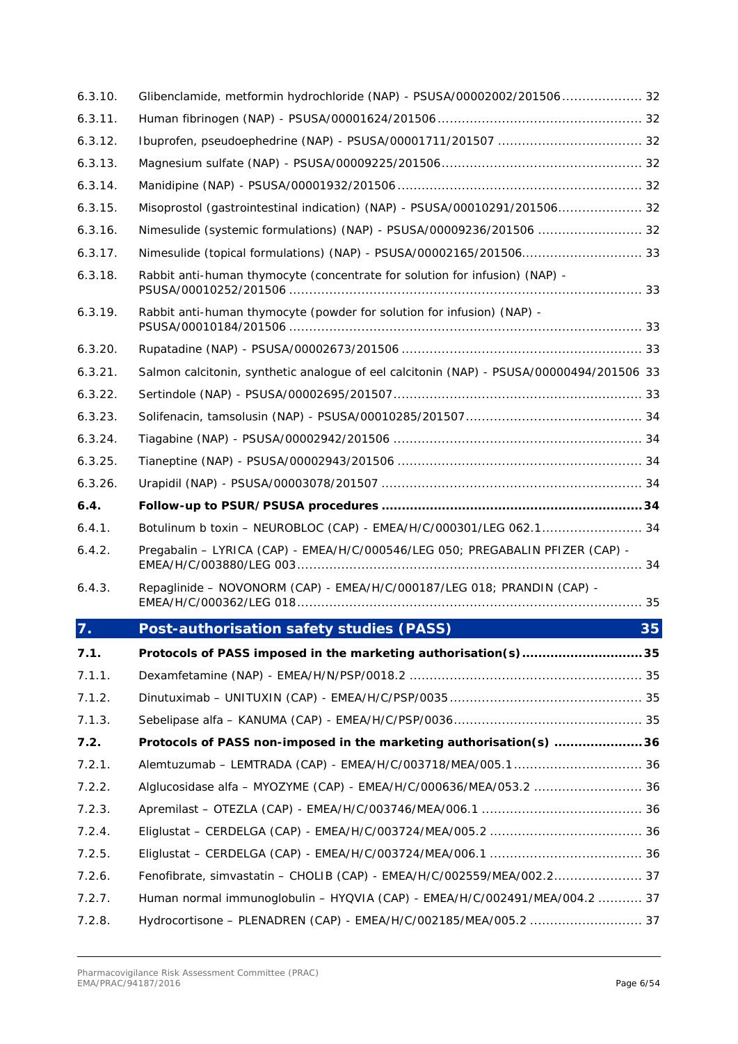6.3.10. Glibenclamide, metformin hydrochloride (NAP) - PSUSA/00002002/201506 .................... 32

6.3.11. Human fibrinogen (NAP) - PSUSA/00001624/201506 .................................................. 32

6.3.12. Ibuprofen, pseudoephedrine (NAP) - PSUSA/00001711/201507 .................................... 32

6.3.13. Magnesium sulfate (NAP) - PSUSA/00009225/201506 ................................................. 32

6.3.14. Manidipine (NAP) - PSUSA/00001932/201506 ............................................................ 32

6.3.15. Misoprostol (gastrointestinal indication) (NAP) - PSUSA/00010291/201506..................... 32

6.3.16. Nimesulide (systemic formulations) (NAP) - PSUSA/00009236/201506 .......................... 32

6.3.17. Nimesulide (topical formulations) (NAP) - PSUSA/00002165/201506.............................. 33

6.3.18. Rabbit anti-human thymocyte (concentrate for solution for infusion) (NAP) - PSUSA/00010252/201506 ........................................................................................ 33

6.3.19. Rabbit anti-human thymocyte (powder for solution for infusion) (NAP) - PSUSA/00010184/201506 ........................................................................................ 33

6.3.20. Rupatadine (NAP) - PSUSA/00002673/201506 ........................................................... 33

6.3.21. Salmon calcitonin, synthetic analogue of eel calcitonin (NAP) - PSUSA/00000494/201506 33

6.3.22. Sertindole (NAP) - PSUSA/00002695/201507............................................................. 33

6.3.23. Solifenacin, tamsolusin (NAP) - PSUSA/00010285/201507........................................... 34

6.3.24. Tiagabine (NAP) - PSUSA/00002942/201506 ............................................................. 34

6.3.25. Tianeptine (NAP) - PSUSA/00002943/201506 ............................................................ 34

6.3.26. Urapidil (NAP) - PSUSA/00003078/201507 ................................................................ 34

**6.4. Follow-up to PSUR/PSUSA procedures ...............................................................34**

6.4.1. Botulinum b toxin – NEUROBLOC (CAP) - EMEA/H/C/000301/LEG 062.1......................... 34

6.4.2. Pregabalin – LYRICA (CAP) - EMEA/H/C/000546/LEG 050; PREGABALIN PFIZER (CAP) - EMEA/H/C/003880/LEG 003...................................................................................... 34

6.4.3. Repaglinide – NOVONORM (CAP) - EMEA/H/C/000187/LEG 018; PRANDIN (CAP) - EMEA/H/C/000362/LEG 018...................................................................................... 35

## 7. Post-authorisation safety studies (PASS) 35

**7.1. Protocols of PASS imposed in the marketing authorisation(s).............................35**

7.1.1. Dexamfetamine (NAP) - EMEA/H/N/PSP/0018.2 .......................................................... 35

7.1.2. Dinutuximab – UNITUXIN (CAP) - EMEA/H/C/PSP/0035................................................ 35

7.1.3. Sebelipase alfa – KANUMA (CAP) - EMEA/H/C/PSP/0036.............................................. 35

**7.2. Protocols of PASS non-imposed in the marketing authorisation(s) .....................36**

7.2.1. Alemtuzumab – LEMTRADA (CAP) - EMEA/H/C/003718/MEA/005.1................................ 36

7.2.2. Alglucosidase alfa – MYOZYME (CAP) - EMEA/H/C/000636/MEA/053.2 ........................... 36

7.2.3. Apremilast – OTEZLA (CAP) - EMEA/H/C/003746/MEA/006.1 ........................................ 36

7.2.4. Eliglustat – CERDELGA (CAP) - EMEA/H/C/003724/MEA/005.2 ...................................... 36

7.2.5. Eliglustat – CERDELGA (CAP) - EMEA/H/C/003724/MEA/006.1 ...................................... 36

7.2.6. Fenofibrate, simvastatin – CHOLIB (CAP) - EMEA/H/C/002559/MEA/002.2...................... 37

7.2.7. Human normal immunoglobulin – HYQVIA (CAP) - EMEA/H/C/002491/MEA/004.2 ........... 37

7.2.8. Hydrocortisone – PLENADREN (CAP) - EMEA/H/C/002185/MEA/005.2 ............................ 37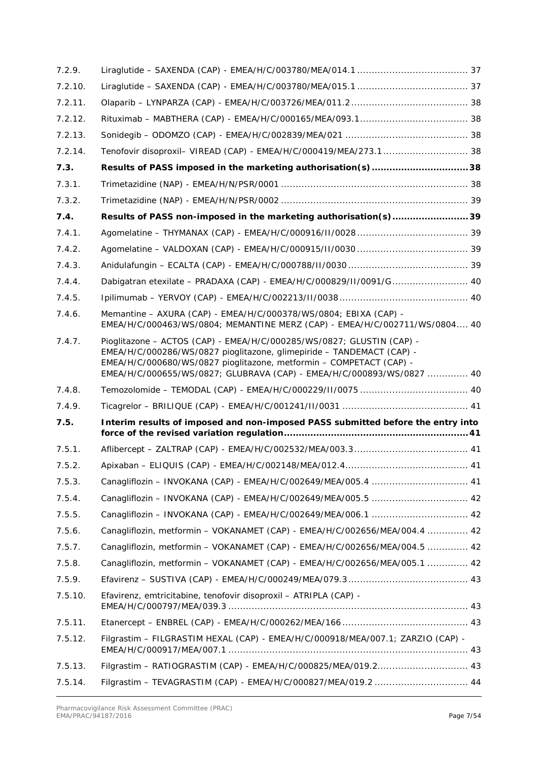| | | |
|---|---|---|
| 7.2.9. | Liraglutide – SAXENDA (CAP) - EMEA/H/C/003780/MEA/014.1 | 37 |
| 7.2.10. | Liraglutide – SAXENDA (CAP) - EMEA/H/C/003780/MEA/015.1 | 37 |
| 7.2.11. | Olaparib – LYNPARZA (CAP) - EMEA/H/C/003726/MEA/011.2 | 38 |
| 7.2.12. | Rituximab – MABTHERA (CAP) - EMEA/H/C/000165/MEA/093.1 | 38 |
| 7.2.13. | Sonidegib – ODOMZO (CAP) - EMEA/H/C/002839/MEA/021 | 38 |
| 7.2.14. | Tenofovir disoproxil– VIREAD (CAP) - EMEA/H/C/000419/MEA/273.1 | 38 |
| **7.3.** | **Results of PASS imposed in the marketing authorisation(s)** | **38** |
| 7.3.1. | Trimetazidine (NAP) - EMEA/H/N/PSR/0001 | 38 |
| 7.3.2. | Trimetazidine (NAP) - EMEA/H/N/PSR/0002 | 39 |
| **7.4.** | **Results of PASS non-imposed in the marketing authorisation(s)** | **39** |
| 7.4.1. | Agomelatine – THYMANAX (CAP) - EMEA/H/C/000916/II/0028 | 39 |
| 7.4.2. | Agomelatine – VALDOXAN (CAP) - EMEA/H/C/000915/II/0030 | 39 |
| 7.4.3. | Anidulafungin – ECALTA (CAP) - EMEA/H/C/000788/II/0030 | 39 |
| 7.4.4. | Dabigatran etexilate – PRADAXA (CAP) - EMEA/H/C/000829/II/0091/G | 40 |
| 7.4.5. | Ipilimumab – YERVOY (CAP) - EMEA/H/C/002213/II/0038 | 40 |
| 7.4.6. | Memantine – AXURA (CAP) - EMEA/H/C/000378/WS/0804; EBIXA (CAP) - EMEA/H/C/000463/WS/0804; MEMANTINE MERZ (CAP) - EMEA/H/C/002711/WS/0804 | 40 |
| 7.4.7. | Pioglitazone – ACTOS (CAP) - EMEA/H/C/000285/WS/0827; GLUSTIN (CAP) - EMEA/H/C/000286/WS/0827 pioglitazone, glimepiride – TANDEMACT (CAP) - EMEA/H/C/000680/WS/0827 pioglitazone, metformin – COMPETACT (CAP) - EMEA/H/C/000655/WS/0827; GLUBRAVA (CAP) - EMEA/H/C/000893/WS/0827 | 40 |
| 7.4.8. | Temozolomide – TEMODAL (CAP) - EMEA/H/C/000229/II/0075 | 40 |
| 7.4.9. | Ticagrelor – BRILIQUE (CAP) - EMEA/H/C/001241/II/0031 | 41 |
| **7.5.** | **Interim results of imposed and non-imposed PASS submitted before the entry into force of the revised variation regulation** | **41** |
| 7.5.1. | Aflibercept – ZALTRAP (CAP) - EMEA/H/C/002532/MEA/003.3 | 41 |
| 7.5.2. | Apixaban – ELIQUIS (CAP) - EMEA/H/C/002148/MEA/012.4 | 41 |
| 7.5.3. | Canagliflozin – INVOKANA (CAP) - EMEA/H/C/002649/MEA/005.4 | 41 |
| 7.5.4. | Canagliflozin – INVOKANA (CAP) - EMEA/H/C/002649/MEA/005.5 | 42 |
| 7.5.5. | Canagliflozin – INVOKANA (CAP) - EMEA/H/C/002649/MEA/006.1 | 42 |
| 7.5.6. | Canagliflozin, metformin – VOKANAMET (CAP) - EMEA/H/C/002656/MEA/004.4 | 42 |
| 7.5.7. | Canagliflozin, metformin – VOKANAMET (CAP) - EMEA/H/C/002656/MEA/004.5 | 42 |
| 7.5.8. | Canagliflozin, metformin – VOKANAMET (CAP) - EMEA/H/C/002656/MEA/005.1 | 42 |
| 7.5.9. | Efavirenz – SUSTIVA (CAP) - EMEA/H/C/000249/MEA/079.3 | 43 |
| 7.5.10. | Efavirenz, emtricitabine, tenofovir disoproxil – ATRIPLA (CAP) - EMEA/H/C/000797/MEA/039.3 | 43 |
| 7.5.11. | Etanercept – ENBREL (CAP) - EMEA/H/C/000262/MEA/166 | 43 |
| 7.5.12. | Filgrastim – FILGRASTIM HEXAL (CAP) - EMEA/H/C/000918/MEA/007.1; ZARZIO (CAP) - EMEA/H/C/000917/MEA/007.1 | 43 |
| 7.5.13. | Filgrastim – RATIOGRASTIM (CAP) - EMEA/H/C/000825/MEA/019.2 | 43 |
| 7.5.14. | Filgrastim – TEVAGRASTIM (CAP) - EMEA/H/C/000827/MEA/019.2 | 44 |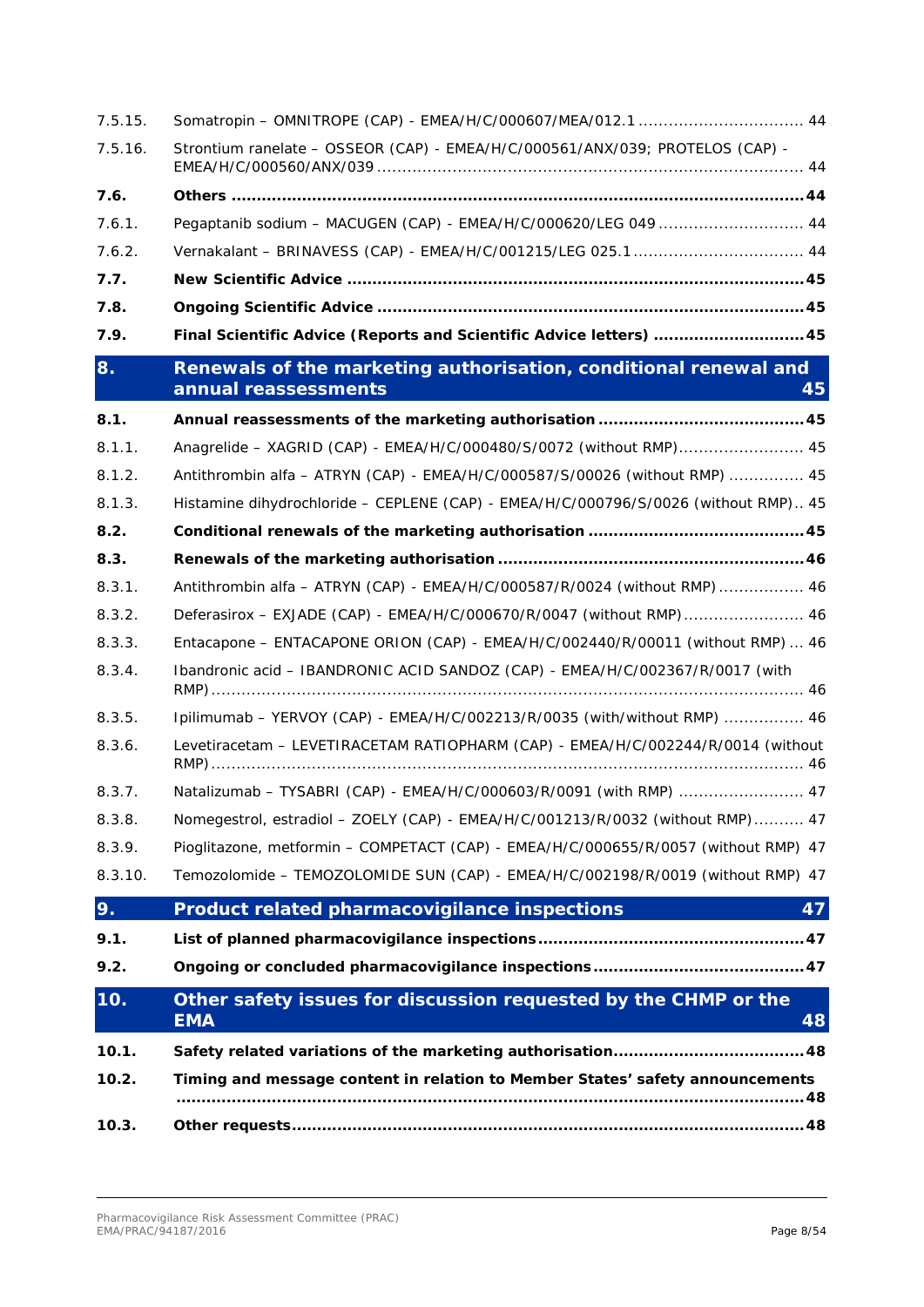7.5.15. Somatropin – OMNITROPE (CAP) - EMEA/H/C/000607/MEA/012.1 ................................ 44

7.5.16. Strontium ranelate – OSSEOR (CAP) - EMEA/H/C/000561/ANX/039; PROTELOS (CAP) - EMEA/H/C/000560/ANX/039 ................................................................................... 44

**7.6. Others ................................................................................................ 44**

7.6.1. Pegaptanib sodium – MACUGEN (CAP) - EMEA/H/C/000620/LEG 049 ............................ 44

7.6.2. Vernakalant – BRINAVESS (CAP) - EMEA/H/C/001215/LEG 025.1 ................................. 44

**7.7. New Scientific Advice ......................................................................... 45**

**7.8. Ongoing Scientific Advice .................................................................... 45**

**7.9. Final Scientific Advice (Reports and Scientific Advice letters) ............................. 45**

## 8. Renewals of the marketing authorisation, conditional renewal and annual reassessments 45

**8.1. Annual reassessments of the marketing authorisation ........................................ 45**

8.1.1. Anagrelide – XAGRID (CAP) - EMEA/H/C/000480/S/0072 (without RMP)......................... 45

8.1.2. Antithrombin alfa – ATRYN (CAP) - EMEA/H/C/000587/S/00026 (without RMP) ............... 45

8.1.3. Histamine dihydrochloride – CEPLENE (CAP) - EMEA/H/C/000796/S/0026 (without RMP).. 45

**8.2. Conditional renewals of the marketing authorisation ......................................... 45**

**8.3. Renewals of the marketing authorisation ........................................................... 46**

8.3.1. Antithrombin alfa – ATRYN (CAP) - EMEA/H/C/000587/R/0024 (without RMP) ................. 46

8.3.2. Deferasirox – EXJADE (CAP) - EMEA/H/C/000670/R/0047 (without RMP)........................ 46

8.3.3. Entacapone – ENTACAPONE ORION (CAP) - EMEA/H/C/002440/R/00011 (without RMP) ... 46

8.3.4. Ibandronic acid – IBANDRONIC ACID SANDOZ (CAP) - EMEA/H/C/002367/R/0017 (with RMP)................................................................................................................ 46

8.3.5. Ipilimumab – YERVOY (CAP) - EMEA/H/C/002213/R/0035 (with/without RMP) ................ 46

8.3.6. Levetiracetam – LEVETIRACETAM RATIOPHARM (CAP) - EMEA/H/C/002244/R/0014 (without RMP)................................................................................................................ 46

8.3.7. Natalizumab – TYSABRI (CAP) - EMEA/H/C/000603/R/0091 (with RMP) ......................... 47

8.3.8. Nomegestrol, estradiol – ZOELY (CAP) - EMEA/H/C/001213/R/0032 (without RMP).......... 47

8.3.9. Pioglitazone, metformin – COMPETACT (CAP) - EMEA/H/C/000655/R/0057 (without RMP) 47

8.3.10. Temozolomide – TEMOZOLOMIDE SUN (CAP) - EMEA/H/C/002198/R/0019 (without RMP) 47

## 9. Product related pharmacovigilance inspections 47

**9.1. List of planned pharmacovigilance inspections ................................................... 47**

**9.2. Ongoing or concluded pharmacovigilance inspections ......................................... 47**

## 10. Other safety issues for discussion requested by the CHMP or the EMA 48

**10.1. Safety related variations of the marketing authorisation.................................... 48**

**10.2. Timing and message content in relation to Member States' safety announcements ........................................................................................................................ 48**

**10.3. Other requests................................................................................................. 48**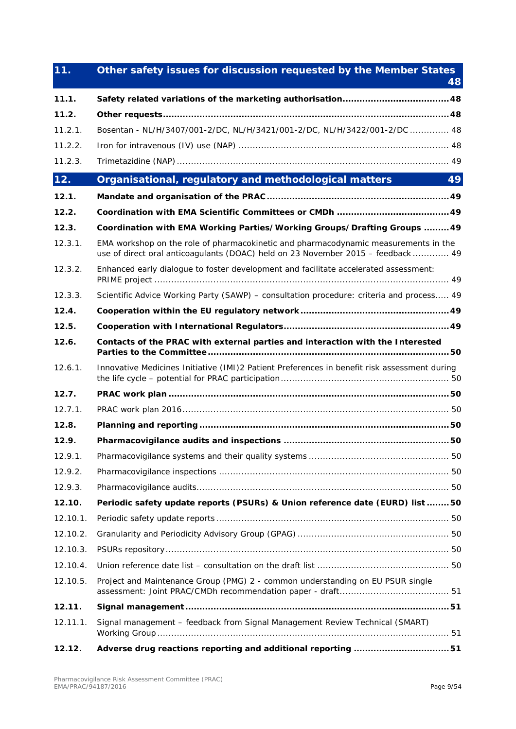| | | |
|---|---|---|
| **11.** | **Other safety issues for discussion requested by the Member States** | **48** |
| **11.1.** | **Safety related variations of the marketing authorisation** | **48** |
| **11.2.** | **Other requests** | **48** |
| 11.2.1. | Bosentan - NL/H/3407/001-2/DC, NL/H/3421/001-2/DC, NL/H/3422/001-2/DC | 48 |
| 11.2.2. | Iron for intravenous (IV) use (NAP) | 48 |
| 11.2.3. | Trimetazidine (NAP) | 49 |
| **12.** | **Organisational, regulatory and methodological matters** | **49** |
| **12.1.** | **Mandate and organisation of the PRAC** | **49** |
| **12.2.** | **Coordination with EMA Scientific Committees or CMDh** | **49** |
| **12.3.** | **Coordination with EMA Working Parties/Working Groups/Drafting Groups** | **49** |
| 12.3.1. | EMA workshop on the role of pharmacokinetic and pharmacodynamic measurements in the use of direct oral anticoagulants (DOAC) held on 23 November 2015 – feedback | 49 |
| 12.3.2. | Enhanced early dialogue to foster development and facilitate accelerated assessment: PRIME project | 49 |
| 12.3.3. | Scientific Advice Working Party (SAWP) – consultation procedure: criteria and process | 49 |
| **12.4.** | **Cooperation within the EU regulatory network** | **49** |
| **12.5.** | **Cooperation with International Regulators** | **49** |
| **12.6.** | **Contacts of the PRAC with external parties and interaction with the Interested Parties to the Committee** | **50** |
| 12.6.1. | Innovative Medicines Initiative (IMI)2 Patient Preferences in benefit risk assessment during the life cycle – potential for PRAC participation | 50 |
| **12.7.** | **PRAC work plan** | **50** |
| 12.7.1. | PRAC work plan 2016 | 50 |
| **12.8.** | **Planning and reporting** | **50** |
| **12.9.** | **Pharmacovigilance audits and inspections** | **50** |
| 12.9.1. | Pharmacovigilance systems and their quality systems | 50 |
| 12.9.2. | Pharmacovigilance inspections | 50 |
| 12.9.3. | Pharmacovigilance audits | 50 |
| **12.10.** | **Periodic safety update reports (PSURs) & Union reference date (EURD) list** | **50** |
| 12.10.1. | Periodic safety update reports | 50 |
| 12.10.2. | Granularity and Periodicity Advisory Group (GPAG) | 50 |
| 12.10.3. | PSURs repository | 50 |
| 12.10.4. | Union reference date list – consultation on the draft list | 50 |
| 12.10.5. | Project and Maintenance Group (PMG) 2 - common understanding on EU PSUR single assessment: Joint PRAC/CMDh recommendation paper - draft | 51 |
| **12.11.** | **Signal management** | **51** |
| 12.11.1. | Signal management – feedback from Signal Management Review Technical (SMART) Working Group | 51 |
| **12.12.** | **Adverse drug reactions reporting and additional reporting** | **51** |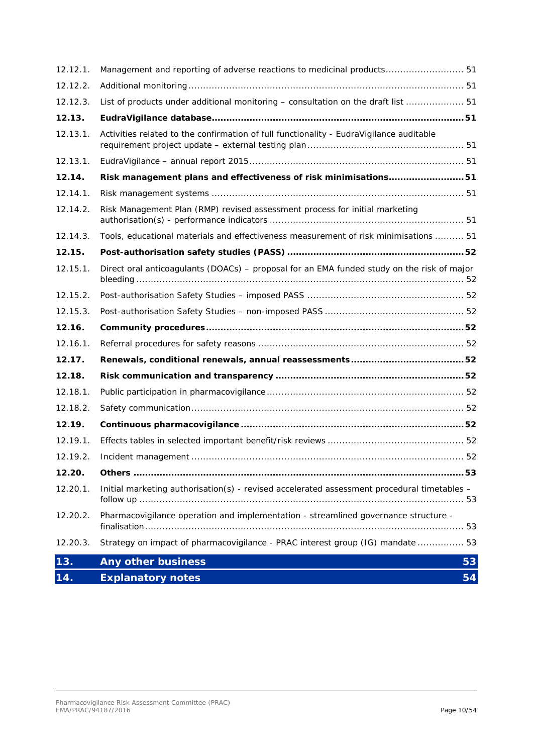12.12.1. Management and reporting of adverse reactions to medicinal products ........................... 51

12.12.2. Additional monitoring ............................................................................................ 51

12.12.3. List of products under additional monitoring – consultation on the draft list .................... 51

**12.13. EudraVigilance database ...................................................................................... 51**

12.13.1. Activities related to the confirmation of full functionality - EudraVigilance auditable requirement project update – external testing plan ..................................................... 51

12.13.1. EudraVigilance – annual report 2015 ......................................................................... 51

**12.14. Risk management plans and effectiveness of risk minimisations .......................... 51**

12.14.1. Risk management systems ....................................................................................... 51

12.14.2. Risk Management Plan (RMP) revised assessment process for initial marketing authorisation(s) - performance indicators ................................................................... 51

12.14.3. Tools, educational materials and effectiveness measurement of risk minimisations .......... 51

**12.15. Post-authorisation safety studies (PASS) ............................................................ 52**

12.15.1. Direct oral anticoagulants (DOACs) – proposal for an EMA funded study on the risk of major bleeding ................................................................................................................ 52

12.15.2. Post-authorisation Safety Studies – imposed PASS ...................................................... 52

12.15.3. Post-authorisation Safety Studies – non-imposed PASS ................................................ 52

**12.16. Community procedures ......................................................................................... 52**

12.16.1. Referral procedures for safety reasons ....................................................................... 52

**12.17. Renewals, conditional renewals, annual reassessments ....................................... 52**

**12.18. Risk communication and transparency ................................................................. 52**

12.18.1. Public participation in pharmacovigilance ................................................................... 52

12.18.2. Safety communication ............................................................................................. 52

**12.19. Continuous pharmacovigilance ............................................................................ 52**

12.19.1. Effects tables in selected important benefit/risk reviews ............................................... 52

12.19.2. Incident management ............................................................................................. 52

**12.20. Others ................................................................................................................. 53**

12.20.1. Initial marketing authorisation(s) - revised accelerated assessment procedural timetables – follow up ............................................................................................................... 53

12.20.2. Pharmacovigilance operation and implementation - streamlined governance structure - finalisation ............................................................................................................. 53

12.20.3. Strategy on impact of pharmacovigilance - PRAC interest group (IG) mandate ................ 53

**13. Any other business 53**

**14. Explanatory notes 54**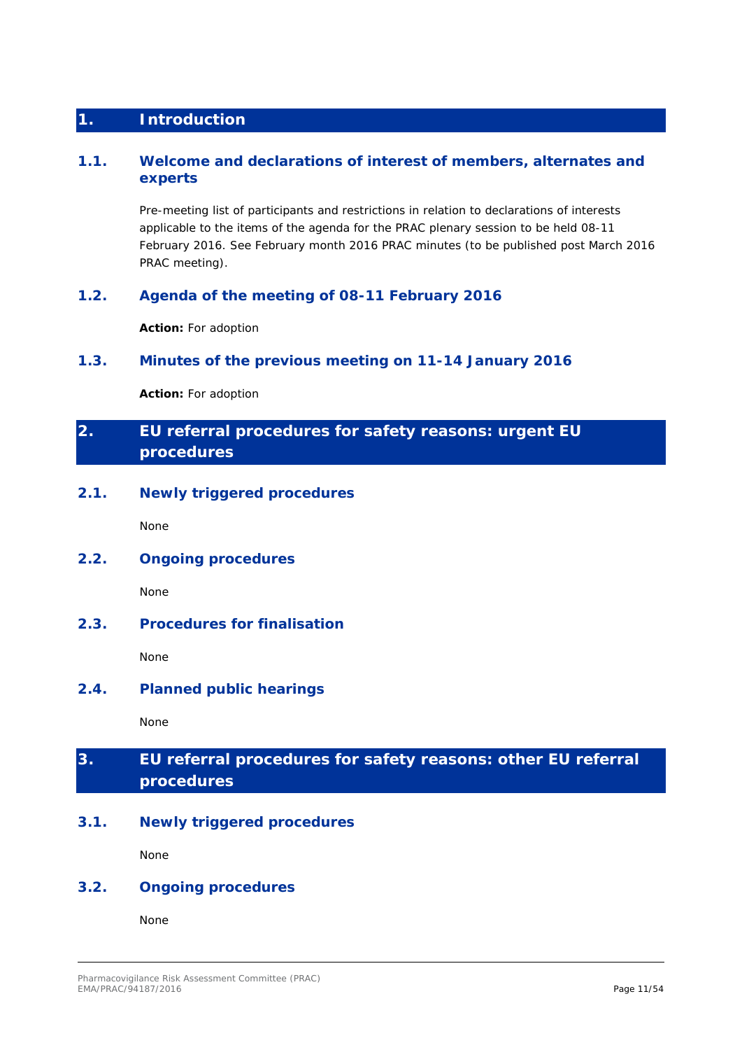# 1. Introduction

## 1.1. Welcome and declarations of interest of members, alternates and experts

Pre-meeting list of participants and restrictions in relation to declarations of interests applicable to the items of the agenda for the PRAC plenary session to be held 08-11 February 2016. See February month 2016 PRAC minutes (to be published post March 2016 PRAC meeting).

## 1.2. Agenda of the meeting of 08-11 February 2016

**Action:** For adoption

## 1.3. Minutes of the previous meeting on 11-14 January 2016

**Action:** For adoption

# 2. EU referral procedures for safety reasons: urgent EU procedures

## 2.1. Newly triggered procedures

None

## 2.2. Ongoing procedures

None

## 2.3. Procedures for finalisation

None

## 2.4. Planned public hearings

None

# 3. EU referral procedures for safety reasons: other EU referral procedures

## 3.1. Newly triggered procedures

None

## 3.2. Ongoing procedures

None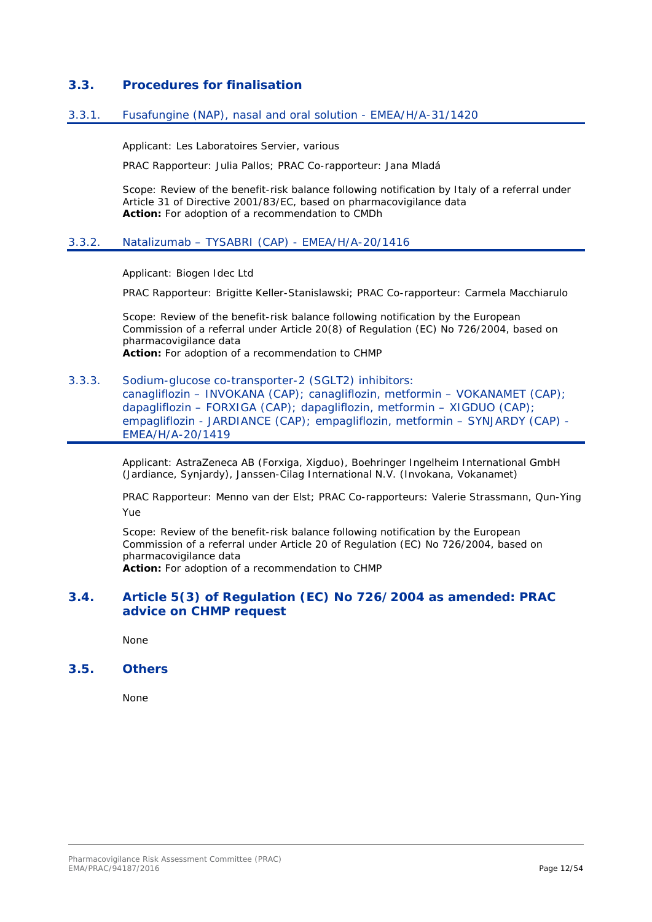## 3.3. Procedures for finalisation

### 3.3.1. Fusafungine (NAP), nasal and oral solution - EMEA/H/A-31/1420

Applicant: Les Laboratoires Servier, various

PRAC Rapporteur: Julia Pallos; PRAC Co-rapporteur: Jana Mladá

Scope: Review of the benefit-risk balance following notification by Italy of a referral under Article 31 of Directive 2001/83/EC, based on pharmacovigilance data
**Action:** For adoption of a recommendation to CMDh

### 3.3.2. Natalizumab – TYSABRI (CAP) - EMEA/H/A-20/1416

Applicant: Biogen Idec Ltd

PRAC Rapporteur: Brigitte Keller-Stanislawski; PRAC Co-rapporteur: Carmela Macchiarulo

Scope: Review of the benefit-risk balance following notification by the European Commission of a referral under Article 20(8) of Regulation (EC) No 726/2004, based on pharmacovigilance data
**Action:** For adoption of a recommendation to CHMP

### 3.3.3. Sodium-glucose co-transporter-2 (SGLT2) inhibitors: canagliflozin – INVOKANA (CAP); canagliflozin, metformin – VOKANAMET (CAP); dapagliflozin – FORXIGA (CAP); dapagliflozin, metformin – XIGDUO (CAP); empagliflozin - JARDIANCE (CAP); empagliflozin, metformin – SYNJARDY (CAP) - EMEA/H/A-20/1419

Applicant: AstraZeneca AB (Forxiga, Xigduo), Boehringer Ingelheim International GmbH (Jardiance, Synjardy), Janssen-Cilag International N.V. (Invokana, Vokanamet)

PRAC Rapporteur: Menno van der Elst; PRAC Co-rapporteurs: Valerie Strassmann, Qun-Ying Yue

Scope: Review of the benefit-risk balance following notification by the European Commission of a referral under Article 20 of Regulation (EC) No 726/2004, based on pharmacovigilance data
**Action:** For adoption of a recommendation to CHMP

## 3.4. Article 5(3) of Regulation (EC) No 726/2004 as amended: PRAC advice on CHMP request

None

## 3.5. Others

None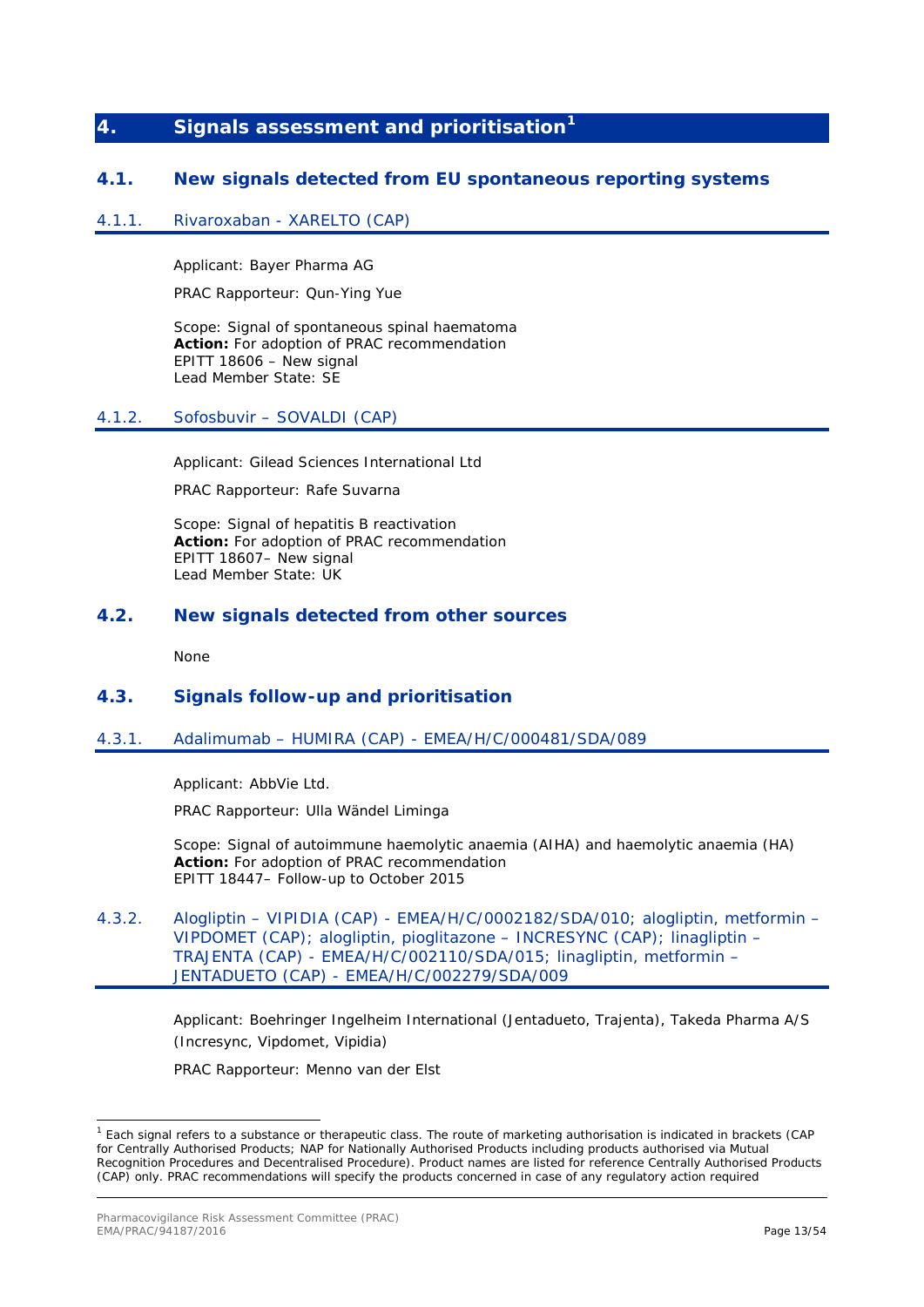# 4. Signals assessment and prioritisation[1]

## 4.1. New signals detected from EU spontaneous reporting systems

### 4.1.1. Rivaroxaban - XARELTO (CAP)

Applicant: Bayer Pharma AG

PRAC Rapporteur: Qun-Ying Yue

Scope: Signal of spontaneous spinal haematoma
**Action:** For adoption of PRAC recommendation
EPITT 18606 – New signal
Lead Member State: SE

### 4.1.2. Sofosbuvir – SOVALDI (CAP)

Applicant: Gilead Sciences International Ltd

PRAC Rapporteur: Rafe Suvarna

Scope: Signal of hepatitis B reactivation
**Action:** For adoption of PRAC recommendation
EPITT 18607– New signal
Lead Member State: UK

## 4.2. New signals detected from other sources

None

## 4.3. Signals follow-up and prioritisation

### 4.3.1. Adalimumab – HUMIRA (CAP) - EMEA/H/C/000481/SDA/089

Applicant: AbbVie Ltd.

PRAC Rapporteur: Ulla Wändel Liminga

Scope: Signal of autoimmune haemolytic anaemia (AIHA) and haemolytic anaemia (HA)
**Action:** For adoption of PRAC recommendation
EPITT 18447– Follow-up to October 2015

### 4.3.2. Alogliptin – VIPIDIA (CAP) - EMEA/H/C/0002182/SDA/010; alogliptin, metformin – VIPDOMET (CAP); alogliptin, pioglitazone – INCRESYNC (CAP); linagliptin – TRAJENTA (CAP) - EMEA/H/C/002110/SDA/015; linagliptin, metformin – JENTADUETO (CAP) - EMEA/H/C/002279/SDA/009

Applicant: Boehringer Ingelheim International (Jentadueto, Trajenta), Takeda Pharma A/S (Incresync, Vipdomet, Vipidia)

PRAC Rapporteur: Menno van der Elst

---

[1] Each signal refers to a substance or therapeutic class. The route of marketing authorisation is indicated in brackets (CAP for Centrally Authorised Products; NAP for Nationally Authorised Products including products authorised via Mutual Recognition Procedures and Decentralised Procedure). Product names are listed for reference Centrally Authorised Products (CAP) only. PRAC recommendations will specify the products concerned in case of any regulatory action required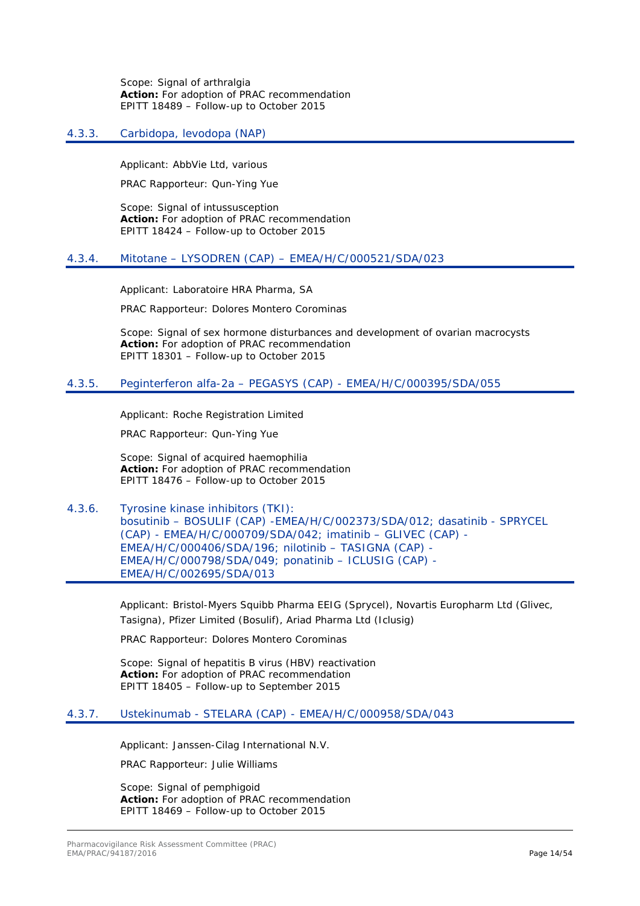Scope: Signal of arthralgia
**Action:** For adoption of PRAC recommendation
EPITT 18489 – Follow-up to October 2015

### 4.3.3. Carbidopa, levodopa (NAP)

Applicant: AbbVie Ltd, various

PRAC Rapporteur: Qun-Ying Yue

Scope: Signal of intussusception
**Action:** For adoption of PRAC recommendation
EPITT 18424 – Follow-up to October 2015

### 4.3.4. Mitotane – LYSODREN (CAP) – EMEA/H/C/000521/SDA/023

Applicant: Laboratoire HRA Pharma, SA

PRAC Rapporteur: Dolores Montero Corominas

Scope: Signal of sex hormone disturbances and development of ovarian macrocysts
**Action:** For adoption of PRAC recommendation
EPITT 18301 – Follow-up to October 2015

### 4.3.5. Peginterferon alfa-2a – PEGASYS (CAP) - EMEA/H/C/000395/SDA/055

Applicant: Roche Registration Limited

PRAC Rapporteur: Qun-Ying Yue

Scope: Signal of acquired haemophilia
**Action:** For adoption of PRAC recommendation
EPITT 18476 – Follow-up to October 2015

### 4.3.6. Tyrosine kinase inhibitors (TKI): bosutinib – BOSULIF (CAP) -EMEA/H/C/002373/SDA/012; dasatinib - SPRYCEL (CAP) - EMEA/H/C/000709/SDA/042; imatinib – GLIVEC (CAP) - EMEA/H/C/000406/SDA/196; nilotinib – TASIGNA (CAP) - EMEA/H/C/000798/SDA/049; ponatinib – ICLUSIG (CAP) - EMEA/H/C/002695/SDA/013

Applicant: Bristol-Myers Squibb Pharma EEIG (Sprycel), Novartis Europharm Ltd (Glivec, Tasigna), Pfizer Limited (Bosulif), Ariad Pharma Ltd (Iclusig)

PRAC Rapporteur: Dolores Montero Corominas

Scope: Signal of hepatitis B virus (HBV) reactivation
**Action:** For adoption of PRAC recommendation
EPITT 18405 – Follow-up to September 2015

### 4.3.7. Ustekinumab - STELARA (CAP) - EMEA/H/C/000958/SDA/043

Applicant: Janssen-Cilag International N.V.

PRAC Rapporteur: Julie Williams

Scope: Signal of pemphigoid
**Action:** For adoption of PRAC recommendation
EPITT 18469 – Follow-up to October 2015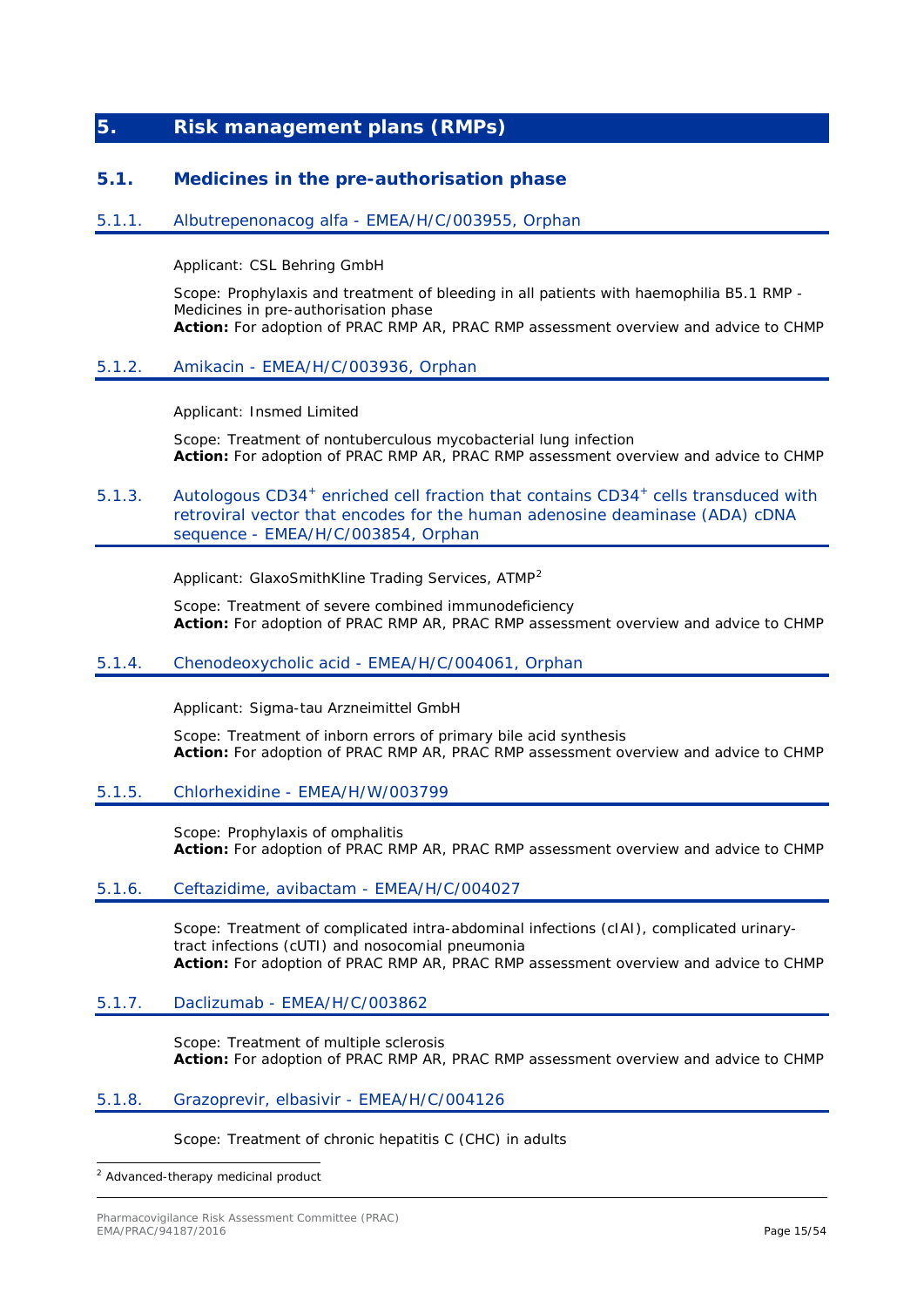# 5. Risk management plans (RMPs)

## 5.1. Medicines in the pre-authorisation phase

### 5.1.1. Albutrepenonacog alfa - EMEA/H/C/003955, Orphan

Applicant: CSL Behring GmbH

Scope: Prophylaxis and treatment of bleeding in all patients with haemophilia B5.1 RMP - Medicines in pre-authorisation phase
**Action:** For adoption of PRAC RMP AR, PRAC RMP assessment overview and advice to CHMP

### 5.1.2. Amikacin - EMEA/H/C/003936, Orphan

Applicant: Insmed Limited

Scope: Treatment of nontuberculous mycobacterial lung infection
**Action:** For adoption of PRAC RMP AR, PRAC RMP assessment overview and advice to CHMP

### 5.1.3. Autologous CD34$^+$ enriched cell fraction that contains CD34$^+$ cells transduced with retroviral vector that encodes for the human adenosine deaminase (ADA) cDNA sequence - EMEA/H/C/003854, Orphan

Applicant: GlaxoSmithKline Trading Services, ATMP[2]

Scope: Treatment of severe combined immunodeficiency
**Action:** For adoption of PRAC RMP AR, PRAC RMP assessment overview and advice to CHMP

### 5.1.4. Chenodeoxycholic acid - EMEA/H/C/004061, Orphan

Applicant: Sigma-tau Arzneimittel GmbH

Scope: Treatment of inborn errors of primary bile acid synthesis
**Action:** For adoption of PRAC RMP AR, PRAC RMP assessment overview and advice to CHMP

### 5.1.5. Chlorhexidine - EMEA/H/W/003799

Scope: Prophylaxis of omphalitis
**Action:** For adoption of PRAC RMP AR, PRAC RMP assessment overview and advice to CHMP

### 5.1.6. Ceftazidime, avibactam - EMEA/H/C/004027

Scope: Treatment of complicated intra-abdominal infections (cIAI), complicated urinary-tract infections (cUTI) and nosocomial pneumonia
**Action:** For adoption of PRAC RMP AR, PRAC RMP assessment overview and advice to CHMP

### 5.1.7. Daclizumab - EMEA/H/C/003862

Scope: Treatment of multiple sclerosis
**Action:** For adoption of PRAC RMP AR, PRAC RMP assessment overview and advice to CHMP

### 5.1.8. Grazoprevir, elbasivir - EMEA/H/C/004126

Scope: Treatment of chronic hepatitis C (CHC) in adults

[2] Advanced-therapy medicinal product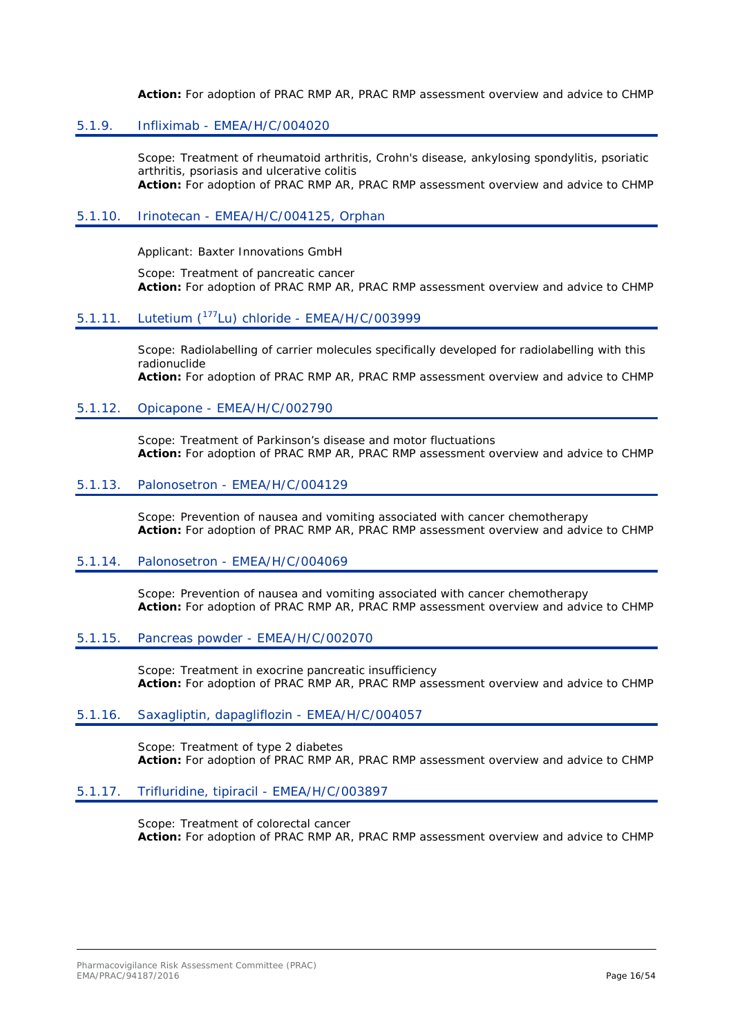**Action:** For adoption of PRAC RMP AR, PRAC RMP assessment overview and advice to CHMP

### 5.1.9. Infliximab - EMEA/H/C/004020

Scope: Treatment of rheumatoid arthritis, Crohn's disease, ankylosing spondylitis, psoriatic arthritis, psoriasis and ulcerative colitis
**Action:** For adoption of PRAC RMP AR, PRAC RMP assessment overview and advice to CHMP

### 5.1.10. Irinotecan - EMEA/H/C/004125, Orphan

Applicant: Baxter Innovations GmbH

Scope: Treatment of pancreatic cancer
**Action:** For adoption of PRAC RMP AR, PRAC RMP assessment overview and advice to CHMP

### 5.1.11. Lutetium ($^{177}$Lu) chloride - EMEA/H/C/003999

Scope: Radiolabelling of carrier molecules specifically developed for radiolabelling with this radionuclide
**Action:** For adoption of PRAC RMP AR, PRAC RMP assessment overview and advice to CHMP

### 5.1.12. Opicapone - EMEA/H/C/002790

Scope: Treatment of Parkinson's disease and motor fluctuations
**Action:** For adoption of PRAC RMP AR, PRAC RMP assessment overview and advice to CHMP

### 5.1.13. Palonosetron - EMEA/H/C/004129

Scope: Prevention of nausea and vomiting associated with cancer chemotherapy
**Action:** For adoption of PRAC RMP AR, PRAC RMP assessment overview and advice to CHMP

### 5.1.14. Palonosetron - EMEA/H/C/004069

Scope: Prevention of nausea and vomiting associated with cancer chemotherapy
**Action:** For adoption of PRAC RMP AR, PRAC RMP assessment overview and advice to CHMP

### 5.1.15. Pancreas powder - EMEA/H/C/002070

Scope: Treatment in exocrine pancreatic insufficiency
**Action:** For adoption of PRAC RMP AR, PRAC RMP assessment overview and advice to CHMP

### 5.1.16. Saxagliptin, dapagliflozin - EMEA/H/C/004057

Scope: Treatment of type 2 diabetes
**Action:** For adoption of PRAC RMP AR, PRAC RMP assessment overview and advice to CHMP

### 5.1.17. Trifluridine, tipiracil - EMEA/H/C/003897

Scope: Treatment of colorectal cancer
**Action:** For adoption of PRAC RMP AR, PRAC RMP assessment overview and advice to CHMP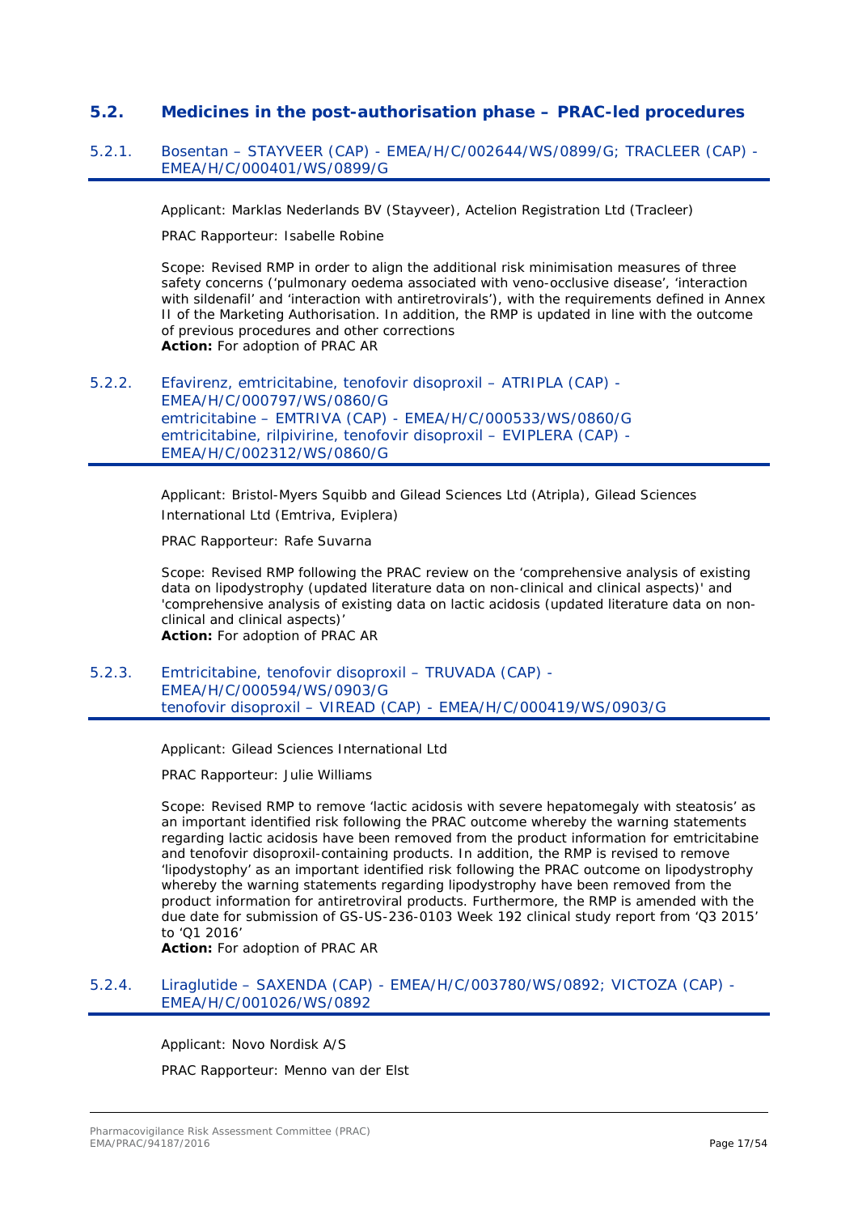## 5.2. Medicines in the post-authorisation phase – PRAC-led procedures

### 5.2.1. Bosentan – STAYVEER (CAP) - EMEA/H/C/002644/WS/0899/G; TRACLEER (CAP) - EMEA/H/C/000401/WS/0899/G

Applicant: Marklas Nederlands BV (Stayveer), Actelion Registration Ltd (Tracleer)

PRAC Rapporteur: Isabelle Robine

Scope: Revised RMP in order to align the additional risk minimisation measures of three safety concerns ('pulmonary oedema associated with veno-occlusive disease', 'interaction with sildenafil' and 'interaction with antiretrovirals'), with the requirements defined in Annex II of the Marketing Authorisation. In addition, the RMP is updated in line with the outcome of previous procedures and other corrections
**Action:** For adoption of PRAC AR

### 5.2.2. Efavirenz, emtricitabine, tenofovir disoproxil – ATRIPLA (CAP) - EMEA/H/C/000797/WS/0860/G emtricitabine – EMTRIVA (CAP) - EMEA/H/C/000533/WS/0860/G emtricitabine, rilpivirine, tenofovir disoproxil – EVIPLERA (CAP) - EMEA/H/C/002312/WS/0860/G

Applicant: Bristol-Myers Squibb and Gilead Sciences Ltd (Atripla), Gilead Sciences International Ltd (Emtriva, Eviplera)

PRAC Rapporteur: Rafe Suvarna

Scope: Revised RMP following the PRAC review on the 'comprehensive analysis of existing data on lipodystrophy (updated literature data on non-clinical and clinical aspects)' and 'comprehensive analysis of existing data on lactic acidosis (updated literature data on non-clinical and clinical aspects)'
**Action:** For adoption of PRAC AR

### 5.2.3. Emtricitabine, tenofovir disoproxil – TRUVADA (CAP) - EMEA/H/C/000594/WS/0903/G tenofovir disoproxil – VIREAD (CAP) - EMEA/H/C/000419/WS/0903/G

Applicant: Gilead Sciences International Ltd

PRAC Rapporteur: Julie Williams

Scope: Revised RMP to remove 'lactic acidosis with severe hepatomegaly with steatosis' as an important identified risk following the PRAC outcome whereby the warning statements regarding lactic acidosis have been removed from the product information for emtricitabine and tenofovir disoproxil-containing products. In addition, the RMP is revised to remove 'lipodystophy' as an important identified risk following the PRAC outcome on lipodystrophy whereby the warning statements regarding lipodystrophy have been removed from the product information for antiretroviral products. Furthermore, the RMP is amended with the due date for submission of GS-US-236-0103 Week 192 clinical study report from 'Q3 2015' to 'Q1 2016'
**Action:** For adoption of PRAC AR

### 5.2.4. Liraglutide – SAXENDA (CAP) - EMEA/H/C/003780/WS/0892; VICTOZA (CAP) - EMEA/H/C/001026/WS/0892

Applicant: Novo Nordisk A/S

PRAC Rapporteur: Menno van der Elst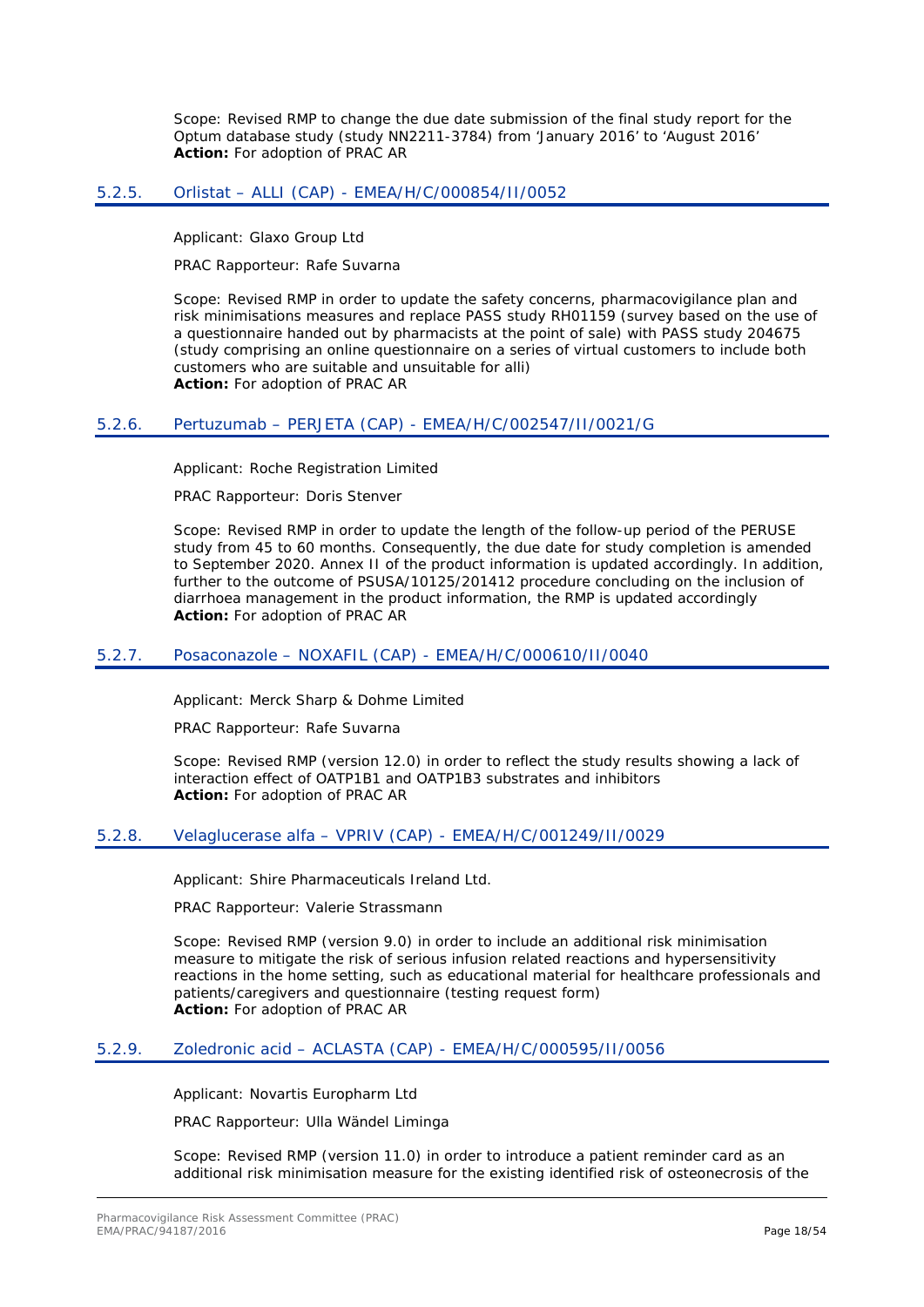Scope: Revised RMP to change the due date submission of the final study report for the Optum database study (study NN2211-3784) from 'January 2016' to 'August 2016'
**Action:** For adoption of PRAC AR

### 5.2.5. Orlistat – ALLI (CAP) - EMEA/H/C/000854/II/0052

Applicant: Glaxo Group Ltd

PRAC Rapporteur: Rafe Suvarna

Scope: Revised RMP in order to update the safety concerns, pharmacovigilance plan and risk minimisations measures and replace PASS study RH01159 (survey based on the use of a questionnaire handed out by pharmacists at the point of sale) with PASS study 204675 (study comprising an online questionnaire on a series of virtual customers to include both customers who are suitable and unsuitable for alli)
**Action:** For adoption of PRAC AR

### 5.2.6. Pertuzumab – PERJETA (CAP) - EMEA/H/C/002547/II/0021/G

Applicant: Roche Registration Limited

PRAC Rapporteur: Doris Stenver

Scope: Revised RMP in order to update the length of the follow-up period of the PERUSE study from 45 to 60 months. Consequently, the due date for study completion is amended to September 2020. Annex II of the product information is updated accordingly. In addition, further to the outcome of PSUSA/10125/201412 procedure concluding on the inclusion of diarrhoea management in the product information, the RMP is updated accordingly
**Action:** For adoption of PRAC AR

### 5.2.7. Posaconazole – NOXAFIL (CAP) - EMEA/H/C/000610/II/0040

Applicant: Merck Sharp & Dohme Limited

PRAC Rapporteur: Rafe Suvarna

Scope: Revised RMP (version 12.0) in order to reflect the study results showing a lack of interaction effect of OATP1B1 and OATP1B3 substrates and inhibitors
**Action:** For adoption of PRAC AR

### 5.2.8. Velaglucerase alfa – VPRIV (CAP) - EMEA/H/C/001249/II/0029

Applicant: Shire Pharmaceuticals Ireland Ltd.

PRAC Rapporteur: Valerie Strassmann

Scope: Revised RMP (version 9.0) in order to include an additional risk minimisation measure to mitigate the risk of serious infusion related reactions and hypersensitivity reactions in the home setting, such as educational material for healthcare professionals and patients/caregivers and questionnaire (testing request form)
**Action:** For adoption of PRAC AR

### 5.2.9. Zoledronic acid – ACLASTA (CAP) - EMEA/H/C/000595/II/0056

Applicant: Novartis Europharm Ltd

PRAC Rapporteur: Ulla Wändel Liminga

Scope: Revised RMP (version 11.0) in order to introduce a patient reminder card as an additional risk minimisation measure for the existing identified risk of osteonecrosis of the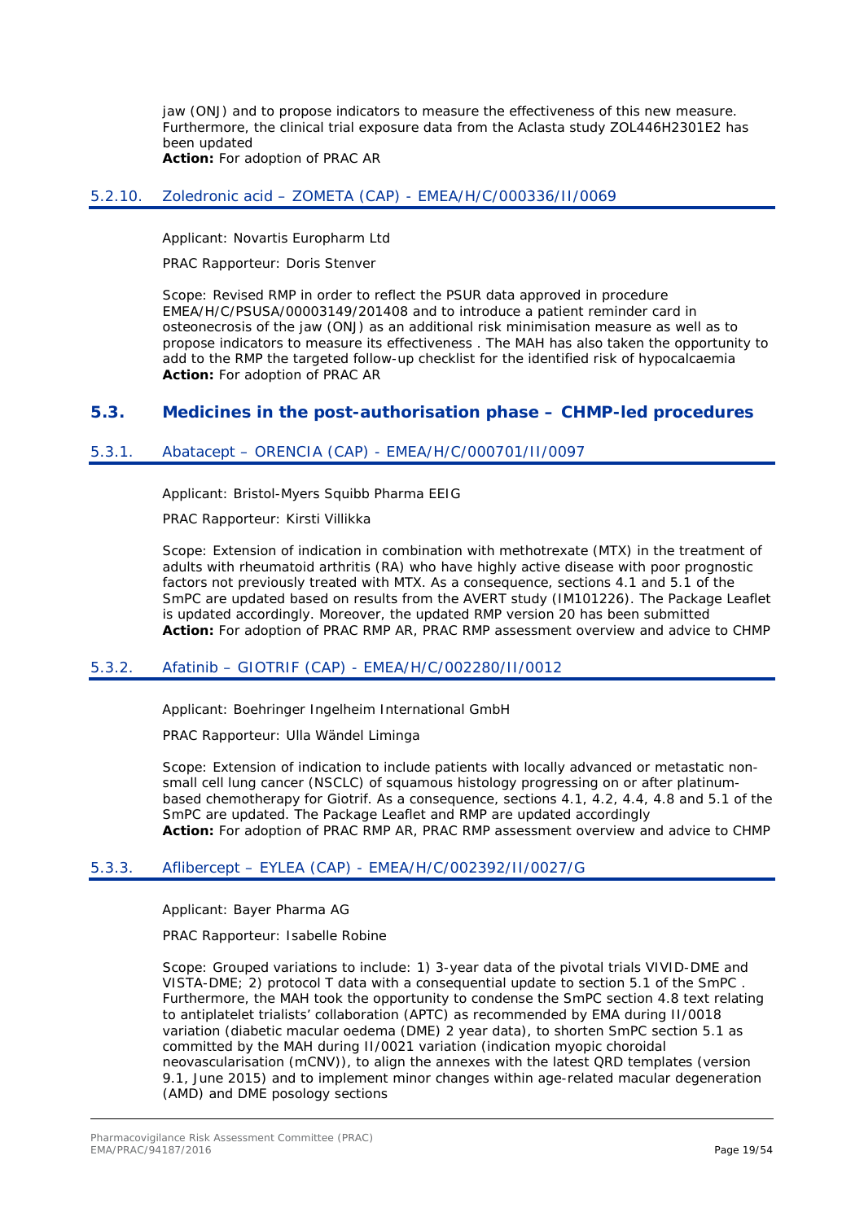jaw (ONJ) and to propose indicators to measure the effectiveness of this new measure. Furthermore, the clinical trial exposure data from the Aclasta study ZOL446H2301E2 has been updated

**Action:** For adoption of PRAC AR

### 5.2.10. Zoledronic acid – ZOMETA (CAP) - EMEA/H/C/000336/II/0069

Applicant: Novartis Europharm Ltd

PRAC Rapporteur: Doris Stenver

Scope: Revised RMP in order to reflect the PSUR data approved in procedure EMEA/H/C/PSUSA/00003149/201408 and to introduce a patient reminder card in osteonecrosis of the jaw (ONJ) as an additional risk minimisation measure as well as to propose indicators to measure its effectiveness . The MAH has also taken the opportunity to add to the RMP the targeted follow-up checklist for the identified risk of hypocalcaemia

**Action:** For adoption of PRAC AR

## 5.3. Medicines in the post-authorisation phase – CHMP-led procedures

### 5.3.1. Abatacept – ORENCIA (CAP) - EMEA/H/C/000701/II/0097

Applicant: Bristol-Myers Squibb Pharma EEIG

PRAC Rapporteur: Kirsti Villikka

Scope: Extension of indication in combination with methotrexate (MTX) in the treatment of adults with rheumatoid arthritis (RA) who have highly active disease with poor prognostic factors not previously treated with MTX. As a consequence, sections 4.1 and 5.1 of the SmPC are updated based on results from the AVERT study (IM101226). The Package Leaflet is updated accordingly. Moreover, the updated RMP version 20 has been submitted

**Action:** For adoption of PRAC RMP AR, PRAC RMP assessment overview and advice to CHMP

### 5.3.2. Afatinib – GIOTRIF (CAP) - EMEA/H/C/002280/II/0012

Applicant: Boehringer Ingelheim International GmbH

PRAC Rapporteur: Ulla Wändel Liminga

Scope: Extension of indication to include patients with locally advanced or metastatic non-small cell lung cancer (NSCLC) of squamous histology progressing on or after platinum-based chemotherapy for Giotrif. As a consequence, sections 4.1, 4.2, 4.4, 4.8 and 5.1 of the SmPC are updated. The Package Leaflet and RMP are updated accordingly

**Action:** For adoption of PRAC RMP AR, PRAC RMP assessment overview and advice to CHMP

### 5.3.3. Aflibercept – EYLEA (CAP) - EMEA/H/C/002392/II/0027/G

Applicant: Bayer Pharma AG

PRAC Rapporteur: Isabelle Robine

Scope: Grouped variations to include: 1) 3-year data of the pivotal trials VIVID-DME and VISTA-DME; 2) protocol T data with a consequential update to section 5.1 of the SmPC . Furthermore, the MAH took the opportunity to condense the SmPC section 4.8 text relating to antiplatelet trialists' collaboration (APTC) as recommended by EMA during II/0018 variation (diabetic macular oedema (DME) 2 year data), to shorten SmPC section 5.1 as committed by the MAH during II/0021 variation (indication myopic choroidal neovascularisation (mCNV)), to align the annexes with the latest QRD templates (version 9.1, June 2015) and to implement minor changes within age-related macular degeneration (AMD) and DME posology sections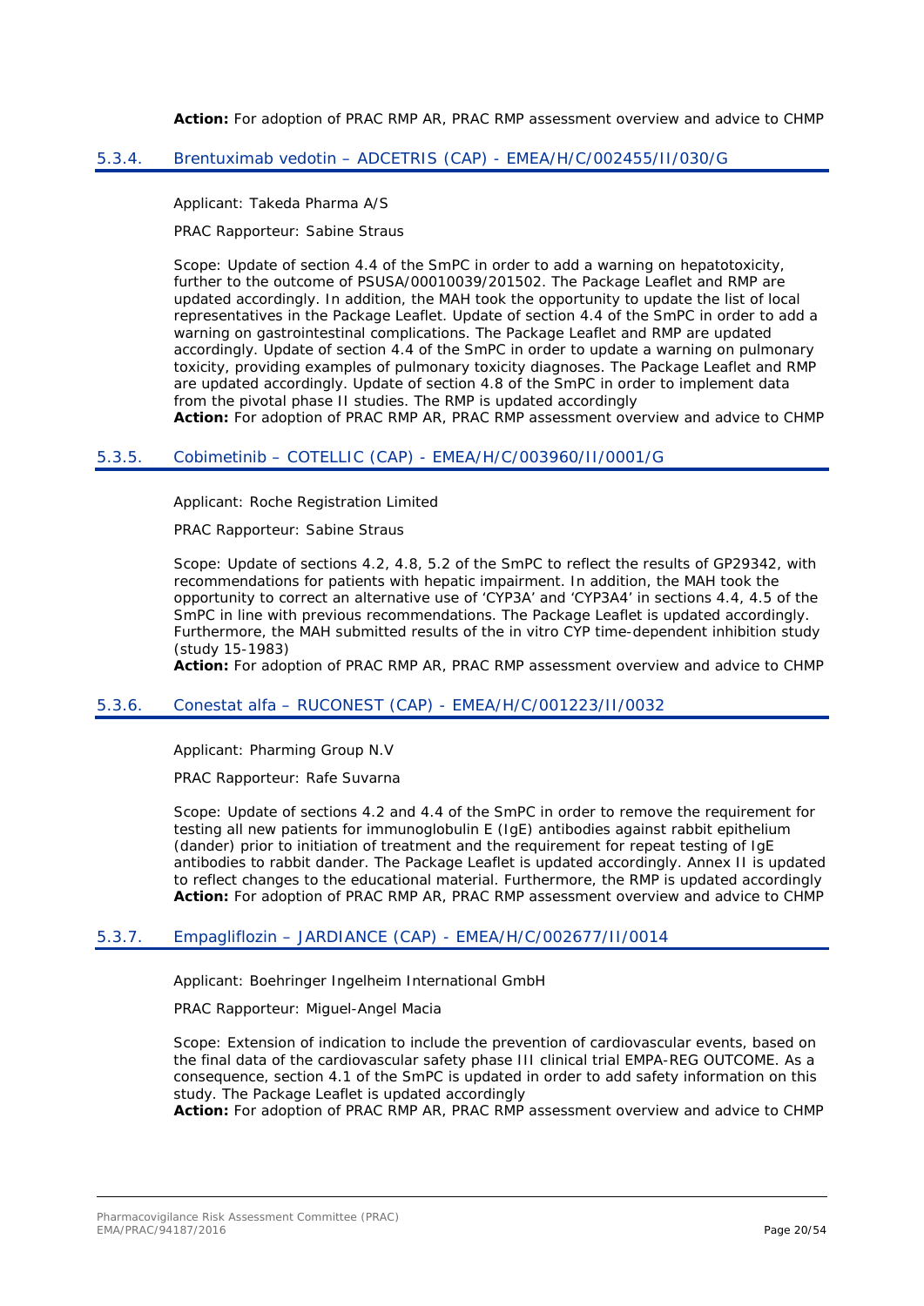**Action:** For adoption of PRAC RMP AR, PRAC RMP assessment overview and advice to CHMP

### 5.3.4. Brentuximab vedotin – ADCETRIS (CAP) - EMEA/H/C/002455/II/030/G

Applicant: Takeda Pharma A/S

PRAC Rapporteur: Sabine Straus

Scope: Update of section 4.4 of the SmPC in order to add a warning on hepatotoxicity, further to the outcome of PSUSA/00010039/201502. The Package Leaflet and RMP are updated accordingly. In addition, the MAH took the opportunity to update the list of local representatives in the Package Leaflet. Update of section 4.4 of the SmPC in order to add a warning on gastrointestinal complications. The Package Leaflet and RMP are updated accordingly. Update of section 4.4 of the SmPC in order to update a warning on pulmonary toxicity, providing examples of pulmonary toxicity diagnoses. The Package Leaflet and RMP are updated accordingly. Update of section 4.8 of the SmPC in order to implement data from the pivotal phase II studies. The RMP is updated accordingly

**Action:** For adoption of PRAC RMP AR, PRAC RMP assessment overview and advice to CHMP

### 5.3.5. Cobimetinib – COTELLIC (CAP) - EMEA/H/C/003960/II/0001/G

Applicant: Roche Registration Limited

PRAC Rapporteur: Sabine Straus

Scope: Update of sections 4.2, 4.8, 5.2 of the SmPC to reflect the results of GP29342, with recommendations for patients with hepatic impairment. In addition, the MAH took the opportunity to correct an alternative use of 'CYP3A' and 'CYP3A4' in sections 4.4, 4.5 of the SmPC in line with previous recommendations. The Package Leaflet is updated accordingly. Furthermore, the MAH submitted results of the in vitro CYP time-dependent inhibition study (study 15-1983)

**Action:** For adoption of PRAC RMP AR, PRAC RMP assessment overview and advice to CHMP

### 5.3.6. Conestat alfa – RUCONEST (CAP) - EMEA/H/C/001223/II/0032

Applicant: Pharming Group N.V

PRAC Rapporteur: Rafe Suvarna

Scope: Update of sections 4.2 and 4.4 of the SmPC in order to remove the requirement for testing all new patients for immunoglobulin E (IgE) antibodies against rabbit epithelium (dander) prior to initiation of treatment and the requirement for repeat testing of IgE antibodies to rabbit dander. The Package Leaflet is updated accordingly. Annex II is updated to reflect changes to the educational material. Furthermore, the RMP is updated accordingly

**Action:** For adoption of PRAC RMP AR, PRAC RMP assessment overview and advice to CHMP

### 5.3.7. Empagliflozin – JARDIANCE (CAP) - EMEA/H/C/002677/II/0014

Applicant: Boehringer Ingelheim International GmbH

PRAC Rapporteur: Miguel-Angel Macia

Scope: Extension of indication to include the prevention of cardiovascular events, based on the final data of the cardiovascular safety phase III clinical trial EMPA-REG OUTCOME. As a consequence, section 4.1 of the SmPC is updated in order to add safety information on this study. The Package Leaflet is updated accordingly

**Action:** For adoption of PRAC RMP AR, PRAC RMP assessment overview and advice to CHMP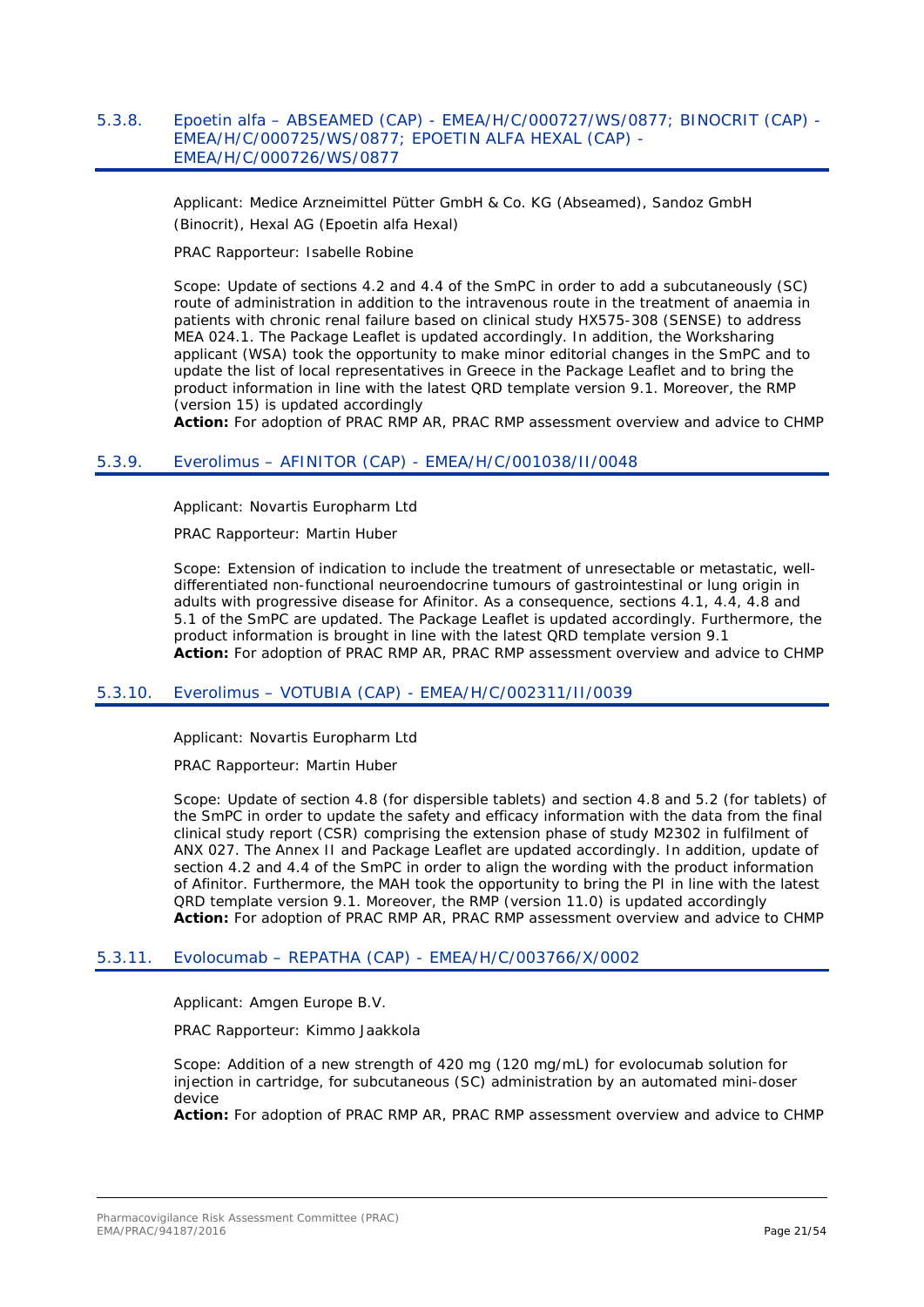### 5.3.8. Epoetin alfa – ABSEAMED (CAP) - EMEA/H/C/000727/WS/0877; BINOCRIT (CAP) - EMEA/H/C/000725/WS/0877; EPOETIN ALFA HEXAL (CAP) - EMEA/H/C/000726/WS/0877

Applicant: Medice Arzneimittel Pütter GmbH & Co. KG (Abseamed), Sandoz GmbH (Binocrit), Hexal AG (Epoetin alfa Hexal)

PRAC Rapporteur: Isabelle Robine

Scope: Update of sections 4.2 and 4.4 of the SmPC in order to add a subcutaneously (SC) route of administration in addition to the intravenous route in the treatment of anaemia in patients with chronic renal failure based on clinical study HX575-308 (SENSE) to address MEA 024.1. The Package Leaflet is updated accordingly. In addition, the Worksharing applicant (WSA) took the opportunity to make minor editorial changes in the SmPC and to update the list of local representatives in Greece in the Package Leaflet and to bring the product information in line with the latest QRD template version 9.1. Moreover, the RMP (version 15) is updated accordingly

**Action:** For adoption of PRAC RMP AR, PRAC RMP assessment overview and advice to CHMP

### 5.3.9. Everolimus – AFINITOR (CAP) - EMEA/H/C/001038/II/0048

Applicant: Novartis Europharm Ltd

PRAC Rapporteur: Martin Huber

Scope: Extension of indication to include the treatment of unresectable or metastatic, well-differentiated non-functional neuroendocrine tumours of gastrointestinal or lung origin in adults with progressive disease for Afinitor. As a consequence, sections 4.1, 4.4, 4.8 and 5.1 of the SmPC are updated. The Package Leaflet is updated accordingly. Furthermore, the product information is brought in line with the latest QRD template version 9.1

**Action:** For adoption of PRAC RMP AR, PRAC RMP assessment overview and advice to CHMP

### 5.3.10. Everolimus – VOTUBIA (CAP) - EMEA/H/C/002311/II/0039

Applicant: Novartis Europharm Ltd

PRAC Rapporteur: Martin Huber

Scope: Update of section 4.8 (for dispersible tablets) and section 4.8 and 5.2 (for tablets) of the SmPC in order to update the safety and efficacy information with the data from the final clinical study report (CSR) comprising the extension phase of study M2302 in fulfilment of ANX 027. The Annex II and Package Leaflet are updated accordingly. In addition, update of section 4.2 and 4.4 of the SmPC in order to align the wording with the product information of Afinitor. Furthermore, the MAH took the opportunity to bring the PI in line with the latest QRD template version 9.1. Moreover, the RMP (version 11.0) is updated accordingly

**Action:** For adoption of PRAC RMP AR, PRAC RMP assessment overview and advice to CHMP

### 5.3.11. Evolocumab – REPATHA (CAP) - EMEA/H/C/003766/X/0002

Applicant: Amgen Europe B.V.

PRAC Rapporteur: Kimmo Jaakkola

Scope: Addition of a new strength of 420 mg (120 mg/mL) for evolocumab solution for injection in cartridge, for subcutaneous (SC) administration by an automated mini-doser device

**Action:** For adoption of PRAC RMP AR, PRAC RMP assessment overview and advice to CHMP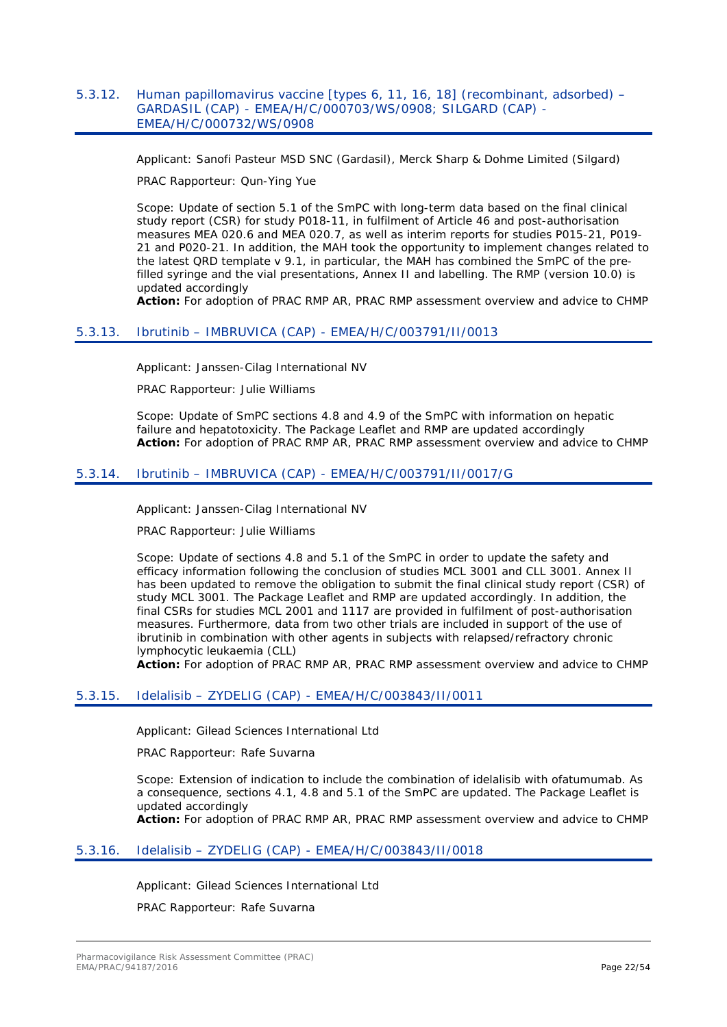### 5.3.12. Human papillomavirus vaccine [types 6, 11, 16, 18] (recombinant, adsorbed) – GARDASIL (CAP) - EMEA/H/C/000703/WS/0908; SILGARD (CAP) - EMEA/H/C/000732/WS/0908

Applicant: Sanofi Pasteur MSD SNC (Gardasil), Merck Sharp & Dohme Limited (Silgard)

PRAC Rapporteur: Qun-Ying Yue

Scope: Update of section 5.1 of the SmPC with long-term data based on the final clinical study report (CSR) for study P018-11, in fulfilment of Article 46 and post-authorisation measures MEA 020.6 and MEA 020.7, as well as interim reports for studies P015-21, P019-21 and P020-21. In addition, the MAH took the opportunity to implement changes related to the latest QRD template v 9.1, in particular, the MAH has combined the SmPC of the pre-filled syringe and the vial presentations, Annex II and labelling. The RMP (version 10.0) is updated accordingly

**Action:** For adoption of PRAC RMP AR, PRAC RMP assessment overview and advice to CHMP

### 5.3.13. Ibrutinib – IMBRUVICA (CAP) - EMEA/H/C/003791/II/0013

Applicant: Janssen-Cilag International NV

PRAC Rapporteur: Julie Williams

Scope: Update of SmPC sections 4.8 and 4.9 of the SmPC with information on hepatic failure and hepatotoxicity. The Package Leaflet and RMP are updated accordingly

**Action:** For adoption of PRAC RMP AR, PRAC RMP assessment overview and advice to CHMP

### 5.3.14. Ibrutinib – IMBRUVICA (CAP) - EMEA/H/C/003791/II/0017/G

Applicant: Janssen-Cilag International NV

PRAC Rapporteur: Julie Williams

Scope: Update of sections 4.8 and 5.1 of the SmPC in order to update the safety and efficacy information following the conclusion of studies MCL 3001 and CLL 3001. Annex II has been updated to remove the obligation to submit the final clinical study report (CSR) of study MCL 3001. The Package Leaflet and RMP are updated accordingly. In addition, the final CSRs for studies MCL 2001 and 1117 are provided in fulfilment of post-authorisation measures. Furthermore, data from two other trials are included in support of the use of ibrutinib in combination with other agents in subjects with relapsed/refractory chronic lymphocytic leukaemia (CLL)

**Action:** For adoption of PRAC RMP AR, PRAC RMP assessment overview and advice to CHMP

### 5.3.15. Idelalisib – ZYDELIG (CAP) - EMEA/H/C/003843/II/0011

Applicant: Gilead Sciences International Ltd

PRAC Rapporteur: Rafe Suvarna

Scope: Extension of indication to include the combination of idelalisib with ofatumumab. As a consequence, sections 4.1, 4.8 and 5.1 of the SmPC are updated. The Package Leaflet is updated accordingly

**Action:** For adoption of PRAC RMP AR, PRAC RMP assessment overview and advice to CHMP

### 5.3.16. Idelalisib – ZYDELIG (CAP) - EMEA/H/C/003843/II/0018

Applicant: Gilead Sciences International Ltd

PRAC Rapporteur: Rafe Suvarna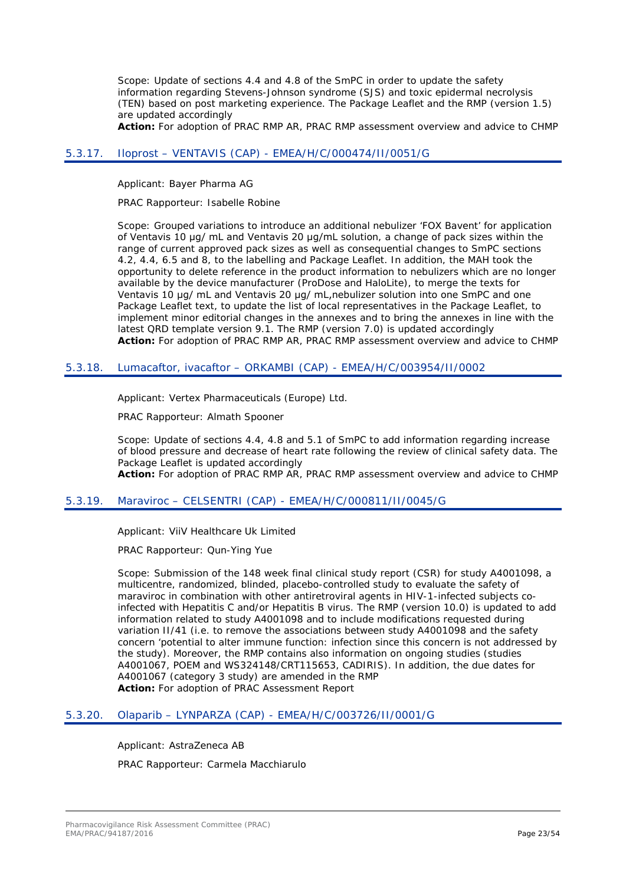Scope: Update of sections 4.4 and 4.8 of the SmPC in order to update the safety information regarding Stevens-Johnson syndrome (SJS) and toxic epidermal necrolysis (TEN) based on post marketing experience. The Package Leaflet and the RMP (version 1.5) are updated accordingly

**Action:** For adoption of PRAC RMP AR, PRAC RMP assessment overview and advice to CHMP

### 5.3.17. Iloprost – VENTAVIS (CAP) - EMEA/H/C/000474/II/0051/G

Applicant: Bayer Pharma AG

PRAC Rapporteur: Isabelle Robine

Scope: Grouped variations to introduce an additional nebulizer 'FOX Bavent' for application of Ventavis 10 µg/ mL and Ventavis 20 µg/mL solution, a change of pack sizes within the range of current approved pack sizes as well as consequential changes to SmPC sections 4.2, 4.4, 6.5 and 8, to the labelling and Package Leaflet. In addition, the MAH took the opportunity to delete reference in the product information to nebulizers which are no longer available by the device manufacturer (ProDose and HaloLite), to merge the texts for Ventavis 10 µg/ mL and Ventavis 20 µg/ mL,nebulizer solution into one SmPC and one Package Leaflet text, to update the list of local representatives in the Package Leaflet, to implement minor editorial changes in the annexes and to bring the annexes in line with the latest QRD template version 9.1. The RMP (version 7.0) is updated accordingly

**Action:** For adoption of PRAC RMP AR, PRAC RMP assessment overview and advice to CHMP

### 5.3.18. Lumacaftor, ivacaftor – ORKAMBI (CAP) - EMEA/H/C/003954/II/0002

Applicant: Vertex Pharmaceuticals (Europe) Ltd.

PRAC Rapporteur: Almath Spooner

Scope: Update of sections 4.4, 4.8 and 5.1 of SmPC to add information regarding increase of blood pressure and decrease of heart rate following the review of clinical safety data. The Package Leaflet is updated accordingly

**Action:** For adoption of PRAC RMP AR, PRAC RMP assessment overview and advice to CHMP

### 5.3.19. Maraviroc – CELSENTRI (CAP) - EMEA/H/C/000811/II/0045/G

Applicant: ViiV Healthcare Uk Limited

PRAC Rapporteur: Qun-Ying Yue

Scope: Submission of the 148 week final clinical study report (CSR) for study A4001098, a multicentre, randomized, blinded, placebo-controlled study to evaluate the safety of maraviroc in combination with other antiretroviral agents in HIV-1-infected subjects co-infected with Hepatitis C and/or Hepatitis B virus. The RMP (version 10.0) is updated to add information related to study A4001098 and to include modifications requested during variation II/41 (i.e. to remove the associations between study A4001098 and the safety concern 'potential to alter immune function: infection since this concern is not addressed by the study). Moreover, the RMP contains also information on ongoing studies (studies A4001067, POEM and WS324148/CRT115653, CADIRIS). In addition, the due dates for A4001067 (category 3 study) are amended in the RMP

**Action:** For adoption of PRAC Assessment Report

### 5.3.20. Olaparib – LYNPARZA (CAP) - EMEA/H/C/003726/II/0001/G

Applicant: AstraZeneca AB

PRAC Rapporteur: Carmela Macchiarulo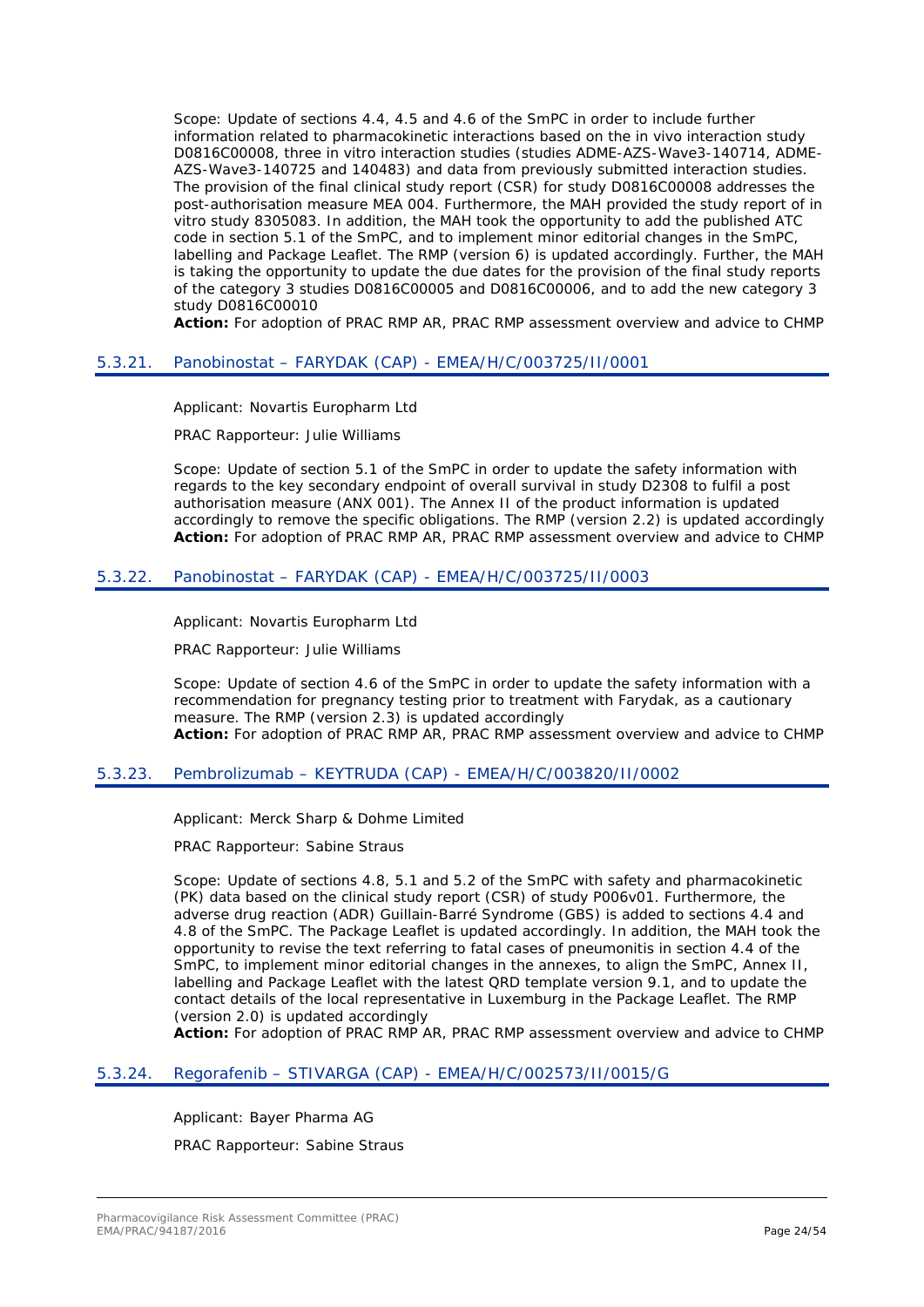Scope: Update of sections 4.4, 4.5 and 4.6 of the SmPC in order to include further information related to pharmacokinetic interactions based on the in vivo interaction study D0816C00008, three in vitro interaction studies (studies ADME-AZS-Wave3-140714, ADME-AZS-Wave3-140725 and 140483) and data from previously submitted interaction studies. The provision of the final clinical study report (CSR) for study D0816C00008 addresses the post-authorisation measure MEA 004. Furthermore, the MAH provided the study report of in vitro study 8305083. In addition, the MAH took the opportunity to add the published ATC code in section 5.1 of the SmPC, and to implement minor editorial changes in the SmPC, labelling and Package Leaflet. The RMP (version 6) is updated accordingly. Further, the MAH is taking the opportunity to update the due dates for the provision of the final study reports of the category 3 studies D0816C00005 and D0816C00006, and to add the new category 3 study D0816C00010

**Action:** For adoption of PRAC RMP AR, PRAC RMP assessment overview and advice to CHMP

### 5.3.21. Panobinostat – FARYDAK (CAP) - EMEA/H/C/003725/II/0001

Applicant: Novartis Europharm Ltd

PRAC Rapporteur: Julie Williams

Scope: Update of section 5.1 of the SmPC in order to update the safety information with regards to the key secondary endpoint of overall survival in study D2308 to fulfil a post authorisation measure (ANX 001). The Annex II of the product information is updated accordingly to remove the specific obligations. The RMP (version 2.2) is updated accordingly

**Action:** For adoption of PRAC RMP AR, PRAC RMP assessment overview and advice to CHMP

### 5.3.22. Panobinostat – FARYDAK (CAP) - EMEA/H/C/003725/II/0003

Applicant: Novartis Europharm Ltd

PRAC Rapporteur: Julie Williams

Scope: Update of section 4.6 of the SmPC in order to update the safety information with a recommendation for pregnancy testing prior to treatment with Farydak, as a cautionary measure. The RMP (version 2.3) is updated accordingly

**Action:** For adoption of PRAC RMP AR, PRAC RMP assessment overview and advice to CHMP

### 5.3.23. Pembrolizumab – KEYTRUDA (CAP) - EMEA/H/C/003820/II/0002

Applicant: Merck Sharp & Dohme Limited

PRAC Rapporteur: Sabine Straus

Scope: Update of sections 4.8, 5.1 and 5.2 of the SmPC with safety and pharmacokinetic (PK) data based on the clinical study report (CSR) of study P006v01. Furthermore, the adverse drug reaction (ADR) Guillain-Barré Syndrome (GBS) is added to sections 4.4 and 4.8 of the SmPC. The Package Leaflet is updated accordingly. In addition, the MAH took the opportunity to revise the text referring to fatal cases of pneumonitis in section 4.4 of the SmPC, to implement minor editorial changes in the annexes, to align the SmPC, Annex II, labelling and Package Leaflet with the latest QRD template version 9.1, and to update the contact details of the local representative in Luxemburg in the Package Leaflet. The RMP (version 2.0) is updated accordingly

**Action:** For adoption of PRAC RMP AR, PRAC RMP assessment overview and advice to CHMP

### 5.3.24. Regorafenib – STIVARGA (CAP) - EMEA/H/C/002573/II/0015/G

Applicant: Bayer Pharma AG

PRAC Rapporteur: Sabine Straus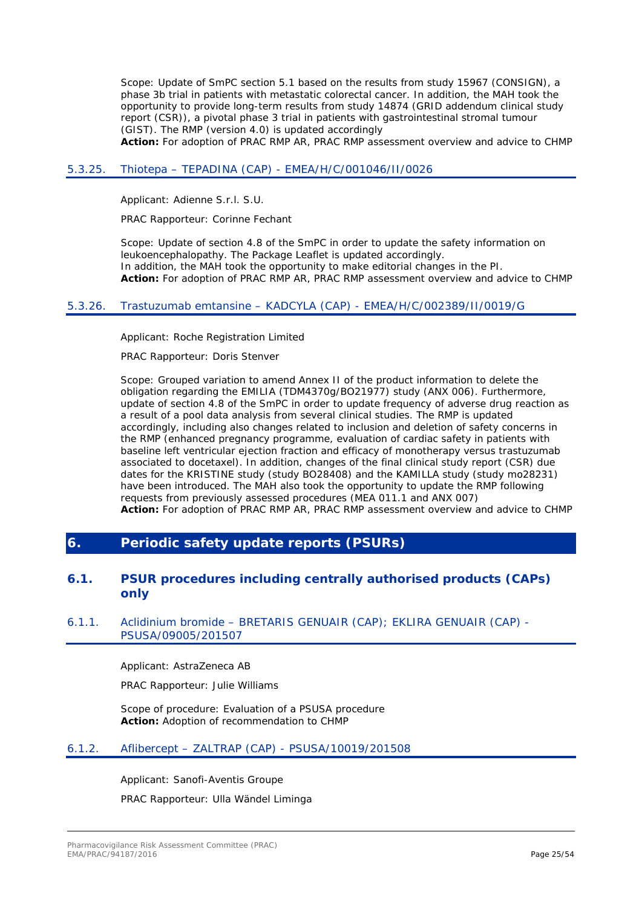Scope: Update of SmPC section 5.1 based on the results from study 15967 (CONSIGN), a phase 3b trial in patients with metastatic colorectal cancer. In addition, the MAH took the opportunity to provide long-term results from study 14874 (GRID addendum clinical study report (CSR)), a pivotal phase 3 trial in patients with gastrointestinal stromal tumour (GIST). The RMP (version 4.0) is updated accordingly
**Action:** For adoption of PRAC RMP AR, PRAC RMP assessment overview and advice to CHMP

### 5.3.25. Thiotepa – TEPADINA (CAP) - EMEA/H/C/001046/II/0026

Applicant: Adienne S.r.l. S.U.

PRAC Rapporteur: Corinne Fechant

Scope: Update of section 4.8 of the SmPC in order to update the safety information on leukoencephalopathy. The Package Leaflet is updated accordingly.
In addition, the MAH took the opportunity to make editorial changes in the PI.
**Action:** For adoption of PRAC RMP AR, PRAC RMP assessment overview and advice to CHMP

### 5.3.26. Trastuzumab emtansine – KADCYLA (CAP) - EMEA/H/C/002389/II/0019/G

Applicant: Roche Registration Limited

PRAC Rapporteur: Doris Stenver

Scope: Grouped variation to amend Annex II of the product information to delete the obligation regarding the EMILIA (TDM4370g/BO21977) study (ANX 006). Furthermore, update of section 4.8 of the SmPC in order to update frequency of adverse drug reaction as a result of a pool data analysis from several clinical studies. The RMP is updated accordingly, including also changes related to inclusion and deletion of safety concerns in the RMP (enhanced pregnancy programme, evaluation of cardiac safety in patients with baseline left ventricular ejection fraction and efficacy of monotherapy versus trastuzumab associated to docetaxel). In addition, changes of the final clinical study report (CSR) due dates for the KRISTINE study (study BO28408) and the KAMILLA study (study mo28231) have been introduced. The MAH also took the opportunity to update the RMP following requests from previously assessed procedures (MEA 011.1 and ANX 007)
**Action:** For adoption of PRAC RMP AR, PRAC RMP assessment overview and advice to CHMP

# 6. Periodic safety update reports (PSURs)

## 6.1. PSUR procedures including centrally authorised products (CAPs) only

### 6.1.1. Aclidinium bromide – BRETARIS GENUAIR (CAP); EKLIRA GENUAIR (CAP) - PSUSA/09005/201507

Applicant: AstraZeneca AB

PRAC Rapporteur: Julie Williams

Scope of procedure: Evaluation of a PSUSA procedure
**Action:** Adoption of recommendation to CHMP

### 6.1.2. Aflibercept – ZALTRAP (CAP) - PSUSA/10019/201508

Applicant: Sanofi-Aventis Groupe

PRAC Rapporteur: Ulla Wändel Liminga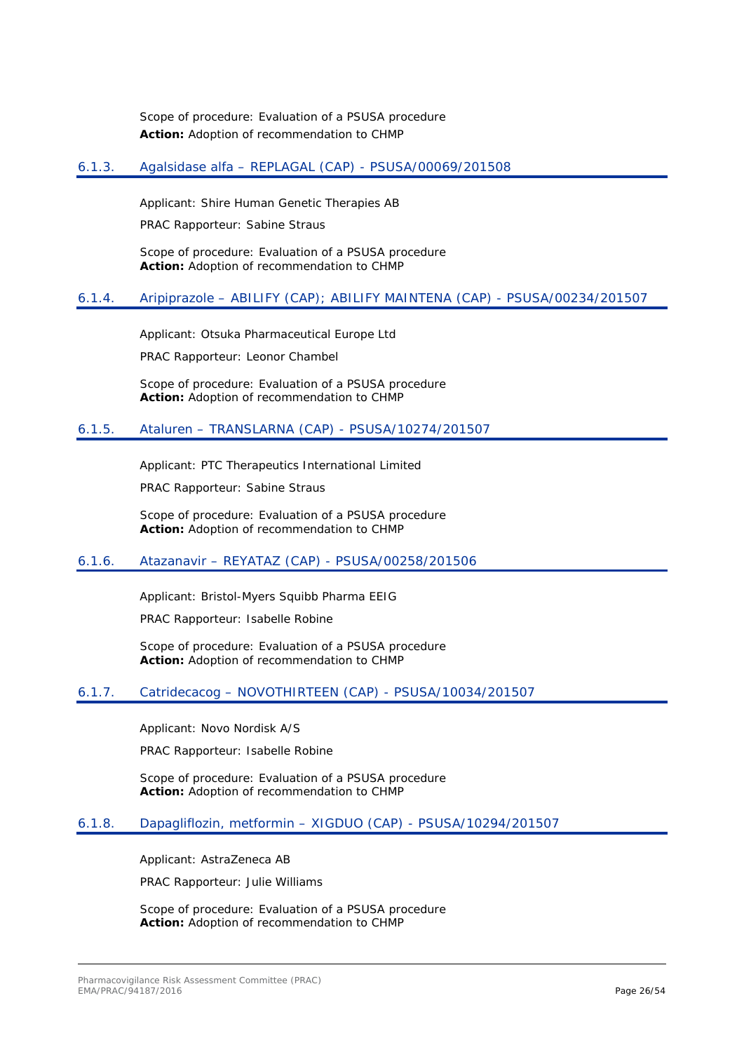Scope of procedure: Evaluation of a PSUSA procedure

**Action:** Adoption of recommendation to CHMP

### 6.1.3. Agalsidase alfa – REPLAGAL (CAP) - PSUSA/00069/201508

Applicant: Shire Human Genetic Therapies AB

PRAC Rapporteur: Sabine Straus

Scope of procedure: Evaluation of a PSUSA procedure
**Action:** Adoption of recommendation to CHMP

### 6.1.4. Aripiprazole – ABILIFY (CAP); ABILIFY MAINTENA (CAP) - PSUSA/00234/201507

Applicant: Otsuka Pharmaceutical Europe Ltd

PRAC Rapporteur: Leonor Chambel

Scope of procedure: Evaluation of a PSUSA procedure
**Action:** Adoption of recommendation to CHMP

### 6.1.5. Ataluren – TRANSLARNA (CAP) - PSUSA/10274/201507

Applicant: PTC Therapeutics International Limited

PRAC Rapporteur: Sabine Straus

Scope of procedure: Evaluation of a PSUSA procedure
**Action:** Adoption of recommendation to CHMP

### 6.1.6. Atazanavir – REYATAZ (CAP) - PSUSA/00258/201506

Applicant: Bristol-Myers Squibb Pharma EEIG

PRAC Rapporteur: Isabelle Robine

Scope of procedure: Evaluation of a PSUSA procedure
**Action:** Adoption of recommendation to CHMP

### 6.1.7. Catridecacog – NOVOTHIRTEEN (CAP) - PSUSA/10034/201507

Applicant: Novo Nordisk A/S

PRAC Rapporteur: Isabelle Robine

Scope of procedure: Evaluation of a PSUSA procedure
**Action:** Adoption of recommendation to CHMP

### 6.1.8. Dapagliflozin, metformin – XIGDUO (CAP) - PSUSA/10294/201507

Applicant: AstraZeneca AB

PRAC Rapporteur: Julie Williams

Scope of procedure: Evaluation of a PSUSA procedure
**Action:** Adoption of recommendation to CHMP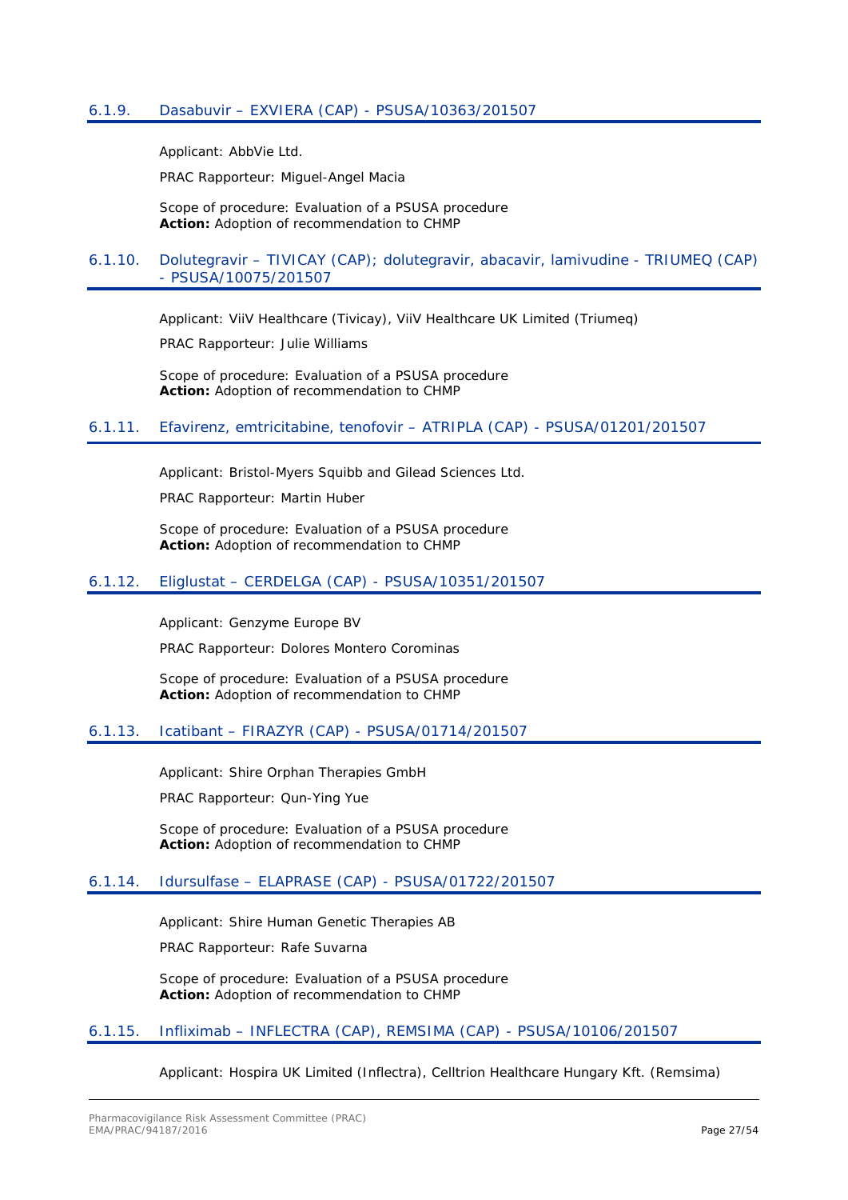### 6.1.9. Dasabuvir – EXVIERA (CAP) - PSUSA/10363/201507

Applicant: AbbVie Ltd.

PRAC Rapporteur: Miguel-Angel Macia

Scope of procedure: Evaluation of a PSUSA procedure
**Action:** Adoption of recommendation to CHMP

### 6.1.10. Dolutegravir – TIVICAY (CAP); dolutegravir, abacavir, lamivudine - TRIUMEQ (CAP) - PSUSA/10075/201507

Applicant: ViiV Healthcare (Tivicay), ViiV Healthcare UK Limited (Triumeq)

PRAC Rapporteur: Julie Williams

Scope of procedure: Evaluation of a PSUSA procedure
**Action:** Adoption of recommendation to CHMP

### 6.1.11. Efavirenz, emtricitabine, tenofovir – ATRIPLA (CAP) - PSUSA/01201/201507

Applicant: Bristol-Myers Squibb and Gilead Sciences Ltd.

PRAC Rapporteur: Martin Huber

Scope of procedure: Evaluation of a PSUSA procedure
**Action:** Adoption of recommendation to CHMP

### 6.1.12. Eliglustat – CERDELGA (CAP) - PSUSA/10351/201507

Applicant: Genzyme Europe BV

PRAC Rapporteur: Dolores Montero Corominas

Scope of procedure: Evaluation of a PSUSA procedure
**Action:** Adoption of recommendation to CHMP

### 6.1.13. Icatibant – FIRAZYR (CAP) - PSUSA/01714/201507

Applicant: Shire Orphan Therapies GmbH

PRAC Rapporteur: Qun-Ying Yue

Scope of procedure: Evaluation of a PSUSA procedure
**Action:** Adoption of recommendation to CHMP

### 6.1.14. Idursulfase – ELAPRASE (CAP) - PSUSA/01722/201507

Applicant: Shire Human Genetic Therapies AB

PRAC Rapporteur: Rafe Suvarna

Scope of procedure: Evaluation of a PSUSA procedure
**Action:** Adoption of recommendation to CHMP

### 6.1.15. Infliximab – INFLECTRA (CAP), REMSIMA (CAP) - PSUSA/10106/201507

Applicant: Hospira UK Limited (Inflectra), Celltrion Healthcare Hungary Kft. (Remsima)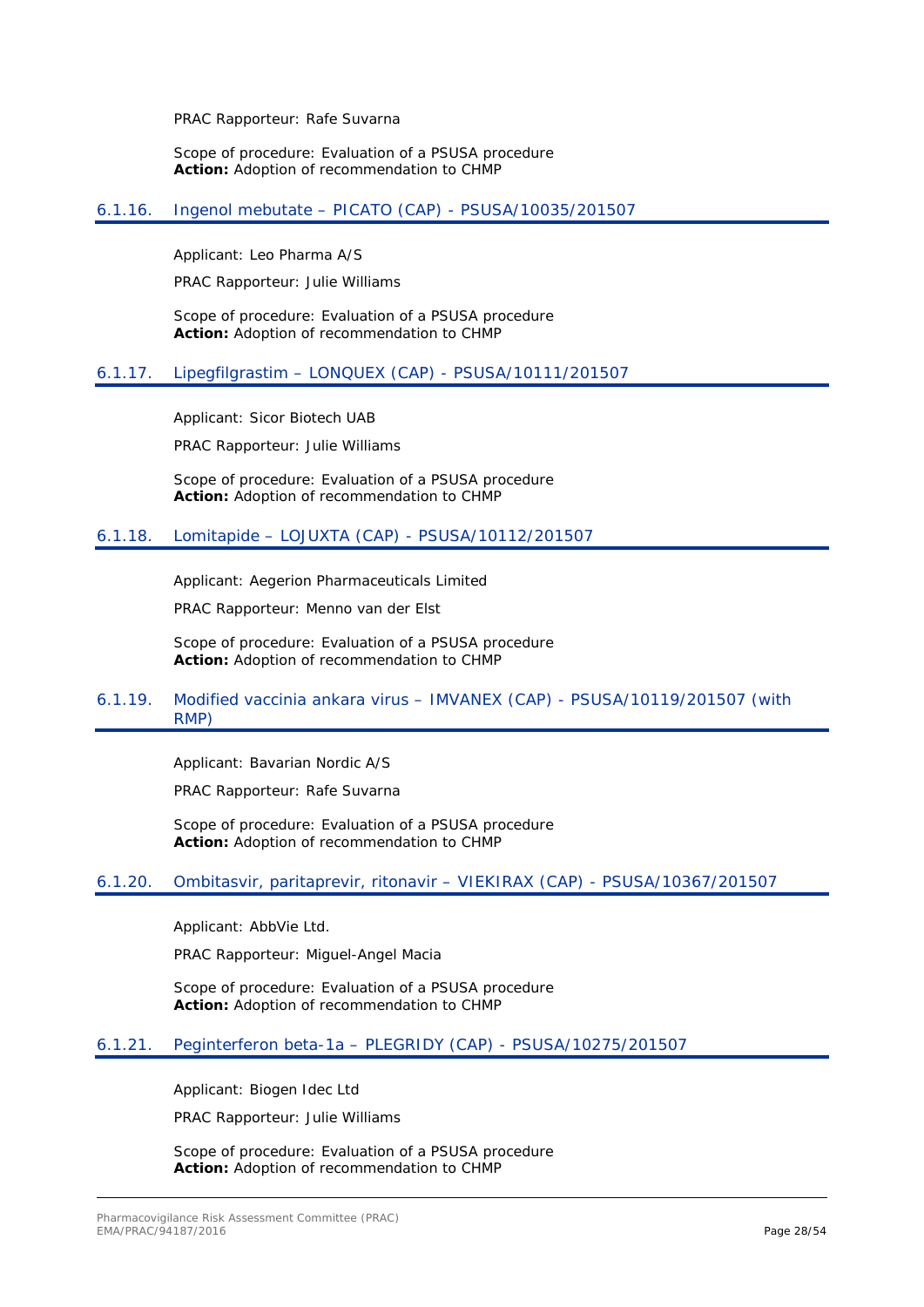PRAC Rapporteur: Rafe Suvarna

Scope of procedure: Evaluation of a PSUSA procedure
**Action:** Adoption of recommendation to CHMP

### 6.1.16. Ingenol mebutate – PICATO (CAP) - PSUSA/10035/201507

Applicant: Leo Pharma A/S

PRAC Rapporteur: Julie Williams

Scope of procedure: Evaluation of a PSUSA procedure
**Action:** Adoption of recommendation to CHMP

### 6.1.17. Lipegfilgrastim – LONQUEX (CAP) - PSUSA/10111/201507

Applicant: Sicor Biotech UAB

PRAC Rapporteur: Julie Williams

Scope of procedure: Evaluation of a PSUSA procedure
**Action:** Adoption of recommendation to CHMP

### 6.1.18. Lomitapide – LOJUXTA (CAP) - PSUSA/10112/201507

Applicant: Aegerion Pharmaceuticals Limited

PRAC Rapporteur: Menno van der Elst

Scope of procedure: Evaluation of a PSUSA procedure
**Action:** Adoption of recommendation to CHMP

### 6.1.19. Modified vaccinia ankara virus – IMVANEX (CAP) - PSUSA/10119/201507 (with RMP)

Applicant: Bavarian Nordic A/S

PRAC Rapporteur: Rafe Suvarna

Scope of procedure: Evaluation of a PSUSA procedure
**Action:** Adoption of recommendation to CHMP

### 6.1.20. Ombitasvir, paritaprevir, ritonavir – VIEKIRAX (CAP) - PSUSA/10367/201507

Applicant: AbbVie Ltd.

PRAC Rapporteur: Miguel-Angel Macia

Scope of procedure: Evaluation of a PSUSA procedure
**Action:** Adoption of recommendation to CHMP

### 6.1.21. Peginterferon beta-1a – PLEGRIDY (CAP) - PSUSA/10275/201507

Applicant: Biogen Idec Ltd

PRAC Rapporteur: Julie Williams

Scope of procedure: Evaluation of a PSUSA procedure
**Action:** Adoption of recommendation to CHMP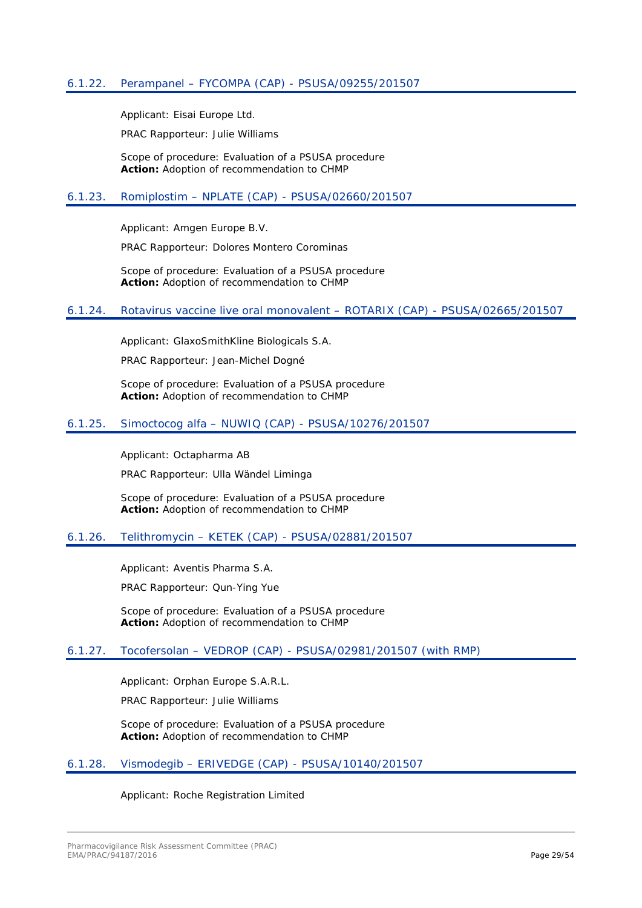### 6.1.22. Perampanel – FYCOMPA (CAP) - PSUSA/09255/201507

Applicant: Eisai Europe Ltd.

PRAC Rapporteur: Julie Williams

Scope of procedure: Evaluation of a PSUSA procedure
**Action:** Adoption of recommendation to CHMP

### 6.1.23. Romiplostim – NPLATE (CAP) - PSUSA/02660/201507

Applicant: Amgen Europe B.V.

PRAC Rapporteur: Dolores Montero Corominas

Scope of procedure: Evaluation of a PSUSA procedure
**Action:** Adoption of recommendation to CHMP

### 6.1.24. Rotavirus vaccine live oral monovalent – ROTARIX (CAP) - PSUSA/02665/201507

Applicant: GlaxoSmithKline Biologicals S.A.

PRAC Rapporteur: Jean-Michel Dogné

Scope of procedure: Evaluation of a PSUSA procedure
**Action:** Adoption of recommendation to CHMP

### 6.1.25. Simoctocog alfa – NUWIQ (CAP) - PSUSA/10276/201507

Applicant: Octapharma AB

PRAC Rapporteur: Ulla Wändel Liminga

Scope of procedure: Evaluation of a PSUSA procedure
**Action:** Adoption of recommendation to CHMP

### 6.1.26. Telithromycin – KETEK (CAP) - PSUSA/02881/201507

Applicant: Aventis Pharma S.A.

PRAC Rapporteur: Qun-Ying Yue

Scope of procedure: Evaluation of a PSUSA procedure
**Action:** Adoption of recommendation to CHMP

### 6.1.27. Tocofersolan – VEDROP (CAP) - PSUSA/02981/201507 (with RMP)

Applicant: Orphan Europe S.A.R.L.

PRAC Rapporteur: Julie Williams

Scope of procedure: Evaluation of a PSUSA procedure
**Action:** Adoption of recommendation to CHMP

### 6.1.28. Vismodegib – ERIVEDGE (CAP) - PSUSA/10140/201507

Applicant: Roche Registration Limited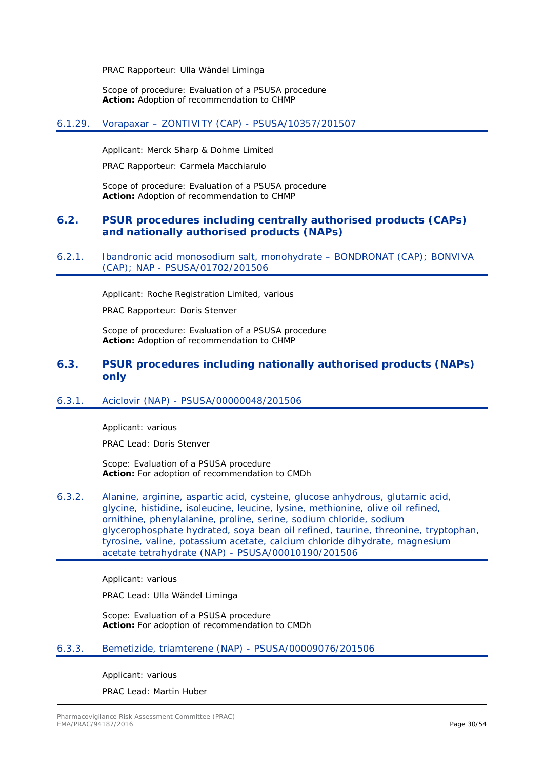PRAC Rapporteur: Ulla Wändel Liminga

Scope of procedure: Evaluation of a PSUSA procedure
**Action:** Adoption of recommendation to CHMP

#### 6.1.29. Vorapaxar – ZONTIVITY (CAP) - PSUSA/10357/201507

Applicant: Merck Sharp & Dohme Limited

PRAC Rapporteur: Carmela Macchiarulo

Scope of procedure: Evaluation of a PSUSA procedure
**Action:** Adoption of recommendation to CHMP

### 6.2. PSUR procedures including centrally authorised products (CAPs) and nationally authorised products (NAPs)

#### 6.2.1. Ibandronic acid monosodium salt, monohydrate – BONDRONAT (CAP); BONVIVA (CAP); NAP - PSUSA/01702/201506

Applicant: Roche Registration Limited, various

PRAC Rapporteur: Doris Stenver

Scope of procedure: Evaluation of a PSUSA procedure
**Action:** Adoption of recommendation to CHMP

### 6.3. PSUR procedures including nationally authorised products (NAPs) only

#### 6.3.1. Aciclovir (NAP) - PSUSA/00000048/201506

Applicant: various

PRAC Lead: Doris Stenver

Scope: Evaluation of a PSUSA procedure
**Action:** For adoption of recommendation to CMDh

#### 6.3.2. Alanine, arginine, aspartic acid, cysteine, glucose anhydrous, glutamic acid, glycine, histidine, isoleucine, leucine, lysine, methionine, olive oil refined, ornithine, phenylalanine, proline, serine, sodium chloride, sodium glycerophosphate hydrated, soya bean oil refined, taurine, threonine, tryptophan, tyrosine, valine, potassium acetate, calcium chloride dihydrate, magnesium acetate tetrahydrate (NAP) - PSUSA/00010190/201506

Applicant: various

PRAC Lead: Ulla Wändel Liminga

Scope: Evaluation of a PSUSA procedure
**Action:** For adoption of recommendation to CMDh

#### 6.3.3. Bemetizide, triamterene (NAP) - PSUSA/00009076/201506

Applicant: various

PRAC Lead: Martin Huber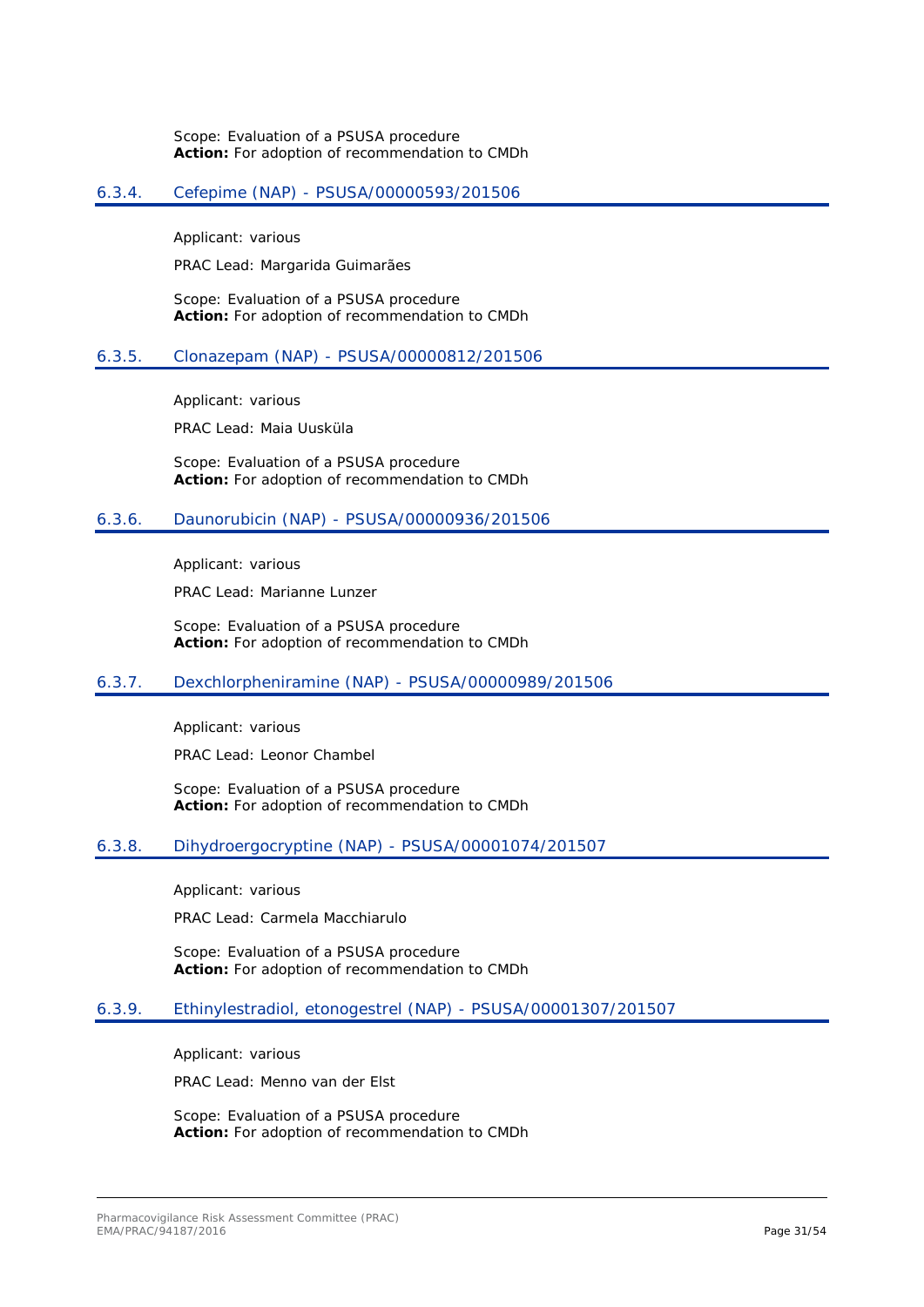Scope: Evaluation of a PSUSA procedure
**Action:** For adoption of recommendation to CMDh

### 6.3.4. Cefepime (NAP) - PSUSA/00000593/201506

Applicant: various

PRAC Lead: Margarida Guimarães

Scope: Evaluation of a PSUSA procedure
**Action:** For adoption of recommendation to CMDh

### 6.3.5. Clonazepam (NAP) - PSUSA/00000812/201506

Applicant: various

PRAC Lead: Maia Uusküla

Scope: Evaluation of a PSUSA procedure
**Action:** For adoption of recommendation to CMDh

### 6.3.6. Daunorubicin (NAP) - PSUSA/00000936/201506

Applicant: various

PRAC Lead: Marianne Lunzer

Scope: Evaluation of a PSUSA procedure
**Action:** For adoption of recommendation to CMDh

### 6.3.7. Dexchlorpheniramine (NAP) - PSUSA/00000989/201506

Applicant: various

PRAC Lead: Leonor Chambel

Scope: Evaluation of a PSUSA procedure
**Action:** For adoption of recommendation to CMDh

### 6.3.8. Dihydroergocryptine (NAP) - PSUSA/00001074/201507

Applicant: various

PRAC Lead: Carmela Macchiarulo

Scope: Evaluation of a PSUSA procedure
**Action:** For adoption of recommendation to CMDh

### 6.3.9. Ethinylestradiol, etonogestrel (NAP) - PSUSA/00001307/201507

Applicant: various

PRAC Lead: Menno van der Elst

Scope: Evaluation of a PSUSA procedure
**Action:** For adoption of recommendation to CMDh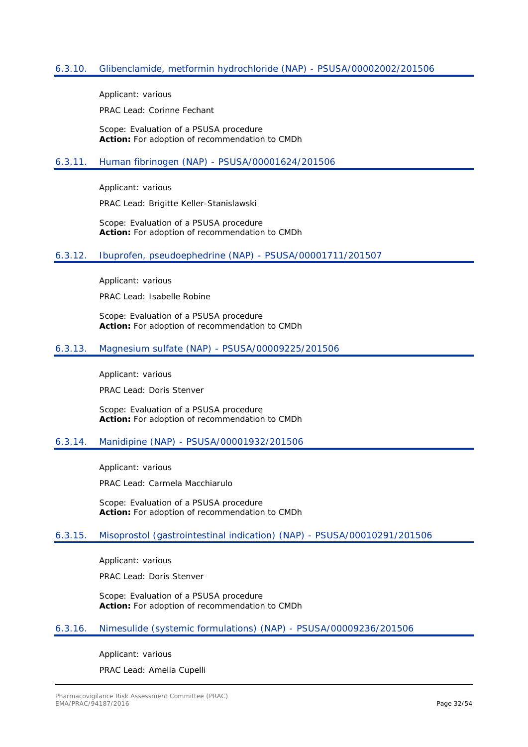### 6.3.10. Glibenclamide, metformin hydrochloride (NAP) - PSUSA/00002002/201506

Applicant: various

PRAC Lead: Corinne Fechant

Scope: Evaluation of a PSUSA procedure
**Action:** For adoption of recommendation to CMDh

### 6.3.11. Human fibrinogen (NAP) - PSUSA/00001624/201506

Applicant: various

PRAC Lead: Brigitte Keller-Stanislawski

Scope: Evaluation of a PSUSA procedure
**Action:** For adoption of recommendation to CMDh

### 6.3.12. Ibuprofen, pseudoephedrine (NAP) - PSUSA/00001711/201507

Applicant: various

PRAC Lead: Isabelle Robine

Scope: Evaluation of a PSUSA procedure
**Action:** For adoption of recommendation to CMDh

### 6.3.13. Magnesium sulfate (NAP) - PSUSA/00009225/201506

Applicant: various

PRAC Lead: Doris Stenver

Scope: Evaluation of a PSUSA procedure
**Action:** For adoption of recommendation to CMDh

### 6.3.14. Manidipine (NAP) - PSUSA/00001932/201506

Applicant: various

PRAC Lead: Carmela Macchiarulo

Scope: Evaluation of a PSUSA procedure
**Action:** For adoption of recommendation to CMDh

### 6.3.15. Misoprostol (gastrointestinal indication) (NAP) - PSUSA/00010291/201506

Applicant: various

PRAC Lead: Doris Stenver

Scope: Evaluation of a PSUSA procedure
**Action:** For adoption of recommendation to CMDh

### 6.3.16. Nimesulide (systemic formulations) (NAP) - PSUSA/00009236/201506

Applicant: various

PRAC Lead: Amelia Cupelli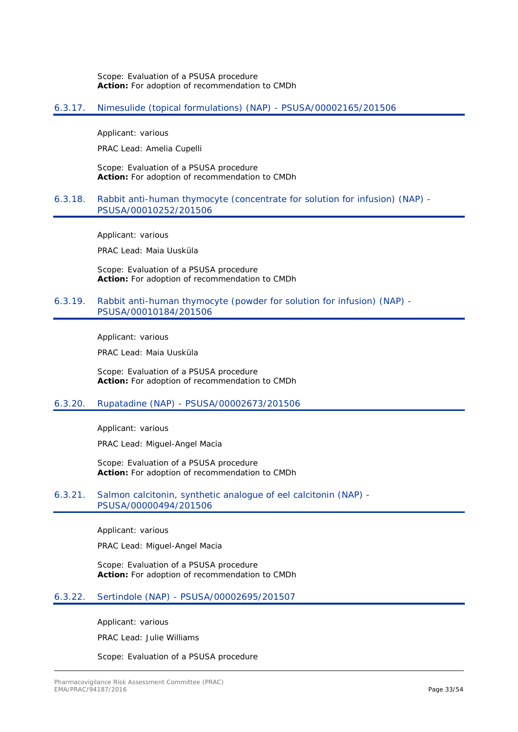Scope: Evaluation of a PSUSA procedure
**Action:** For adoption of recommendation to CMDh

### 6.3.17. Nimesulide (topical formulations) (NAP) - PSUSA/00002165/201506

Applicant: various

PRAC Lead: Amelia Cupelli

Scope: Evaluation of a PSUSA procedure
**Action:** For adoption of recommendation to CMDh

### 6.3.18. Rabbit anti-human thymocyte (concentrate for solution for infusion) (NAP) - PSUSA/00010252/201506

Applicant: various

PRAC Lead: Maia Uusküla

Scope: Evaluation of a PSUSA procedure
**Action:** For adoption of recommendation to CMDh

### 6.3.19. Rabbit anti-human thymocyte (powder for solution for infusion) (NAP) - PSUSA/00010184/201506

Applicant: various

PRAC Lead: Maia Uusküla

Scope: Evaluation of a PSUSA procedure
**Action:** For adoption of recommendation to CMDh

### 6.3.20. Rupatadine (NAP) - PSUSA/00002673/201506

Applicant: various

PRAC Lead: Miguel-Angel Macia

Scope: Evaluation of a PSUSA procedure
**Action:** For adoption of recommendation to CMDh

### 6.3.21. Salmon calcitonin, synthetic analogue of eel calcitonin (NAP) - PSUSA/00000494/201506

Applicant: various

PRAC Lead: Miguel-Angel Macia

Scope: Evaluation of a PSUSA procedure
**Action:** For adoption of recommendation to CMDh

### 6.3.22. Sertindole (NAP) - PSUSA/00002695/201507

Applicant: various

PRAC Lead: Julie Williams

Scope: Evaluation of a PSUSA procedure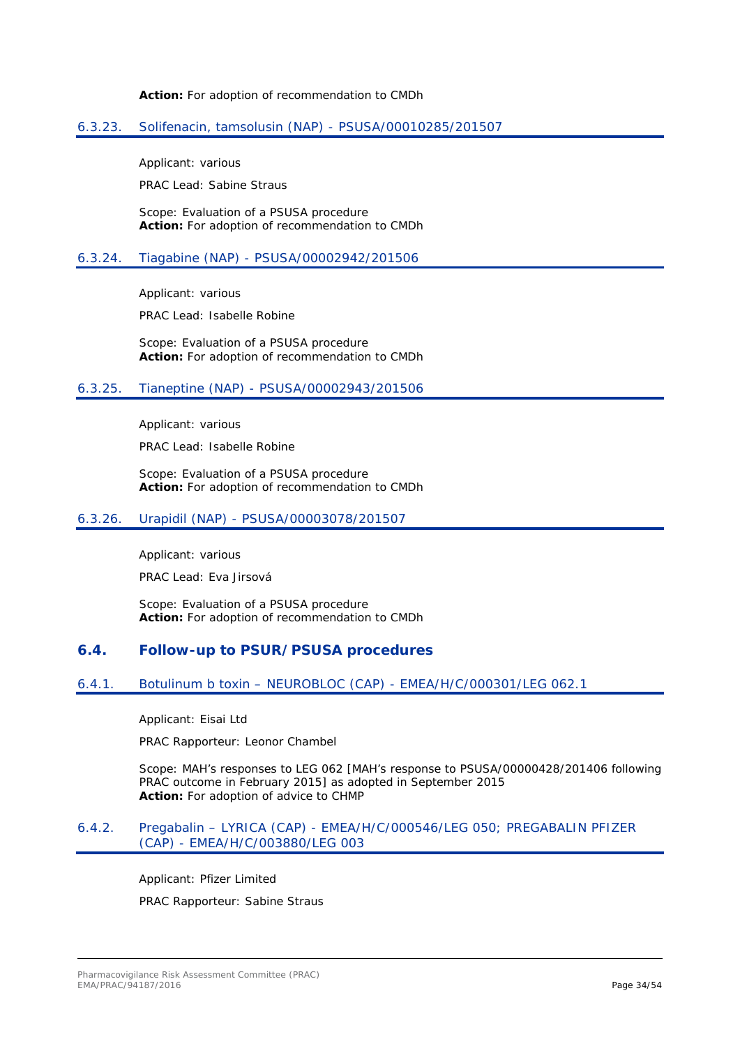**Action:** For adoption of recommendation to CMDh

### 6.3.23. Solifenacin, tamsolusin (NAP) - PSUSA/00010285/201507

Applicant: various

PRAC Lead: Sabine Straus

Scope: Evaluation of a PSUSA procedure
**Action:** For adoption of recommendation to CMDh

### 6.3.24. Tiagabine (NAP) - PSUSA/00002942/201506

Applicant: various

PRAC Lead: Isabelle Robine

Scope: Evaluation of a PSUSA procedure
**Action:** For adoption of recommendation to CMDh

### 6.3.25. Tianeptine (NAP) - PSUSA/00002943/201506

Applicant: various

PRAC Lead: Isabelle Robine

Scope: Evaluation of a PSUSA procedure
**Action:** For adoption of recommendation to CMDh

### 6.3.26. Urapidil (NAP) - PSUSA/00003078/201507

Applicant: various

PRAC Lead: Eva Jirsová

Scope: Evaluation of a PSUSA procedure
**Action:** For adoption of recommendation to CMDh

## 6.4. Follow-up to PSUR/PSUSA procedures

### 6.4.1. Botulinum b toxin – NEUROBLOC (CAP) - EMEA/H/C/000301/LEG 062.1

Applicant: Eisai Ltd

PRAC Rapporteur: Leonor Chambel

Scope: MAH's responses to LEG 062 [MAH's response to PSUSA/00000428/201406 following PRAC outcome in February 2015] as adopted in September 2015
**Action:** For adoption of advice to CHMP

### 6.4.2. Pregabalin – LYRICA (CAP) - EMEA/H/C/000546/LEG 050; PREGABALIN PFIZER (CAP) - EMEA/H/C/003880/LEG 003

Applicant: Pfizer Limited

PRAC Rapporteur: Sabine Straus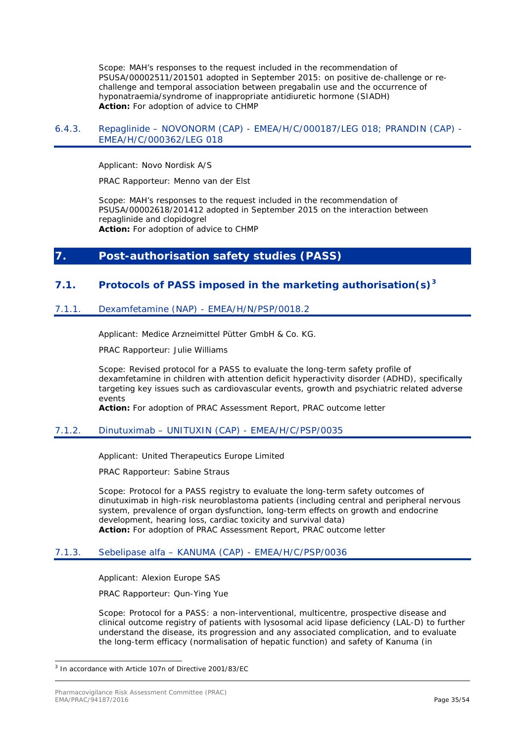Scope: MAH's responses to the request included in the recommendation of PSUSA/00002511/201501 adopted in September 2015: on positive de-challenge or re-challenge and temporal association between pregabalin use and the occurrence of hyponatraemia/syndrome of inappropriate antidiuretic hormone (SIADH)
**Action:** For adoption of advice to CHMP

### 6.4.3. Repaglinide – NOVONORM (CAP) - EMEA/H/C/000187/LEG 018; PRANDIN (CAP) - EMEA/H/C/000362/LEG 018

Applicant: Novo Nordisk A/S

PRAC Rapporteur: Menno van der Elst

Scope: MAH's responses to the request included in the recommendation of PSUSA/00002618/201412 adopted in September 2015 on the interaction between repaglinide and clopidogrel
**Action:** For adoption of advice to CHMP

# 7. Post-authorisation safety studies (PASS)

## 7.1. Protocols of PASS imposed in the marketing authorisation(s)[3]

### 7.1.1. Dexamfetamine (NAP) - EMEA/H/N/PSP/0018.2

Applicant: Medice Arzneimittel Pütter GmbH & Co. KG.

PRAC Rapporteur: Julie Williams

Scope: Revised protocol for a PASS to evaluate the long-term safety profile of dexamfetamine in children with attention deficit hyperactivity disorder (ADHD), specifically targeting key issues such as cardiovascular events, growth and psychiatric related adverse events
**Action:** For adoption of PRAC Assessment Report, PRAC outcome letter

### 7.1.2. Dinutuximab – UNITUXIN (CAP) - EMEA/H/C/PSP/0035

Applicant: United Therapeutics Europe Limited

PRAC Rapporteur: Sabine Straus

Scope: Protocol for a PASS registry to evaluate the long-term safety outcomes of dinutuximab in high-risk neuroblastoma patients (including central and peripheral nervous system, prevalence of organ dysfunction, long-term effects on growth and endocrine development, hearing loss, cardiac toxicity and survival data)
**Action:** For adoption of PRAC Assessment Report, PRAC outcome letter

### 7.1.3. Sebelipase alfa – KANUMA (CAP) - EMEA/H/C/PSP/0036

Applicant: Alexion Europe SAS

PRAC Rapporteur: Qun-Ying Yue

Scope: Protocol for a PASS: a non-interventional, multicentre, prospective disease and clinical outcome registry of patients with lysosomal acid lipase deficiency (LAL-D) to further understand the disease, its progression and any associated complication, and to evaluate the long-term efficacy (normalisation of hepatic function) and safety of Kanuma (in

---

[3] In accordance with Article 107n of Directive 2001/83/EC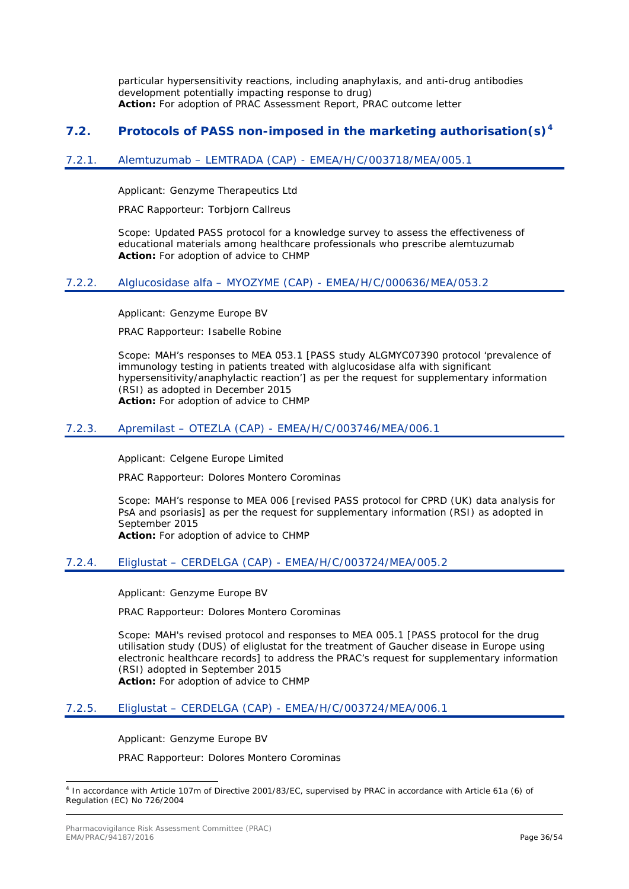particular hypersensitivity reactions, including anaphylaxis, and anti-drug antibodies development potentially impacting response to drug)
**Action:** For adoption of PRAC Assessment Report, PRAC outcome letter

## 7.2. Protocols of PASS non-imposed in the marketing authorisation(s)[4]

### 7.2.1. Alemtuzumab – LEMTRADA (CAP) - EMEA/H/C/003718/MEA/005.1

Applicant: Genzyme Therapeutics Ltd

PRAC Rapporteur: Torbjorn Callreus

Scope: Updated PASS protocol for a knowledge survey to assess the effectiveness of educational materials among healthcare professionals who prescribe alemtuzumab
**Action:** For adoption of advice to CHMP

### 7.2.2. Alglucosidase alfa – MYOZYME (CAP) - EMEA/H/C/000636/MEA/053.2

Applicant: Genzyme Europe BV

PRAC Rapporteur: Isabelle Robine

Scope: MAH's responses to MEA 053.1 [PASS study ALGMYC07390 protocol 'prevalence of immunology testing in patients treated with alglucosidase alfa with significant hypersensitivity/anaphylactic reaction'] as per the request for supplementary information (RSI) as adopted in December 2015
**Action:** For adoption of advice to CHMP

### 7.2.3. Apremilast – OTEZLA (CAP) - EMEA/H/C/003746/MEA/006.1

Applicant: Celgene Europe Limited

PRAC Rapporteur: Dolores Montero Corominas

Scope: MAH's response to MEA 006 [revised PASS protocol for CPRD (UK) data analysis for PsA and psoriasis] as per the request for supplementary information (RSI) as adopted in September 2015
**Action:** For adoption of advice to CHMP

### 7.2.4. Eliglustat – CERDELGA (CAP) - EMEA/H/C/003724/MEA/005.2

Applicant: Genzyme Europe BV

PRAC Rapporteur: Dolores Montero Corominas

Scope: MAH's revised protocol and responses to MEA 005.1 [PASS protocol for the drug utilisation study (DUS) of eliglustat for the treatment of Gaucher disease in Europe using electronic healthcare records] to address the PRAC's request for supplementary information (RSI) adopted in September 2015
**Action:** For adoption of advice to CHMP

### 7.2.5. Eliglustat – CERDELGA (CAP) - EMEA/H/C/003724/MEA/006.1

Applicant: Genzyme Europe BV

PRAC Rapporteur: Dolores Montero Corominas

---

[4] In accordance with Article 107m of Directive 2001/83/EC, supervised by PRAC in accordance with Article 61a (6) of Regulation (EC) No 726/2004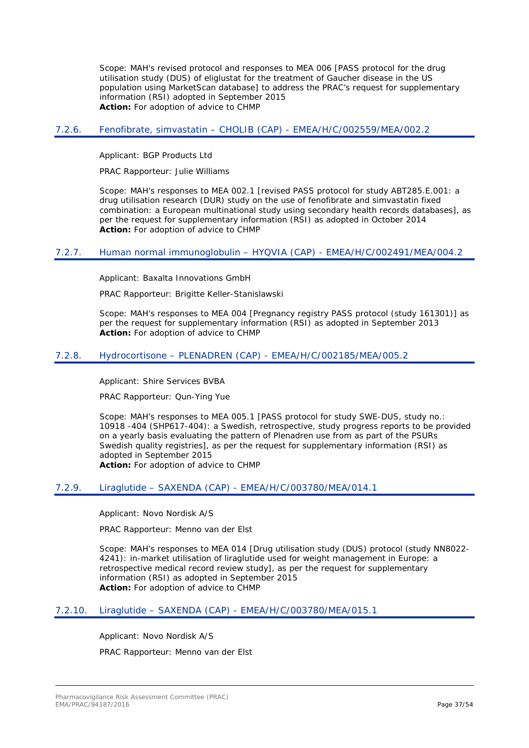Scope: MAH's revised protocol and responses to MEA 006 [PASS protocol for the drug utilisation study (DUS) of eliglustat for the treatment of Gaucher disease in the US population using MarketScan database] to address the PRAC's request for supplementary information (RSI) adopted in September 2015
**Action:** For adoption of advice to CHMP

### 7.2.6. Fenofibrate, simvastatin – CHOLIB (CAP) - EMEA/H/C/002559/MEA/002.2

Applicant: BGP Products Ltd

PRAC Rapporteur: Julie Williams

Scope: MAH's responses to MEA 002.1 [revised PASS protocol for study ABT285.E.001: a drug utilisation research (DUR) study on the use of fenofibrate and simvastatin fixed combination: a European multinational study using secondary health records databases], as per the request for supplementary information (RSI) as adopted in October 2014
**Action:** For adoption of advice to CHMP

### 7.2.7. Human normal immunoglobulin – HYQVIA (CAP) - EMEA/H/C/002491/MEA/004.2

Applicant: Baxalta Innovations GmbH

PRAC Rapporteur: Brigitte Keller-Stanislawski

Scope: MAH's responses to MEA 004 [Pregnancy registry PASS protocol (study 161301)] as per the request for supplementary information (RSI) as adopted in September 2013
**Action:** For adoption of advice to CHMP

### 7.2.8. Hydrocortisone – PLENADREN (CAP) - EMEA/H/C/002185/MEA/005.2

Applicant: Shire Services BVBA

PRAC Rapporteur: Qun-Ying Yue

Scope: MAH's responses to MEA 005.1 [PASS protocol for study SWE-DUS, study no.: 10918 -404 (SHP617-404): a Swedish, retrospective, study progress reports to be provided on a yearly basis evaluating the pattern of Plenadren use from as part of the PSURs Swedish quality registries], as per the request for supplementary information (RSI) as adopted in September 2015
**Action:** For adoption of advice to CHMP

### 7.2.9. Liraglutide – SAXENDA (CAP) - EMEA/H/C/003780/MEA/014.1

Applicant: Novo Nordisk A/S

PRAC Rapporteur: Menno van der Elst

Scope: MAH's responses to MEA 014 [Drug utilisation study (DUS) protocol (study NN8022-4241): in-market utilisation of liraglutide used for weight management in Europe: a retrospective medical record review study], as per the request for supplementary information (RSI) as adopted in September 2015
**Action:** For adoption of advice to CHMP

### 7.2.10. Liraglutide – SAXENDA (CAP) - EMEA/H/C/003780/MEA/015.1

Applicant: Novo Nordisk A/S

PRAC Rapporteur: Menno van der Elst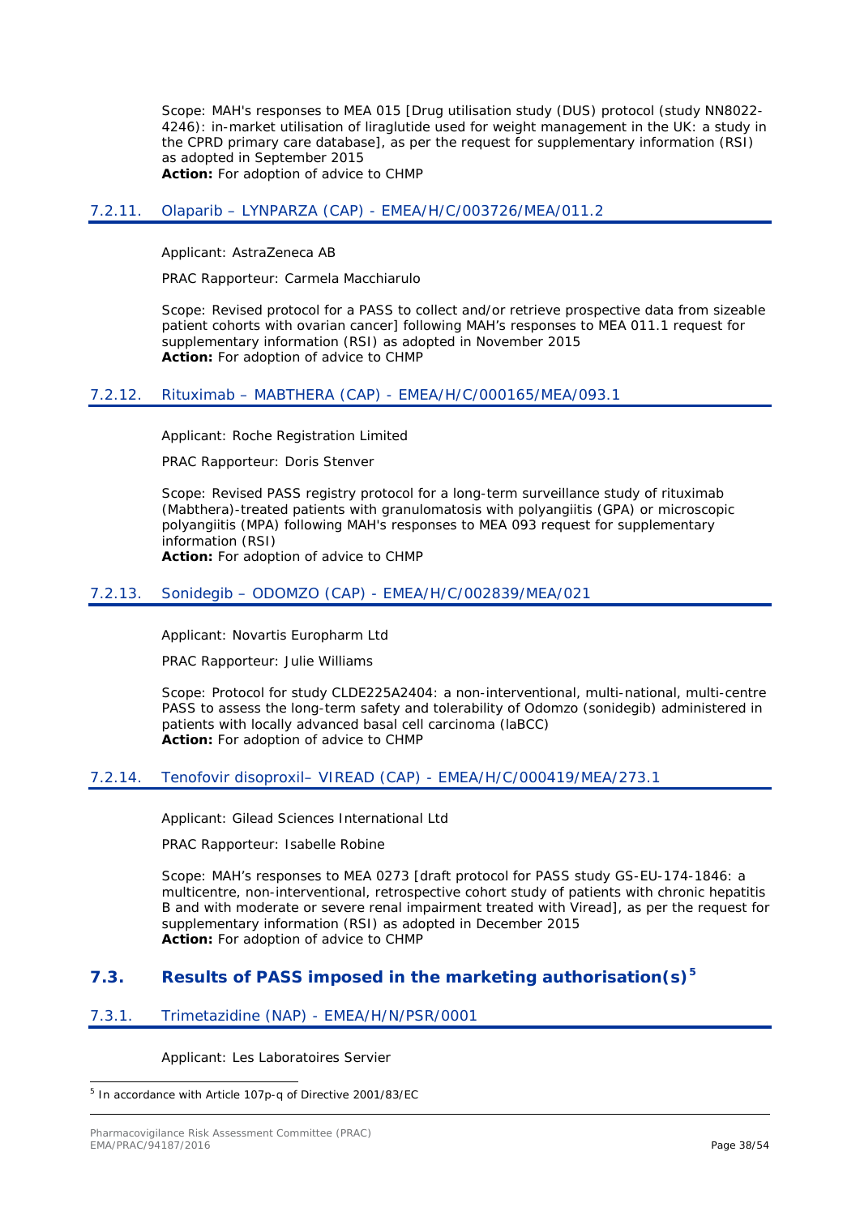Scope: MAH's responses to MEA 015 [Drug utilisation study (DUS) protocol (study NN8022-4246): in-market utilisation of liraglutide used for weight management in the UK: a study in the CPRD primary care database], as per the request for supplementary information (RSI) as adopted in September 2015
**Action:** For adoption of advice to CHMP

### 7.2.11. Olaparib – LYNPARZA (CAP) - EMEA/H/C/003726/MEA/011.2

Applicant: AstraZeneca AB

PRAC Rapporteur: Carmela Macchiarulo

Scope: Revised protocol for a PASS to collect and/or retrieve prospective data from sizeable patient cohorts with ovarian cancer] following MAH's responses to MEA 011.1 request for supplementary information (RSI) as adopted in November 2015
**Action:** For adoption of advice to CHMP

### 7.2.12. Rituximab – MABTHERA (CAP) - EMEA/H/C/000165/MEA/093.1

Applicant: Roche Registration Limited

PRAC Rapporteur: Doris Stenver

Scope: Revised PASS registry protocol for a long-term surveillance study of rituximab (Mabthera)-treated patients with granulomatosis with polyangiitis (GPA) or microscopic polyangiitis (MPA) following MAH's responses to MEA 093 request for supplementary information (RSI)
**Action:** For adoption of advice to CHMP

### 7.2.13. Sonidegib – ODOMZO (CAP) - EMEA/H/C/002839/MEA/021

Applicant: Novartis Europharm Ltd

PRAC Rapporteur: Julie Williams

Scope: Protocol for study CLDE225A2404: a non-interventional, multi-national, multi-centre PASS to assess the long-term safety and tolerability of Odomzo (sonidegib) administered in patients with locally advanced basal cell carcinoma (laBCC)
**Action:** For adoption of advice to CHMP

### 7.2.14. Tenofovir disoproxil– VIREAD (CAP) - EMEA/H/C/000419/MEA/273.1

Applicant: Gilead Sciences International Ltd

PRAC Rapporteur: Isabelle Robine

Scope: MAH's responses to MEA 0273 [draft protocol for PASS study GS-EU-174-1846: a multicentre, non-interventional, retrospective cohort study of patients with chronic hepatitis B and with moderate or severe renal impairment treated with Viread], as per the request for supplementary information (RSI) as adopted in December 2015
**Action:** For adoption of advice to CHMP

## 7.3. Results of PASS imposed in the marketing authorisation(s)[5]

### 7.3.1. Trimetazidine (NAP) - EMEA/H/N/PSR/0001

Applicant: Les Laboratoires Servier

[5] In accordance with Article 107p-q of Directive 2001/83/EC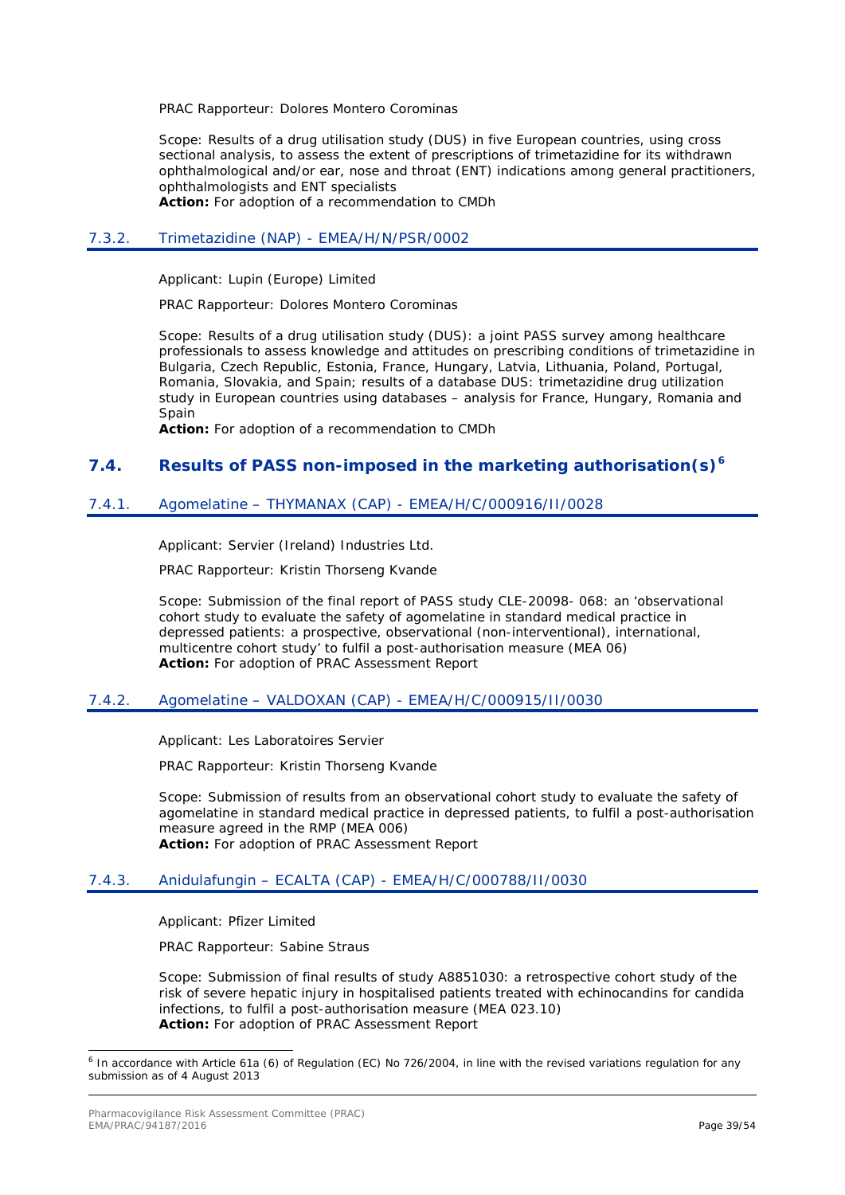PRAC Rapporteur: Dolores Montero Corominas

Scope: Results of a drug utilisation study (DUS) in five European countries, using cross sectional analysis, to assess the extent of prescriptions of trimetazidine for its withdrawn ophthalmological and/or ear, nose and throat (ENT) indications among general practitioners, ophthalmologists and ENT specialists

**Action:** For adoption of a recommendation to CMDh

### 7.3.2. Trimetazidine (NAP) - EMEA/H/N/PSR/0002

Applicant: Lupin (Europe) Limited

PRAC Rapporteur: Dolores Montero Corominas

Scope: Results of a drug utilisation study (DUS): a joint PASS survey among healthcare professionals to assess knowledge and attitudes on prescribing conditions of trimetazidine in Bulgaria, Czech Republic, Estonia, France, Hungary, Latvia, Lithuania, Poland, Portugal, Romania, Slovakia, and Spain; results of a database DUS: trimetazidine drug utilization study in European countries using databases – analysis for France, Hungary, Romania and Spain

**Action:** For adoption of a recommendation to CMDh

## 7.4. Results of PASS non-imposed in the marketing authorisation(s)[6]

### 7.4.1. Agomelatine – THYMANAX (CAP) - EMEA/H/C/000916/II/0028

Applicant: Servier (Ireland) Industries Ltd.

PRAC Rapporteur: Kristin Thorseng Kvande

Scope: Submission of the final report of PASS study CLE-20098- 068: an 'observational cohort study to evaluate the safety of agomelatine in standard medical practice in depressed patients: a prospective, observational (non-interventional), international, multicentre cohort study' to fulfil a post-authorisation measure (MEA 06)

**Action:** For adoption of PRAC Assessment Report

### 7.4.2. Agomelatine – VALDOXAN (CAP) - EMEA/H/C/000915/II/0030

Applicant: Les Laboratoires Servier

PRAC Rapporteur: Kristin Thorseng Kvande

Scope: Submission of results from an observational cohort study to evaluate the safety of agomelatine in standard medical practice in depressed patients, to fulfil a post-authorisation measure agreed in the RMP (MEA 006)

**Action:** For adoption of PRAC Assessment Report

### 7.4.3. Anidulafungin – ECALTA (CAP) - EMEA/H/C/000788/II/0030

Applicant: Pfizer Limited

PRAC Rapporteur: Sabine Straus

Scope: Submission of final results of study A8851030: a retrospective cohort study of the risk of severe hepatic injury in hospitalised patients treated with echinocandins for candida infections, to fulfil a post-authorisation measure (MEA 023.10)

**Action:** For adoption of PRAC Assessment Report

---

[6] In accordance with Article 61a (6) of Regulation (EC) No 726/2004, in line with the revised variations regulation for any submission as of 4 August 2013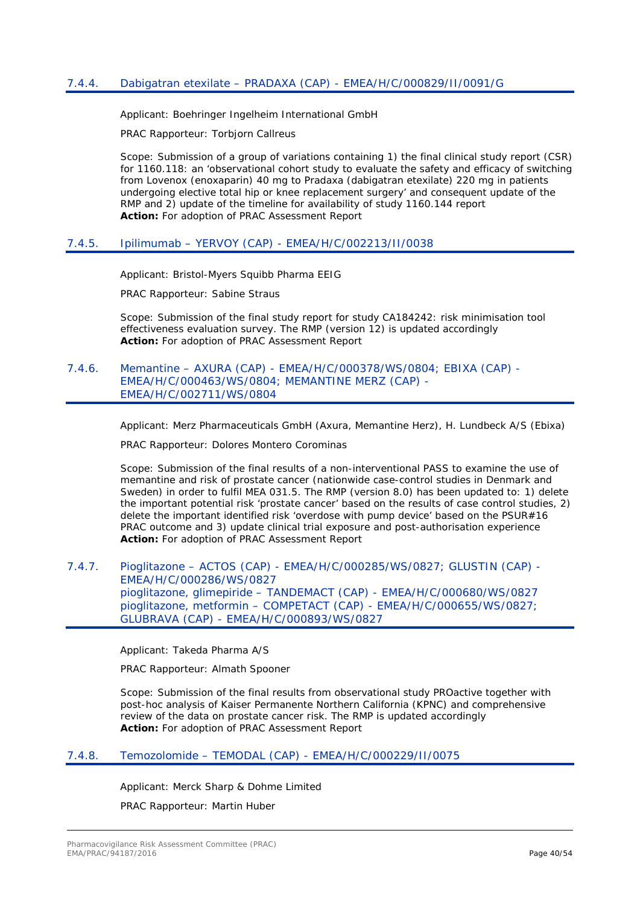### 7.4.4. Dabigatran etexilate – PRADAXA (CAP) - EMEA/H/C/000829/II/0091/G

Applicant: Boehringer Ingelheim International GmbH

PRAC Rapporteur: Torbjorn Callreus

Scope: Submission of a group of variations containing 1) the final clinical study report (CSR) for 1160.118: an 'observational cohort study to evaluate the safety and efficacy of switching from Lovenox (enoxaparin) 40 mg to Pradaxa (dabigatran etexilate) 220 mg in patients undergoing elective total hip or knee replacement surgery' and consequent update of the RMP and 2) update of the timeline for availability of study 1160.144 report
**Action:** For adoption of PRAC Assessment Report

### 7.4.5. Ipilimumab – YERVOY (CAP) - EMEA/H/C/002213/II/0038

Applicant: Bristol-Myers Squibb Pharma EEIG

PRAC Rapporteur: Sabine Straus

Scope: Submission of the final study report for study CA184242: risk minimisation tool effectiveness evaluation survey. The RMP (version 12) is updated accordingly
**Action:** For adoption of PRAC Assessment Report

### 7.4.6. Memantine – AXURA (CAP) - EMEA/H/C/000378/WS/0804; EBIXA (CAP) - EMEA/H/C/000463/WS/0804; MEMANTINE MERZ (CAP) - EMEA/H/C/002711/WS/0804

Applicant: Merz Pharmaceuticals GmbH (Axura, Memantine Herz), H. Lundbeck A/S (Ebixa)

PRAC Rapporteur: Dolores Montero Corominas

Scope: Submission of the final results of a non-interventional PASS to examine the use of memantine and risk of prostate cancer (nationwide case-control studies in Denmark and Sweden) in order to fulfil MEA 031.5. The RMP (version 8.0) has been updated to: 1) delete the important potential risk 'prostate cancer' based on the results of case control studies, 2) delete the important identified risk 'overdose with pump device' based on the PSUR#16 PRAC outcome and 3) update clinical trial exposure and post-authorisation experience
**Action:** For adoption of PRAC Assessment Report

### 7.4.7. Pioglitazone – ACTOS (CAP) - EMEA/H/C/000285/WS/0827; GLUSTIN (CAP) - EMEA/H/C/000286/WS/0827 pioglitazone, glimepiride – TANDEMACT (CAP) - EMEA/H/C/000680/WS/0827 pioglitazone, metformin – COMPETACT (CAP) - EMEA/H/C/000655/WS/0827; GLUBRAVA (CAP) - EMEA/H/C/000893/WS/0827

Applicant: Takeda Pharma A/S

PRAC Rapporteur: Almath Spooner

Scope: Submission of the final results from observational study PROactive together with post-hoc analysis of Kaiser Permanente Northern California (KPNC) and comprehensive review of the data on prostate cancer risk. The RMP is updated accordingly
**Action:** For adoption of PRAC Assessment Report

### 7.4.8. Temozolomide – TEMODAL (CAP) - EMEA/H/C/000229/II/0075

Applicant: Merck Sharp & Dohme Limited

PRAC Rapporteur: Martin Huber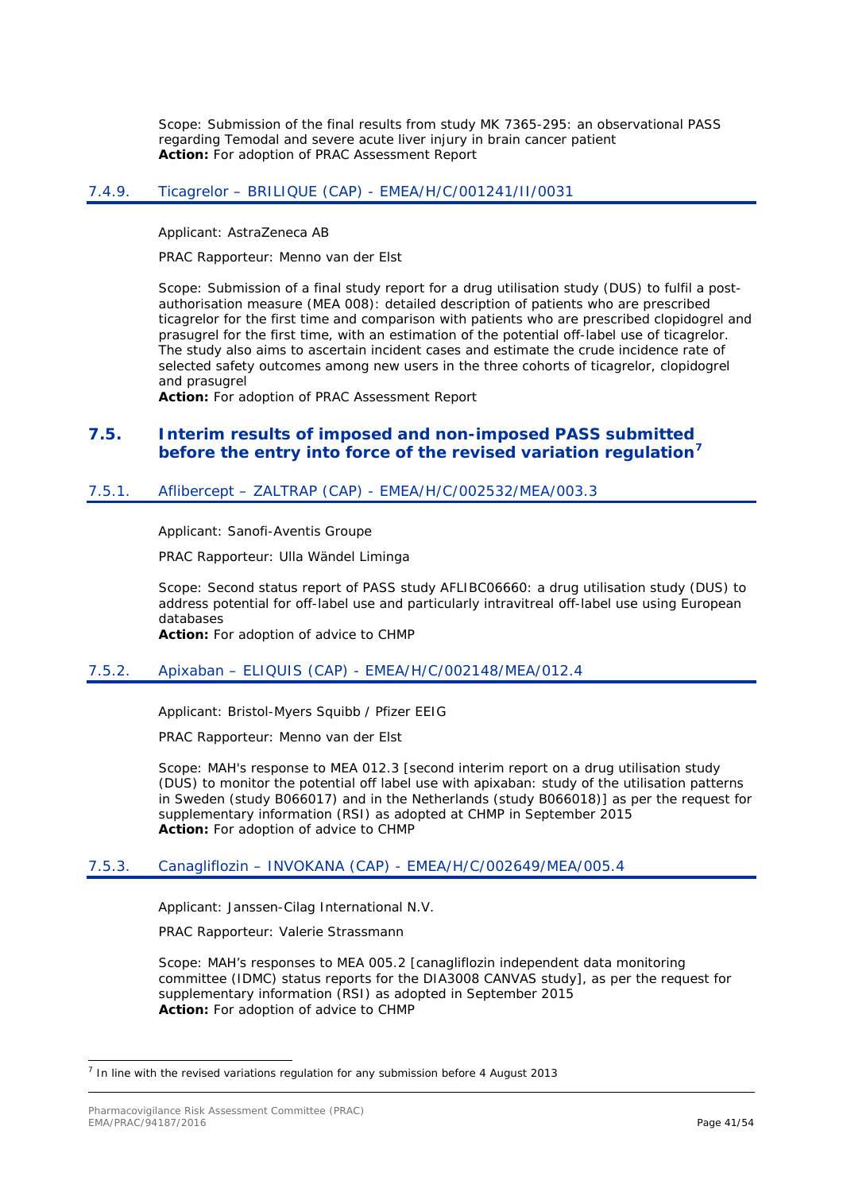Scope: Submission of the final results from study MK 7365-295: an observational PASS regarding Temodal and severe acute liver injury in brain cancer patient
**Action:** For adoption of PRAC Assessment Report

### 7.4.9. Ticagrelor – BRILIQUE (CAP) - EMEA/H/C/001241/II/0031

Applicant: AstraZeneca AB

PRAC Rapporteur: Menno van der Elst

Scope: Submission of a final study report for a drug utilisation study (DUS) to fulfil a post-authorisation measure (MEA 008): detailed description of patients who are prescribed ticagrelor for the first time and comparison with patients who are prescribed clopidogrel and prasugrel for the first time, with an estimation of the potential off-label use of ticagrelor. The study also aims to ascertain incident cases and estimate the crude incidence rate of selected safety outcomes among new users in the three cohorts of ticagrelor, clopidogrel and prasugrel
**Action:** For adoption of PRAC Assessment Report

## 7.5. Interim results of imposed and non-imposed PASS submitted before the entry into force of the revised variation regulation[7]

### 7.5.1. Aflibercept – ZALTRAP (CAP) - EMEA/H/C/002532/MEA/003.3

Applicant: Sanofi-Aventis Groupe

PRAC Rapporteur: Ulla Wändel Liminga

Scope: Second status report of PASS study AFLIBC06660: a drug utilisation study (DUS) to address potential for off-label use and particularly intravitreal off-label use using European databases
**Action:** For adoption of advice to CHMP

### 7.5.2. Apixaban – ELIQUIS (CAP) - EMEA/H/C/002148/MEA/012.4

Applicant: Bristol-Myers Squibb / Pfizer EEIG

PRAC Rapporteur: Menno van der Elst

Scope: MAH's response to MEA 012.3 [second interim report on a drug utilisation study (DUS) to monitor the potential off label use with apixaban: study of the utilisation patterns in Sweden (study B066017) and in the Netherlands (study B066018)] as per the request for supplementary information (RSI) as adopted at CHMP in September 2015
**Action:** For adoption of advice to CHMP

### 7.5.3. Canagliflozin – INVOKANA (CAP) - EMEA/H/C/002649/MEA/005.4

Applicant: Janssen-Cilag International N.V.

PRAC Rapporteur: Valerie Strassmann

Scope: MAH's responses to MEA 005.2 [canagliflozin independent data monitoring committee (IDMC) status reports for the DIA3008 CANVAS study], as per the request for supplementary information (RSI) as adopted in September 2015
**Action:** For adoption of advice to CHMP

---

[7] In line with the revised variations regulation for any submission before 4 August 2013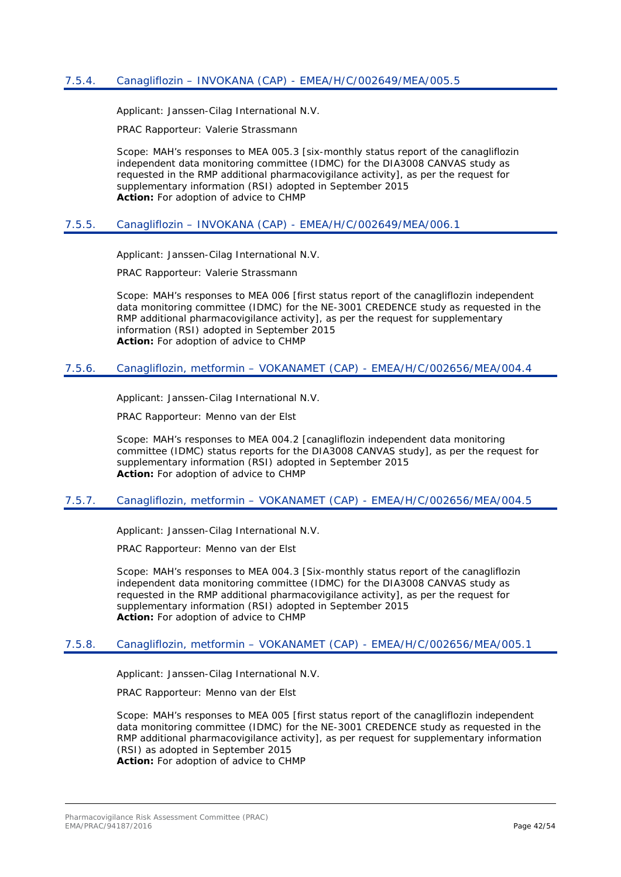### 7.5.4. Canagliflozin – INVOKANA (CAP) - EMEA/H/C/002649/MEA/005.5

Applicant: Janssen-Cilag International N.V.

PRAC Rapporteur: Valerie Strassmann

Scope: MAH's responses to MEA 005.3 [six-monthly status report of the canagliflozin independent data monitoring committee (IDMC) for the DIA3008 CANVAS study as requested in the RMP additional pharmacovigilance activity], as per the request for supplementary information (RSI) adopted in September 2015
**Action:** For adoption of advice to CHMP

### 7.5.5. Canagliflozin – INVOKANA (CAP) - EMEA/H/C/002649/MEA/006.1

Applicant: Janssen-Cilag International N.V.

PRAC Rapporteur: Valerie Strassmann

Scope: MAH's responses to MEA 006 [first status report of the canagliflozin independent data monitoring committee (IDMC) for the NE-3001 CREDENCE study as requested in the RMP additional pharmacovigilance activity], as per the request for supplementary information (RSI) adopted in September 2015
**Action:** For adoption of advice to CHMP

### 7.5.6. Canagliflozin, metformin – VOKANAMET (CAP) - EMEA/H/C/002656/MEA/004.4

Applicant: Janssen-Cilag International N.V.

PRAC Rapporteur: Menno van der Elst

Scope: MAH's responses to MEA 004.2 [canagliflozin independent data monitoring committee (IDMC) status reports for the DIA3008 CANVAS study], as per the request for supplementary information (RSI) adopted in September 2015
**Action:** For adoption of advice to CHMP

### 7.5.7. Canagliflozin, metformin – VOKANAMET (CAP) - EMEA/H/C/002656/MEA/004.5

Applicant: Janssen-Cilag International N.V.

PRAC Rapporteur: Menno van der Elst

Scope: MAH's responses to MEA 004.3 [Six-monthly status report of the canagliflozin independent data monitoring committee (IDMC) for the DIA3008 CANVAS study as requested in the RMP additional pharmacovigilance activity], as per the request for supplementary information (RSI) adopted in September 2015
**Action:** For adoption of advice to CHMP

### 7.5.8. Canagliflozin, metformin – VOKANAMET (CAP) - EMEA/H/C/002656/MEA/005.1

Applicant: Janssen-Cilag International N.V.

PRAC Rapporteur: Menno van der Elst

Scope: MAH's responses to MEA 005 [first status report of the canagliflozin independent data monitoring committee (IDMC) for the NE-3001 CREDENCE study as requested in the RMP additional pharmacovigilance activity], as per request for supplementary information (RSI) as adopted in September 2015
**Action:** For adoption of advice to CHMP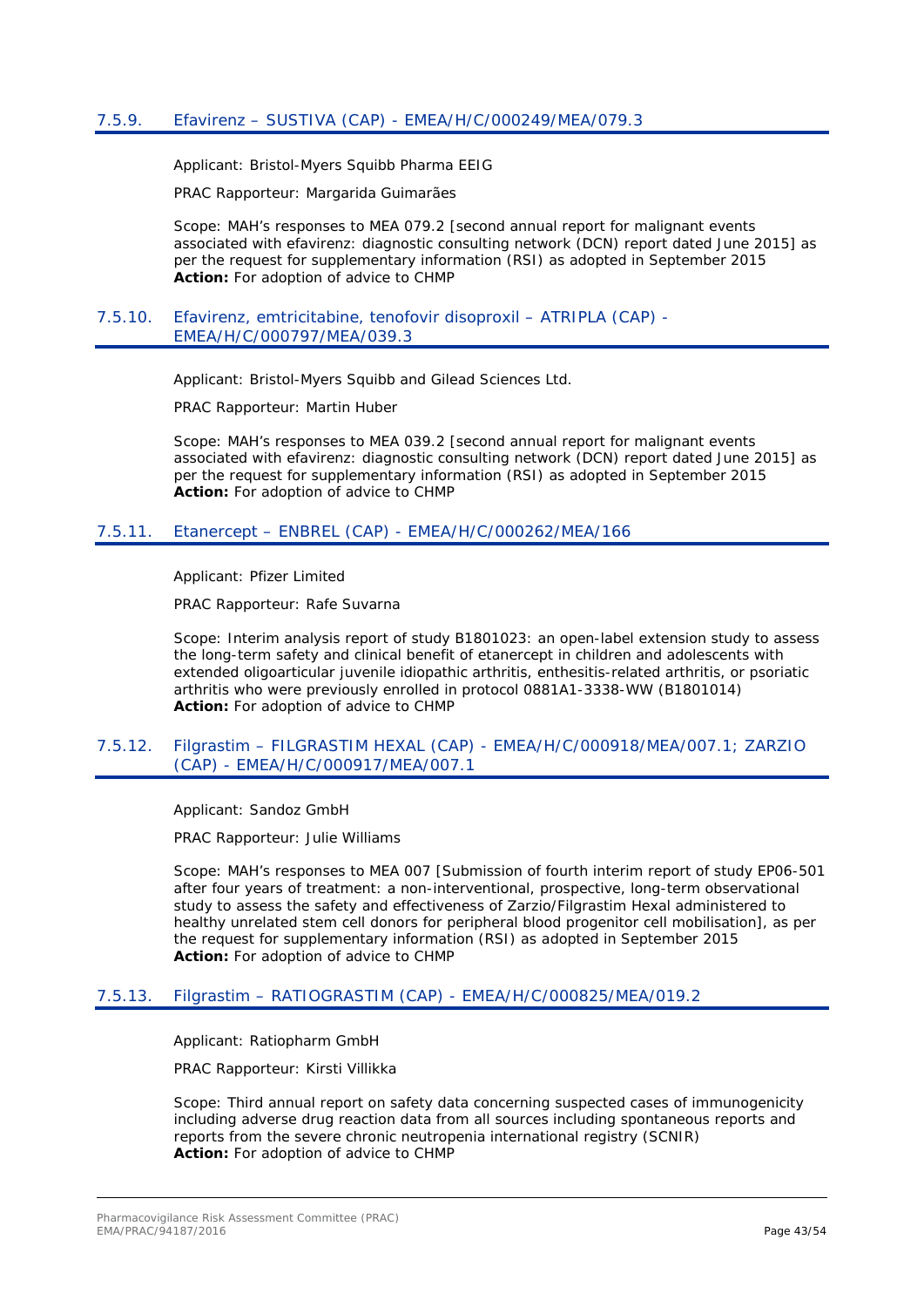### 7.5.9. Efavirenz – SUSTIVA (CAP) - EMEA/H/C/000249/MEA/079.3

Applicant: Bristol-Myers Squibb Pharma EEIG

PRAC Rapporteur: Margarida Guimarães

Scope: MAH's responses to MEA 079.2 [second annual report for malignant events associated with efavirenz: diagnostic consulting network (DCN) report dated June 2015] as per the request for supplementary information (RSI) as adopted in September 2015
**Action:** For adoption of advice to CHMP

### 7.5.10. Efavirenz, emtricitabine, tenofovir disoproxil – ATRIPLA (CAP) - EMEA/H/C/000797/MEA/039.3

Applicant: Bristol-Myers Squibb and Gilead Sciences Ltd.

PRAC Rapporteur: Martin Huber

Scope: MAH's responses to MEA 039.2 [second annual report for malignant events associated with efavirenz: diagnostic consulting network (DCN) report dated June 2015] as per the request for supplementary information (RSI) as adopted in September 2015
**Action:** For adoption of advice to CHMP

### 7.5.11. Etanercept – ENBREL (CAP) - EMEA/H/C/000262/MEA/166

Applicant: Pfizer Limited

PRAC Rapporteur: Rafe Suvarna

Scope: Interim analysis report of study B1801023: an open-label extension study to assess the long-term safety and clinical benefit of etanercept in children and adolescents with extended oligoarticular juvenile idiopathic arthritis, enthesitis-related arthritis, or psoriatic arthritis who were previously enrolled in protocol 0881A1-3338-WW (B1801014)
**Action:** For adoption of advice to CHMP

### 7.5.12. Filgrastim – FILGRASTIM HEXAL (CAP) - EMEA/H/C/000918/MEA/007.1; ZARZIO (CAP) - EMEA/H/C/000917/MEA/007.1

Applicant: Sandoz GmbH

PRAC Rapporteur: Julie Williams

Scope: MAH's responses to MEA 007 [Submission of fourth interim report of study EP06-501 after four years of treatment: a non-interventional, prospective, long-term observational study to assess the safety and effectiveness of Zarzio/Filgrastim Hexal administered to healthy unrelated stem cell donors for peripheral blood progenitor cell mobilisation], as per the request for supplementary information (RSI) as adopted in September 2015
**Action:** For adoption of advice to CHMP

### 7.5.13. Filgrastim – RATIOGRASTIM (CAP) - EMEA/H/C/000825/MEA/019.2

Applicant: Ratiopharm GmbH

PRAC Rapporteur: Kirsti Villikka

Scope: Third annual report on safety data concerning suspected cases of immunogenicity including adverse drug reaction data from all sources including spontaneous reports and reports from the severe chronic neutropenia international registry (SCNIR)
**Action:** For adoption of advice to CHMP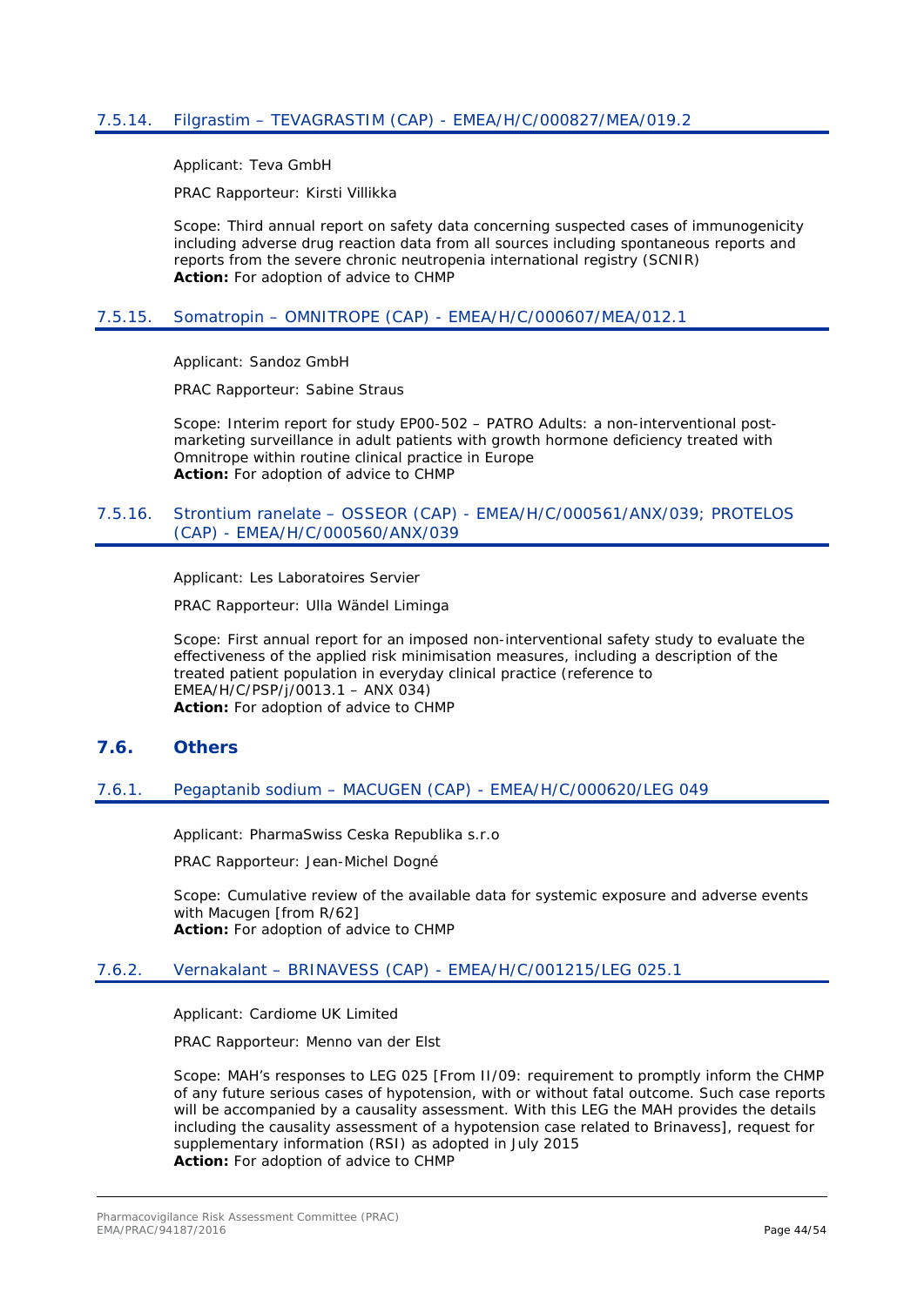### 7.5.14. Filgrastim – TEVAGRASTIM (CAP) - EMEA/H/C/000827/MEA/019.2

Applicant: Teva GmbH

PRAC Rapporteur: Kirsti Villikka

Scope: Third annual report on safety data concerning suspected cases of immunogenicity including adverse drug reaction data from all sources including spontaneous reports and reports from the severe chronic neutropenia international registry (SCNIR)
**Action:** For adoption of advice to CHMP

### 7.5.15. Somatropin – OMNITROPE (CAP) - EMEA/H/C/000607/MEA/012.1

Applicant: Sandoz GmbH

PRAC Rapporteur: Sabine Straus

Scope: Interim report for study EP00-502 – PATRO Adults: a non-interventional post-marketing surveillance in adult patients with growth hormone deficiency treated with Omnitrope within routine clinical practice in Europe
**Action:** For adoption of advice to CHMP

### 7.5.16. Strontium ranelate – OSSEOR (CAP) - EMEA/H/C/000561/ANX/039; PROTELOS (CAP) - EMEA/H/C/000560/ANX/039

Applicant: Les Laboratoires Servier

PRAC Rapporteur: Ulla Wändel Liminga

Scope: First annual report for an imposed non-interventional safety study to evaluate the effectiveness of the applied risk minimisation measures, including a description of the treated patient population in everyday clinical practice (reference to EMEA/H/C/PSP/j/0013.1 – ANX 034)
**Action:** For adoption of advice to CHMP

## 7.6. Others

### 7.6.1. Pegaptanib sodium – MACUGEN (CAP) - EMEA/H/C/000620/LEG 049

Applicant: PharmaSwiss Ceska Republika s.r.o

PRAC Rapporteur: Jean-Michel Dogné

Scope: Cumulative review of the available data for systemic exposure and adverse events with Macugen [from R/62]
**Action:** For adoption of advice to CHMP

### 7.6.2. Vernakalant – BRINAVESS (CAP) - EMEA/H/C/001215/LEG 025.1

Applicant: Cardiome UK Limited

PRAC Rapporteur: Menno van der Elst

Scope: MAH's responses to LEG 025 [From II/09: requirement to promptly inform the CHMP of any future serious cases of hypotension, with or without fatal outcome. Such case reports will be accompanied by a causality assessment. With this LEG the MAH provides the details including the causality assessment of a hypotension case related to Brinavess], request for supplementary information (RSI) as adopted in July 2015
**Action:** For adoption of advice to CHMP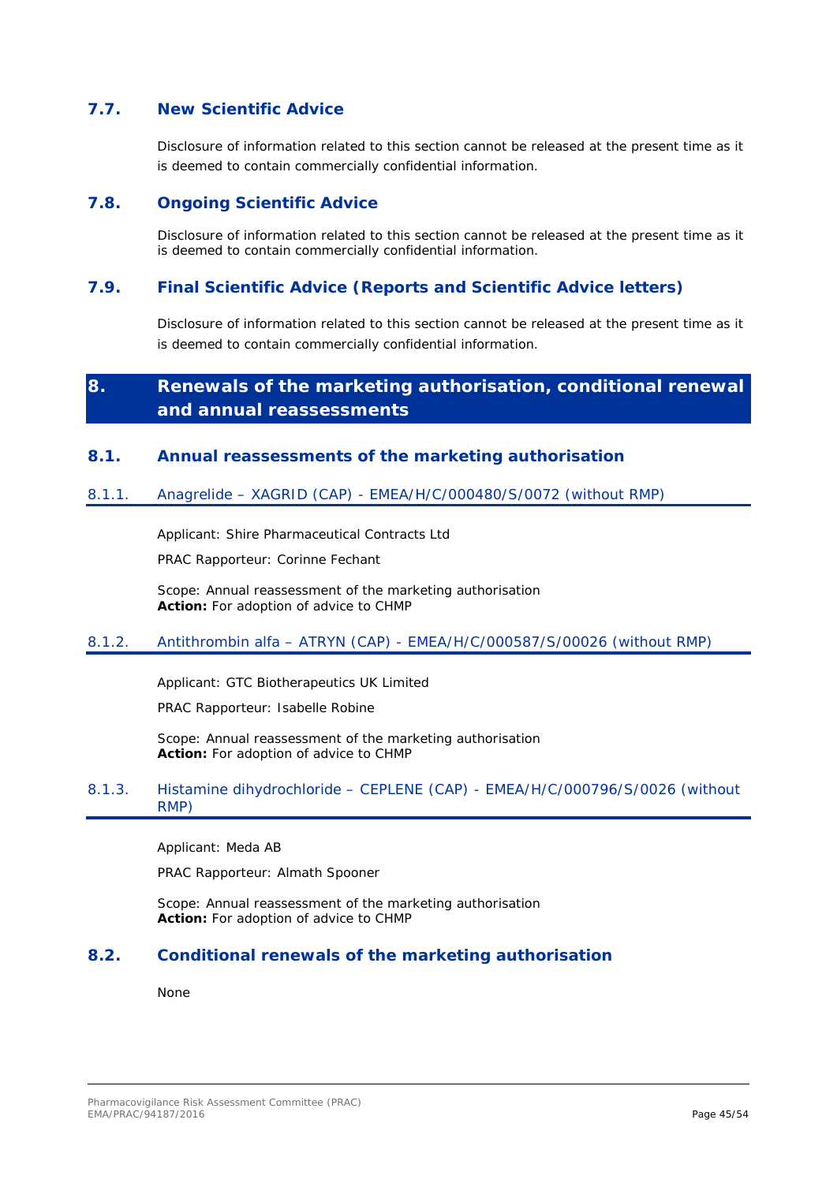## 7.7. New Scientific Advice

Disclosure of information related to this section cannot be released at the present time as it is deemed to contain commercially confidential information.

## 7.8. Ongoing Scientific Advice

Disclosure of information related to this section cannot be released at the present time as it is deemed to contain commercially confidential information.

## 7.9. Final Scientific Advice (Reports and Scientific Advice letters)

Disclosure of information related to this section cannot be released at the present time as it is deemed to contain commercially confidential information.

# 8. Renewals of the marketing authorisation, conditional renewal and annual reassessments

## 8.1. Annual reassessments of the marketing authorisation

### 8.1.1. Anagrelide – XAGRID (CAP) - EMEA/H/C/000480/S/0072 (without RMP)

Applicant: Shire Pharmaceutical Contracts Ltd

PRAC Rapporteur: Corinne Fechant

Scope: Annual reassessment of the marketing authorisation
**Action:** For adoption of advice to CHMP

### 8.1.2. Antithrombin alfa – ATRYN (CAP) - EMEA/H/C/000587/S/00026 (without RMP)

Applicant: GTC Biotherapeutics UK Limited

PRAC Rapporteur: Isabelle Robine

Scope: Annual reassessment of the marketing authorisation
**Action:** For adoption of advice to CHMP

### 8.1.3. Histamine dihydrochloride – CEPLENE (CAP) - EMEA/H/C/000796/S/0026 (without RMP)

Applicant: Meda AB

PRAC Rapporteur: Almath Spooner

Scope: Annual reassessment of the marketing authorisation
**Action:** For adoption of advice to CHMP

## 8.2. Conditional renewals of the marketing authorisation

None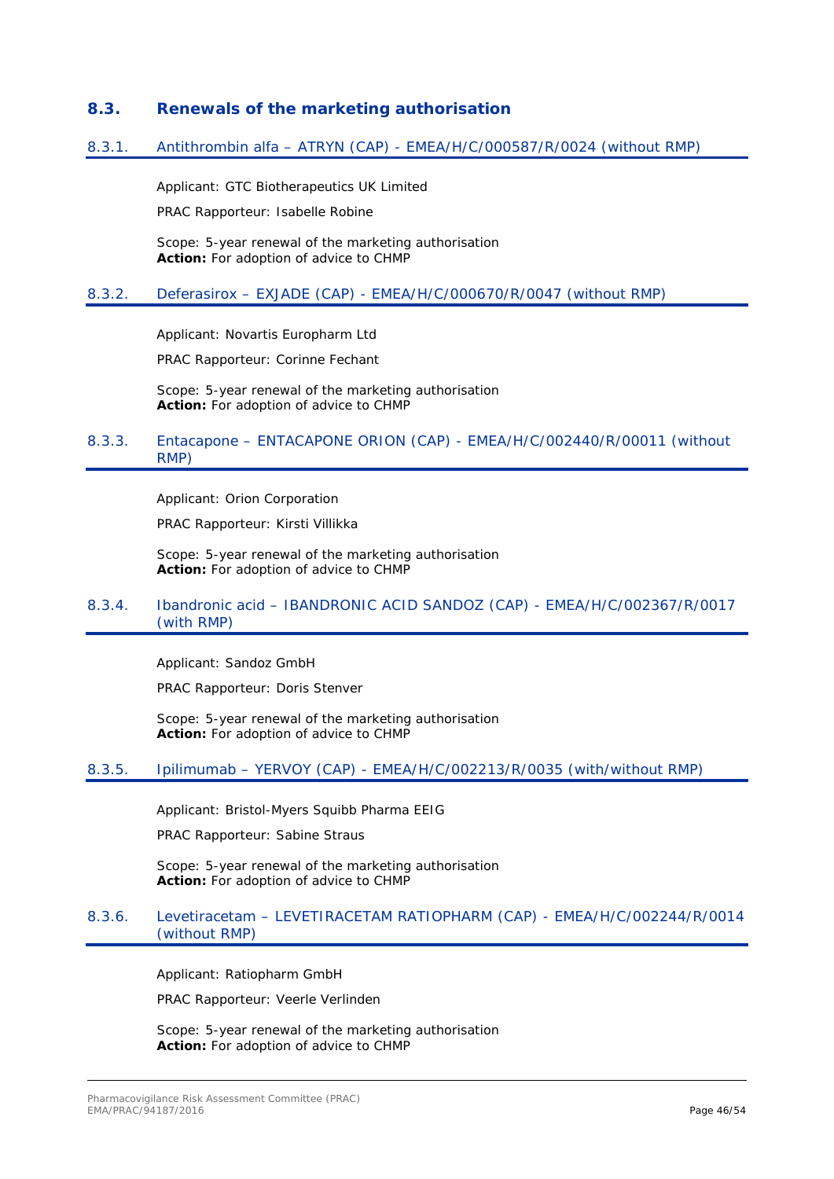## 8.3. Renewals of the marketing authorisation

### 8.3.1. Antithrombin alfa – ATRYN (CAP) - EMEA/H/C/000587/R/0024 (without RMP)

Applicant: GTC Biotherapeutics UK Limited

PRAC Rapporteur: Isabelle Robine

Scope: 5-year renewal of the marketing authorisation
**Action:** For adoption of advice to CHMP

### 8.3.2. Deferasirox – EXJADE (CAP) - EMEA/H/C/000670/R/0047 (without RMP)

Applicant: Novartis Europharm Ltd

PRAC Rapporteur: Corinne Fechant

Scope: 5-year renewal of the marketing authorisation
**Action:** For adoption of advice to CHMP

### 8.3.3. Entacapone – ENTACAPONE ORION (CAP) - EMEA/H/C/002440/R/00011 (without RMP)

Applicant: Orion Corporation

PRAC Rapporteur: Kirsti Villikka

Scope: 5-year renewal of the marketing authorisation
**Action:** For adoption of advice to CHMP

### 8.3.4. Ibandronic acid – IBANDRONIC ACID SANDOZ (CAP) - EMEA/H/C/002367/R/0017 (with RMP)

Applicant: Sandoz GmbH

PRAC Rapporteur: Doris Stenver

Scope: 5-year renewal of the marketing authorisation
**Action:** For adoption of advice to CHMP

### 8.3.5. Ipilimumab – YERVOY (CAP) - EMEA/H/C/002213/R/0035 (with/without RMP)

Applicant: Bristol-Myers Squibb Pharma EEIG

PRAC Rapporteur: Sabine Straus

Scope: 5-year renewal of the marketing authorisation
**Action:** For adoption of advice to CHMP

### 8.3.6. Levetiracetam – LEVETIRACETAM RATIOPHARM (CAP) - EMEA/H/C/002244/R/0014 (without RMP)

Applicant: Ratiopharm GmbH

PRAC Rapporteur: Veerle Verlinden

Scope: 5-year renewal of the marketing authorisation
**Action:** For adoption of advice to CHMP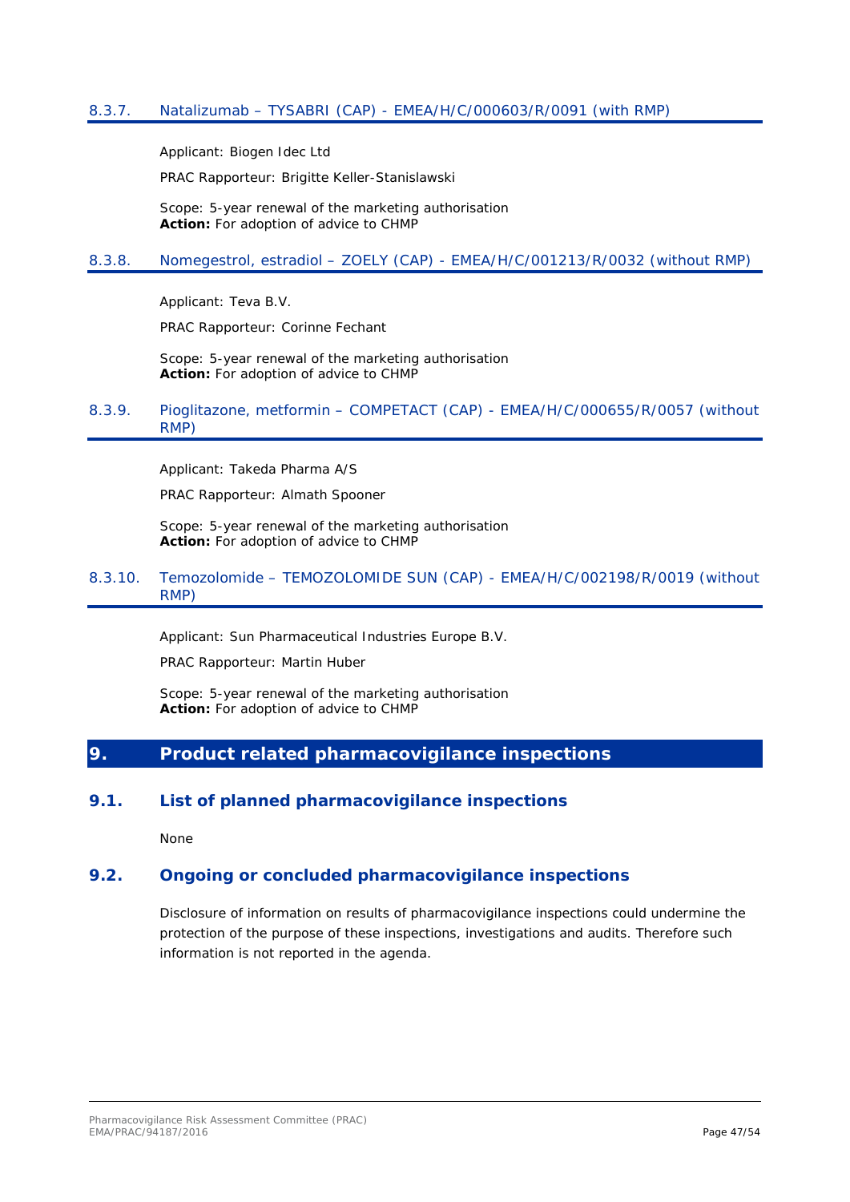#### 8.3.7. Natalizumab – TYSABRI (CAP) - EMEA/H/C/000603/R/0091 (with RMP)

Applicant: Biogen Idec Ltd

PRAC Rapporteur: Brigitte Keller-Stanislawski

Scope: 5-year renewal of the marketing authorisation
**Action:** For adoption of advice to CHMP

#### 8.3.8. Nomegestrol, estradiol – ZOELY (CAP) - EMEA/H/C/001213/R/0032 (without RMP)

Applicant: Teva B.V.

PRAC Rapporteur: Corinne Fechant

Scope: 5-year renewal of the marketing authorisation
**Action:** For adoption of advice to CHMP

#### 8.3.9. Pioglitazone, metformin – COMPETACT (CAP) - EMEA/H/C/000655/R/0057 (without RMP)

Applicant: Takeda Pharma A/S

PRAC Rapporteur: Almath Spooner

Scope: 5-year renewal of the marketing authorisation
**Action:** For adoption of advice to CHMP

#### 8.3.10. Temozolomide – TEMOZOLOMIDE SUN (CAP) - EMEA/H/C/002198/R/0019 (without RMP)

Applicant: Sun Pharmaceutical Industries Europe B.V.

PRAC Rapporteur: Martin Huber

Scope: 5-year renewal of the marketing authorisation
**Action:** For adoption of advice to CHMP

## 9. Product related pharmacovigilance inspections

### 9.1. List of planned pharmacovigilance inspections

None

### 9.2. Ongoing or concluded pharmacovigilance inspections

Disclosure of information on results of pharmacovigilance inspections could undermine the protection of the purpose of these inspections, investigations and audits. Therefore such information is not reported in the agenda.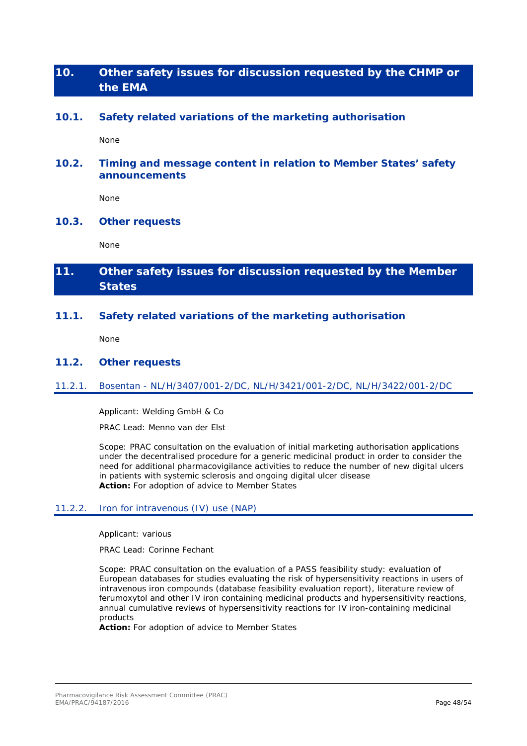# 10. Other safety issues for discussion requested by the CHMP or the EMA

## 10.1. Safety related variations of the marketing authorisation

None

## 10.2. Timing and message content in relation to Member States' safety announcements

None

## 10.3. Other requests

None

# 11. Other safety issues for discussion requested by the Member States

## 11.1. Safety related variations of the marketing authorisation

None

## 11.2. Other requests

### 11.2.1. Bosentan - NL/H/3407/001-2/DC, NL/H/3421/001-2/DC, NL/H/3422/001-2/DC

Applicant: Welding GmbH & Co

PRAC Lead: Menno van der Elst

Scope: PRAC consultation on the evaluation of initial marketing authorisation applications under the decentralised procedure for a generic medicinal product in order to consider the need for additional pharmacovigilance activities to reduce the number of new digital ulcers in patients with systemic sclerosis and ongoing digital ulcer disease
**Action:** For adoption of advice to Member States

### 11.2.2. Iron for intravenous (IV) use (NAP)

Applicant: various

PRAC Lead: Corinne Fechant

Scope: PRAC consultation on the evaluation of a PASS feasibility study: evaluation of European databases for studies evaluating the risk of hypersensitivity reactions in users of intravenous iron compounds (database feasibility evaluation report), literature review of ferumoxytol and other IV iron containing medicinal products and hypersensitivity reactions, annual cumulative reviews of hypersensitivity reactions for IV iron-containing medicinal products
**Action:** For adoption of advice to Member States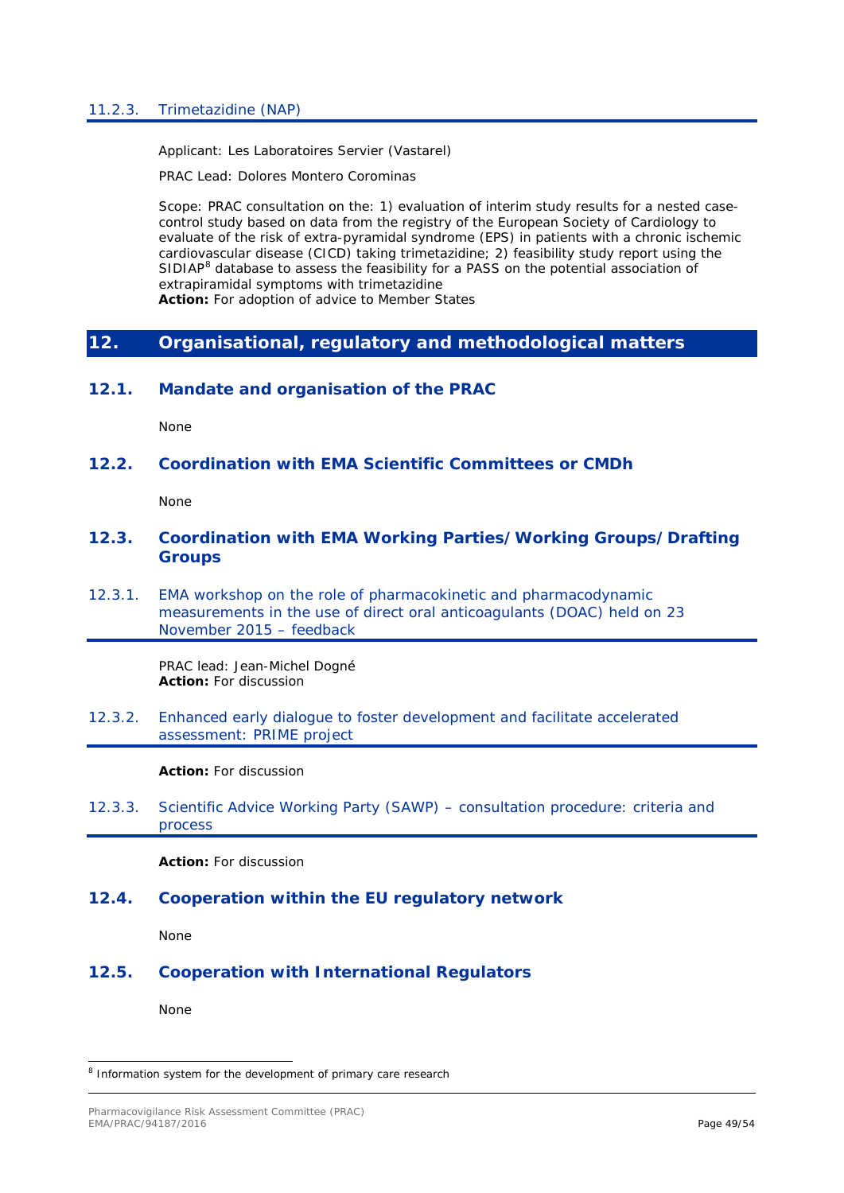#### 11.2.3. Trimetazidine (NAP)

Applicant: Les Laboratoires Servier (Vastarel)

PRAC Lead: Dolores Montero Corominas

Scope: PRAC consultation on the: 1) evaluation of interim study results for a nested case-control study based on data from the registry of the European Society of Cardiology to evaluate of the risk of extra-pyramidal syndrome (EPS) in patients with a chronic ischemic cardiovascular disease (CICD) taking trimetazidine; 2) feasibility study report using the SIDIAP[8] database to assess the feasibility for a PASS on the potential association of extrapiramidal symptoms with trimetazidine

**Action:** For adoption of advice to Member States

# 12. Organisational, regulatory and methodological matters

## 12.1. Mandate and organisation of the PRAC

None

## 12.2. Coordination with EMA Scientific Committees or CMDh

None

## 12.3. Coordination with EMA Working Parties/Working Groups/Drafting Groups

### 12.3.1. EMA workshop on the role of pharmacokinetic and pharmacodynamic measurements in the use of direct oral anticoagulants (DOAC) held on 23 November 2015 – feedback

PRAC lead: Jean-Michel Dogné

**Action:** For discussion

### 12.3.2. Enhanced early dialogue to foster development and facilitate accelerated assessment: PRIME project

**Action:** For discussion

### 12.3.3. Scientific Advice Working Party (SAWP) – consultation procedure: criteria and process

**Action:** For discussion

## 12.4. Cooperation within the EU regulatory network

None

## 12.5. Cooperation with International Regulators

None

---

[8] Information system for the development of primary care research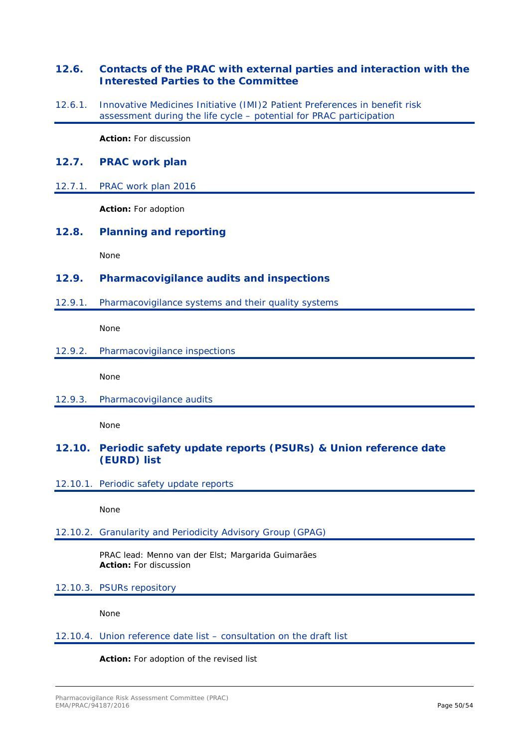## 12.6. Contacts of the PRAC with external parties and interaction with the Interested Parties to the Committee

### 12.6.1. Innovative Medicines Initiative (IMI)2 Patient Preferences in benefit risk assessment during the life cycle – potential for PRAC participation

**Action:** For discussion

## 12.7. PRAC work plan

### 12.7.1. PRAC work plan 2016

**Action:** For adoption

## 12.8. Planning and reporting

None

## 12.9. Pharmacovigilance audits and inspections

### 12.9.1. Pharmacovigilance systems and their quality systems

None

### 12.9.2. Pharmacovigilance inspections

None

### 12.9.3. Pharmacovigilance audits

None

## 12.10. Periodic safety update reports (PSURs) & Union reference date (EURD) list

### 12.10.1. Periodic safety update reports

None

### 12.10.2. Granularity and Periodicity Advisory Group (GPAG)

PRAC lead: Menno van der Elst; Margarida Guimarães
**Action:** For discussion

### 12.10.3. PSURs repository

None

### 12.10.4. Union reference date list – consultation on the draft list

**Action:** For adoption of the revised list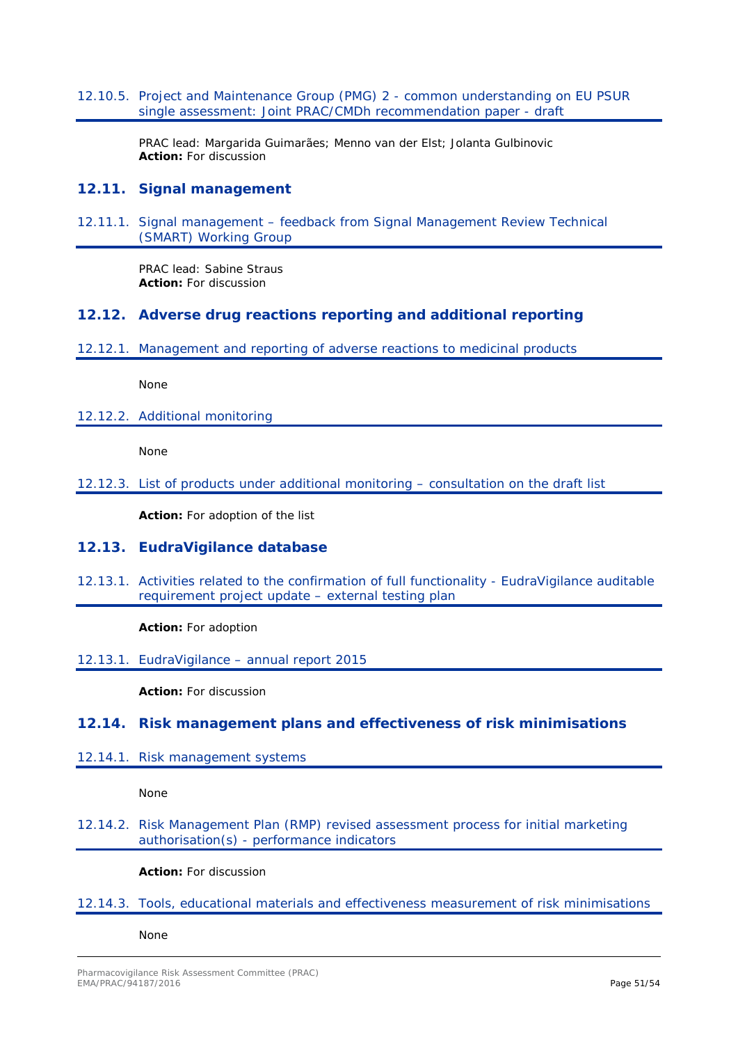### 12.10.5. Project and Maintenance Group (PMG) 2 - common understanding on EU PSUR single assessment: Joint PRAC/CMDh recommendation paper - draft

PRAC lead: Margarida Guimarães; Menno van der Elst; Jolanta Gulbinovic
**Action:** For discussion

## 12.11. Signal management

### 12.11.1. Signal management – feedback from Signal Management Review Technical (SMART) Working Group

PRAC lead: Sabine Straus
**Action:** For discussion

## 12.12. Adverse drug reactions reporting and additional reporting

### 12.12.1. Management and reporting of adverse reactions to medicinal products

None

### 12.12.2. Additional monitoring

None

### 12.12.3. List of products under additional monitoring – consultation on the draft list

**Action:** For adoption of the list

## 12.13. EudraVigilance database

### 12.13.1. Activities related to the confirmation of full functionality - EudraVigilance auditable requirement project update – external testing plan

**Action:** For adoption

### 12.13.1. EudraVigilance – annual report 2015

**Action:** For discussion

## 12.14. Risk management plans and effectiveness of risk minimisations

### 12.14.1. Risk management systems

None

### 12.14.2. Risk Management Plan (RMP) revised assessment process for initial marketing authorisation(s) - performance indicators

**Action:** For discussion

### 12.14.3. Tools, educational materials and effectiveness measurement of risk minimisations

None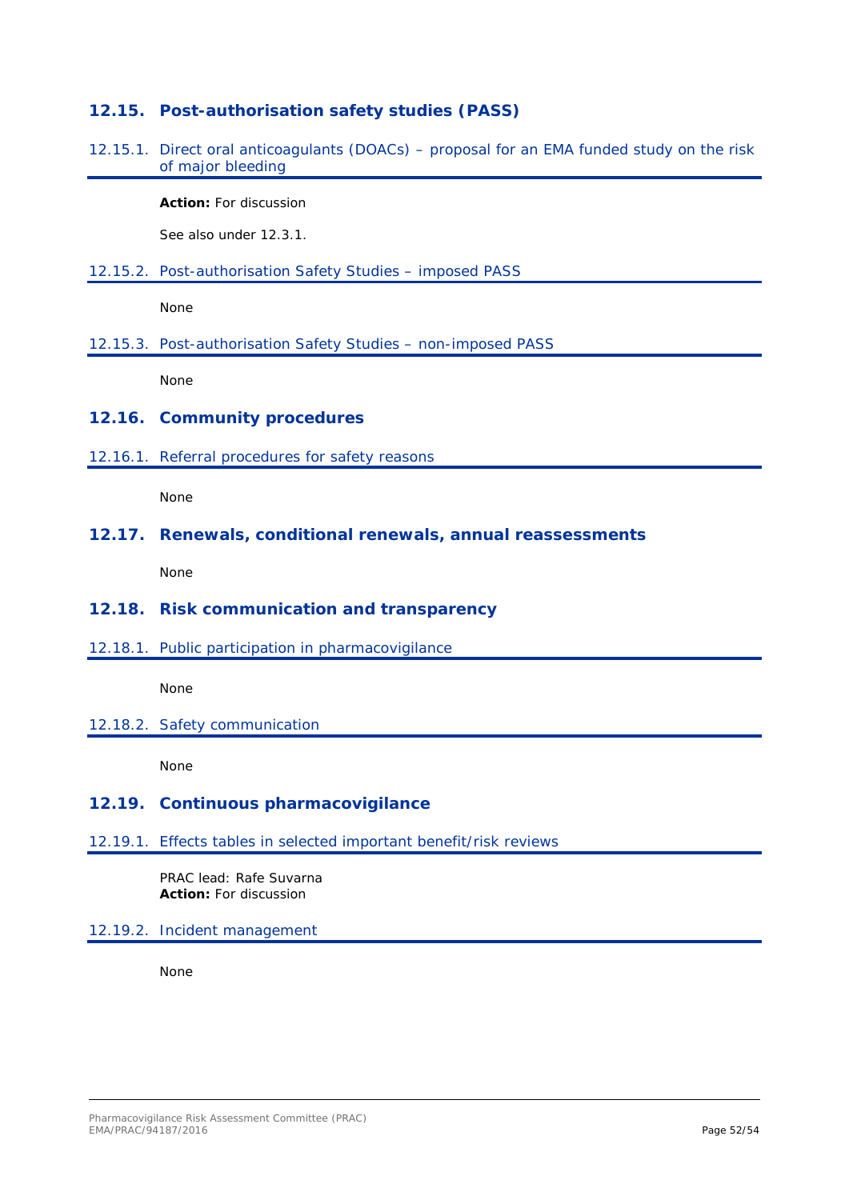## 12.15. Post-authorisation safety studies (PASS)

### 12.15.1. Direct oral anticoagulants (DOACs) – proposal for an EMA funded study on the risk of major bleeding

**Action:** For discussion

See also under 12.3.1.

### 12.15.2. Post-authorisation Safety Studies – imposed PASS

None

### 12.15.3. Post-authorisation Safety Studies – non-imposed PASS

None

## 12.16. Community procedures

### 12.16.1. Referral procedures for safety reasons

None

## 12.17. Renewals, conditional renewals, annual reassessments

None

## 12.18. Risk communication and transparency

### 12.18.1. Public participation in pharmacovigilance

None

### 12.18.2. Safety communication

None

## 12.19. Continuous pharmacovigilance

### 12.19.1. Effects tables in selected important benefit/risk reviews

PRAC lead: Rafe Suvarna
**Action:** For discussion

### 12.19.2. Incident management

None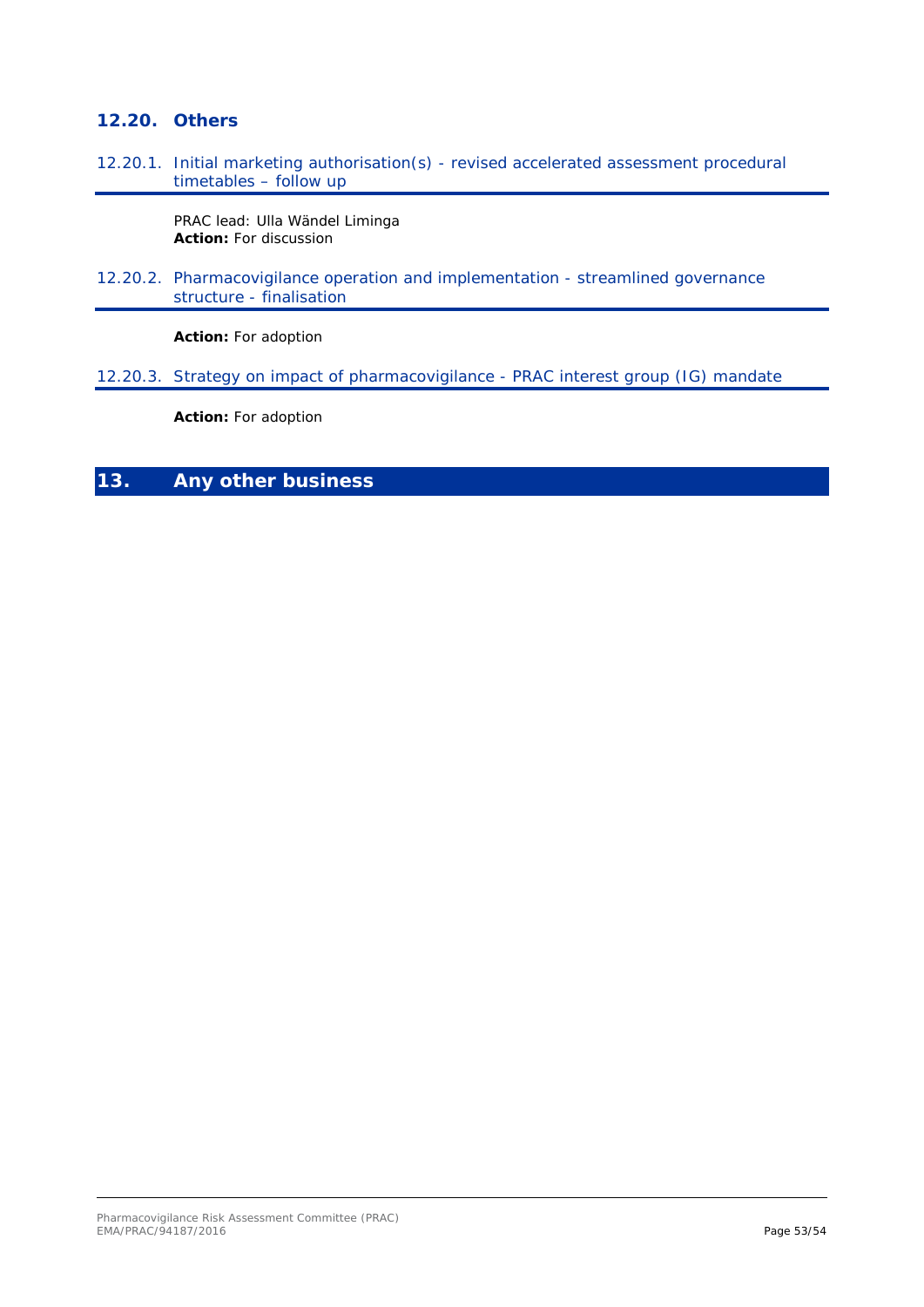### 12.20. Others

#### 12.20.1. Initial marketing authorisation(s) - revised accelerated assessment procedural timetables – follow up

PRAC lead: Ulla Wändel Liminga

**Action:** For discussion

#### 12.20.2. Pharmacovigilance operation and implementation - streamlined governance structure - finalisation

**Action:** For adoption

#### 12.20.3. Strategy on impact of pharmacovigilance - PRAC interest group (IG) mandate

**Action:** For adoption

## 13. Any other business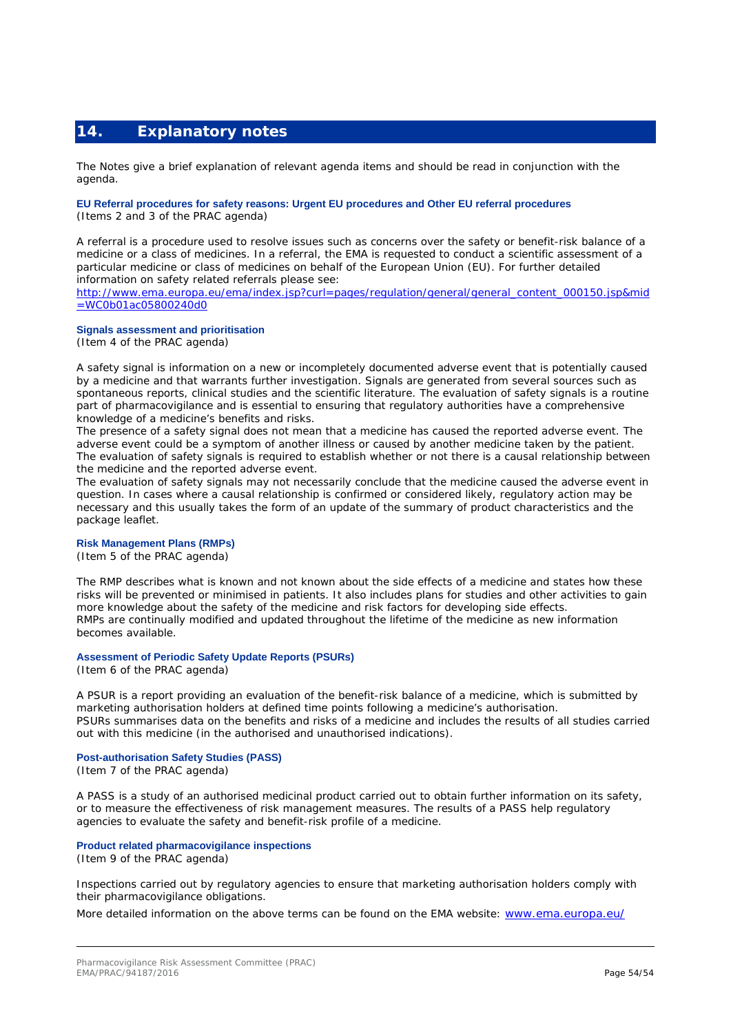# 14. Explanatory notes

The Notes give a brief explanation of relevant agenda items and should be read in conjunction with the agenda.

### EU Referral procedures for safety reasons: Urgent EU procedures and Other EU referral procedures

*(Items 2 and 3 of the PRAC agenda)*

A referral is a procedure used to resolve issues such as concerns over the safety or benefit-risk balance of a medicine or a class of medicines. In a referral, the EMA is requested to conduct a scientific assessment of a particular medicine or class of medicines on behalf of the European Union (EU). For further detailed information on safety related referrals please see: http://www.ema.europa.eu/ema/index.jsp?curl=pages/regulation/general/general_content_000150.jsp&mid=WC0b01ac05800240d0

### Signals assessment and prioritisation

*(Item 4 of the PRAC agenda)*

A safety signal is information on a new or incompletely documented adverse event that is potentially caused by a medicine and that warrants further investigation. Signals are generated from several sources such as spontaneous reports, clinical studies and the scientific literature. The evaluation of safety signals is a routine part of pharmacovigilance and is essential to ensuring that regulatory authorities have a comprehensive knowledge of a medicine's benefits and risks.

The presence of a safety signal does not mean that a medicine has caused the reported adverse event. The adverse event could be a symptom of another illness or caused by another medicine taken by the patient. The evaluation of safety signals is required to establish whether or not there is a causal relationship between the medicine and the reported adverse event.

The evaluation of safety signals may not necessarily conclude that the medicine caused the adverse event in question. In cases where a causal relationship is confirmed or considered likely, regulatory action may be necessary and this usually takes the form of an update of the summary of product characteristics and the package leaflet.

### Risk Management Plans (RMPs)

*(Item 5 of the PRAC agenda)*

The RMP describes what is known and not known about the side effects of a medicine and states how these risks will be prevented or minimised in patients. It also includes plans for studies and other activities to gain more knowledge about the safety of the medicine and risk factors for developing side effects.

RMPs are continually modified and updated throughout the lifetime of the medicine as new information becomes available.

### Assessment of Periodic Safety Update Reports (PSURs)

*(Item 6 of the PRAC agenda)*

A PSUR is a report providing an evaluation of the benefit-risk balance of a medicine, which is submitted by marketing authorisation holders at defined time points following a medicine's authorisation.

PSURs summarises data on the benefits and risks of a medicine and includes the results of all studies carried out with this medicine (in the authorised and unauthorised indications).

### Post-authorisation Safety Studies (PASS)

*(Item 7 of the PRAC agenda)*

A PASS is a study of an authorised medicinal product carried out to obtain further information on its safety, or to measure the effectiveness of risk management measures. The results of a PASS help regulatory agencies to evaluate the safety and benefit-risk profile of a medicine.

### Product related pharmacovigilance inspections

*(Item 9 of the PRAC agenda)*

Inspections carried out by regulatory agencies to ensure that marketing authorisation holders comply with their pharmacovigilance obligations.

More detailed information on the above terms can be found on the EMA website: www.ema.europa.eu/